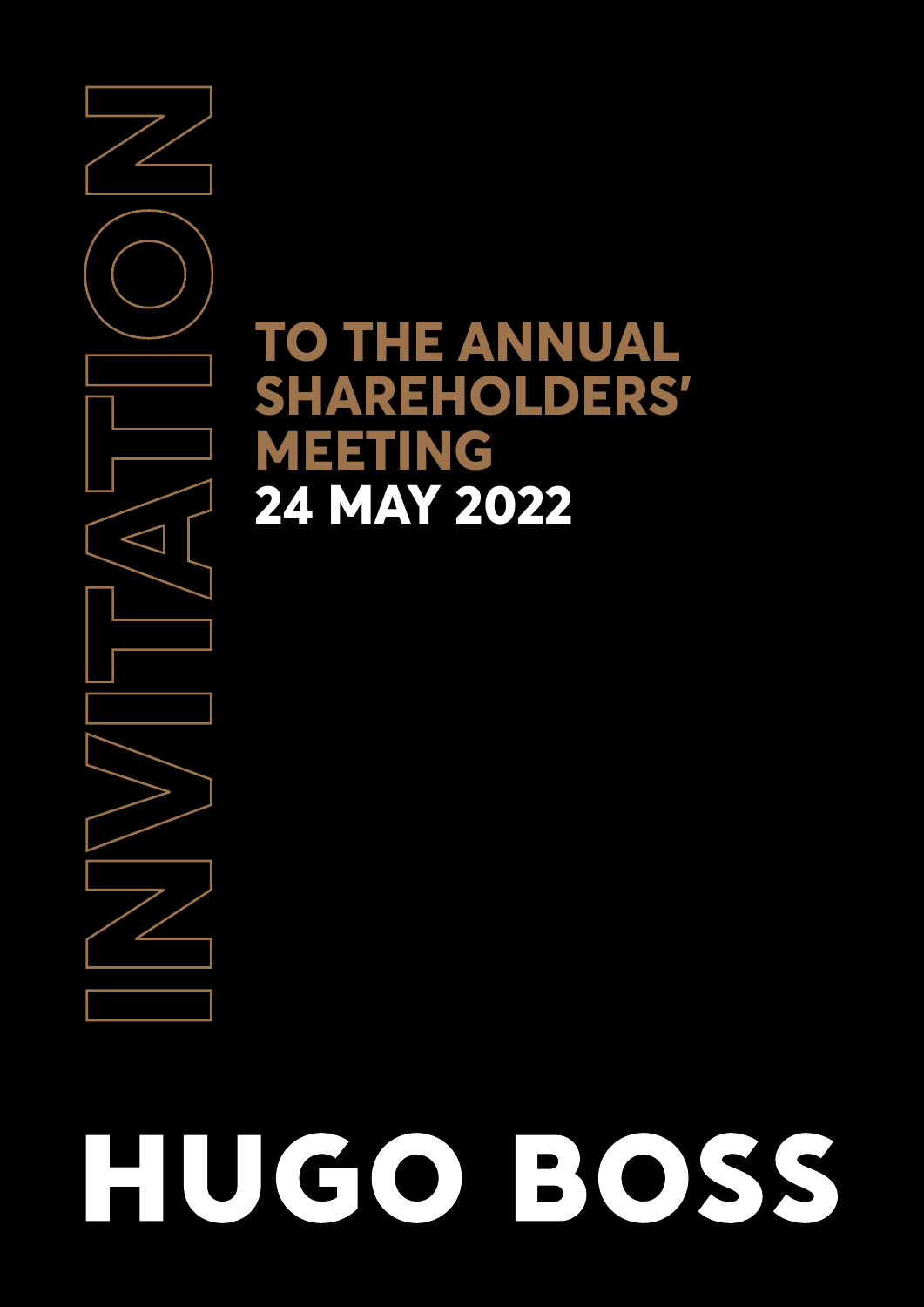# INVITATION

## TO THE ANNUAL SHAREHOLDERS' MEETING

## 24 MAY 2022

# HUGO BOSS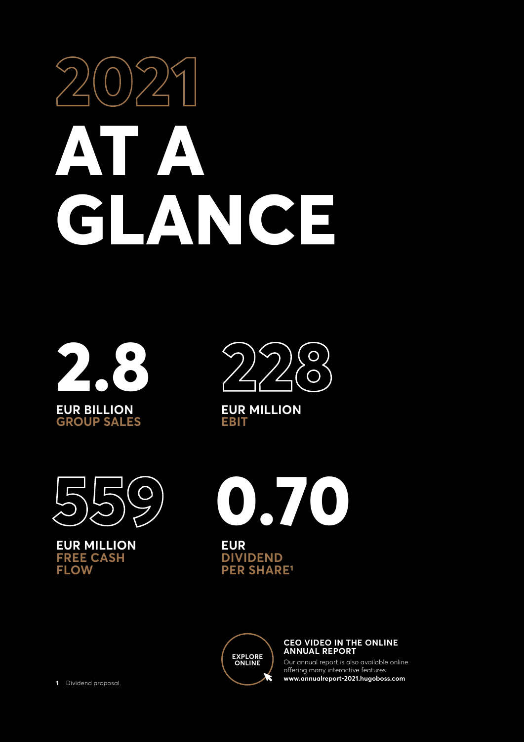# 2021 AT A GLANCE

**2.8**

**EUR BILLION**
**GROUP SALES**

**228**

**EUR MILLION**
**EBIT**

**559**

**EUR MILLION**
**FREE CASH FLOW**

**0.70**

**EUR**
**DIVIDEND PER SHARE**[1]

EXPLORE ONLINE

**CEO VIDEO IN THE ONLINE ANNUAL REPORT**

Our annual report is also available online offering many interactive features.
**www.annualreport-2021.hugoboss.com**

1 Dividend proposal.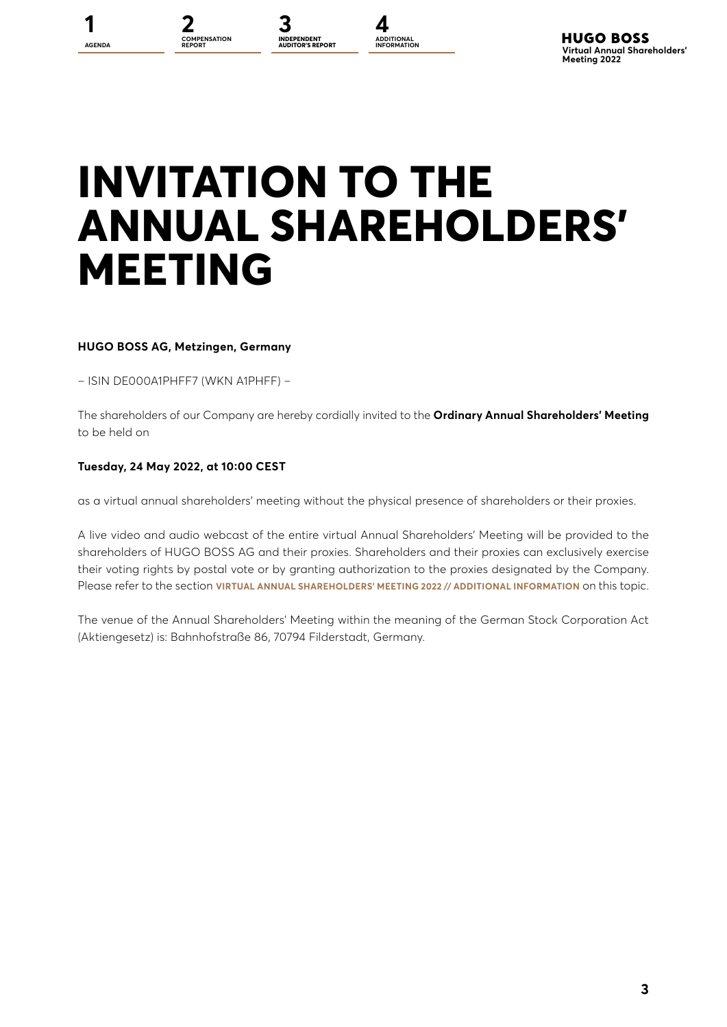# INVITATION TO THE ANNUAL SHAREHOLDERS' MEETING

**HUGO BOSS AG, Metzingen, Germany**

– ISIN DE000A1PHFF7 (WKN A1PHFF) –

The shareholders of our Company are hereby cordially invited to the **Ordinary Annual Shareholders' Meeting** to be held on

**Tuesday, 24 May 2022, at 10:00 CEST**

as a virtual annual shareholders' meeting without the physical presence of shareholders or their proxies.

A live video and audio webcast of the entire virtual Annual Shareholders' Meeting will be provided to the shareholders of HUGO BOSS AG and their proxies. Shareholders and their proxies can exclusively exercise their voting rights by postal vote or by granting authorization to the proxies designated by the Company. Please refer to the section **VIRTUAL ANNUAL SHAREHOLDERS' MEETING 2022 // ADDITIONAL INFORMATION** on this topic.

The venue of the Annual Shareholders' Meeting within the meaning of the German Stock Corporation Act (Aktiengesetz) is: Bahnhofstraße 86, 70794 Filderstadt, Germany.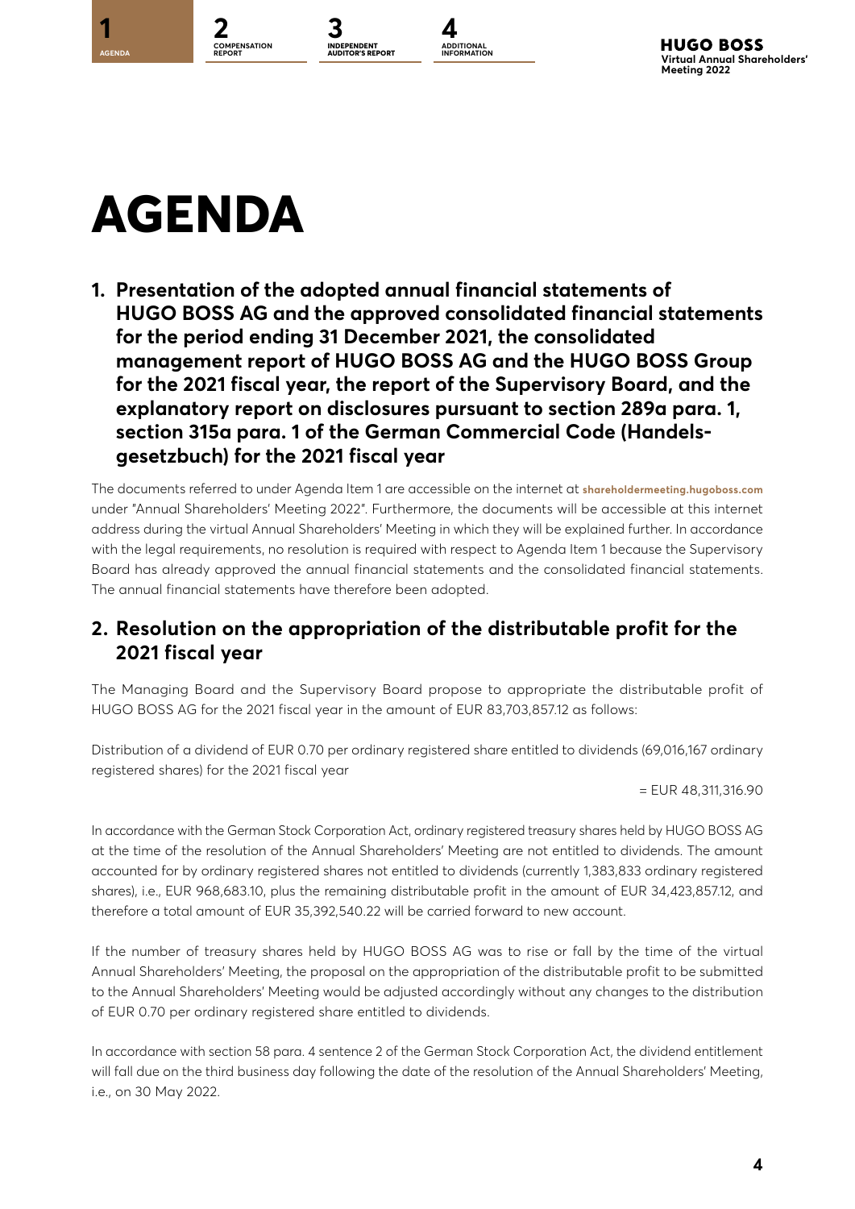# AGENDA

## 1. Presentation of the adopted annual financial statements of HUGO BOSS AG and the approved consolidated financial statements for the period ending 31 December 2021, the consolidated management report of HUGO BOSS AG and the HUGO BOSS Group for the 2021 fiscal year, the report of the Supervisory Board, and the explanatory report on disclosures pursuant to section 289a para. 1, section 315a para. 1 of the German Commercial Code (Handelsgesetzbuch) for the 2021 fiscal year

The documents referred to under Agenda Item 1 are accessible on the internet at **shareholdermeeting.hugoboss.com** under "Annual Shareholders' Meeting 2022". Furthermore, the documents will be accessible at this internet address during the virtual Annual Shareholders' Meeting in which they will be explained further. In accordance with the legal requirements, no resolution is required with respect to Agenda Item 1 because the Supervisory Board has already approved the annual financial statements and the consolidated financial statements. The annual financial statements have therefore been adopted.

## 2. Resolution on the appropriation of the distributable profit for the 2021 fiscal year

The Managing Board and the Supervisory Board propose to appropriate the distributable profit of HUGO BOSS AG for the 2021 fiscal year in the amount of EUR 83,703,857.12 as follows:

Distribution of a dividend of EUR 0.70 per ordinary registered share entitled to dividends (69,016,167 ordinary registered shares) for the 2021 fiscal year

= EUR 48,311,316.90

In accordance with the German Stock Corporation Act, ordinary registered treasury shares held by HUGO BOSS AG at the time of the resolution of the Annual Shareholders' Meeting are not entitled to dividends. The amount accounted for by ordinary registered shares not entitled to dividends (currently 1,383,833 ordinary registered shares), i.e., EUR 968,683.10, plus the remaining distributable profit in the amount of EUR 34,423,857.12, and therefore a total amount of EUR 35,392,540.22 will be carried forward to new account.

If the number of treasury shares held by HUGO BOSS AG was to rise or fall by the time of the virtual Annual Shareholders' Meeting, the proposal on the appropriation of the distributable profit to be submitted to the Annual Shareholders' Meeting would be adjusted accordingly without any changes to the distribution of EUR 0.70 per ordinary registered share entitled to dividends.

In accordance with section 58 para. 4 sentence 2 of the German Stock Corporation Act, the dividend entitlement will fall due on the third business day following the date of the resolution of the Annual Shareholders' Meeting, i.e., on 30 May 2022.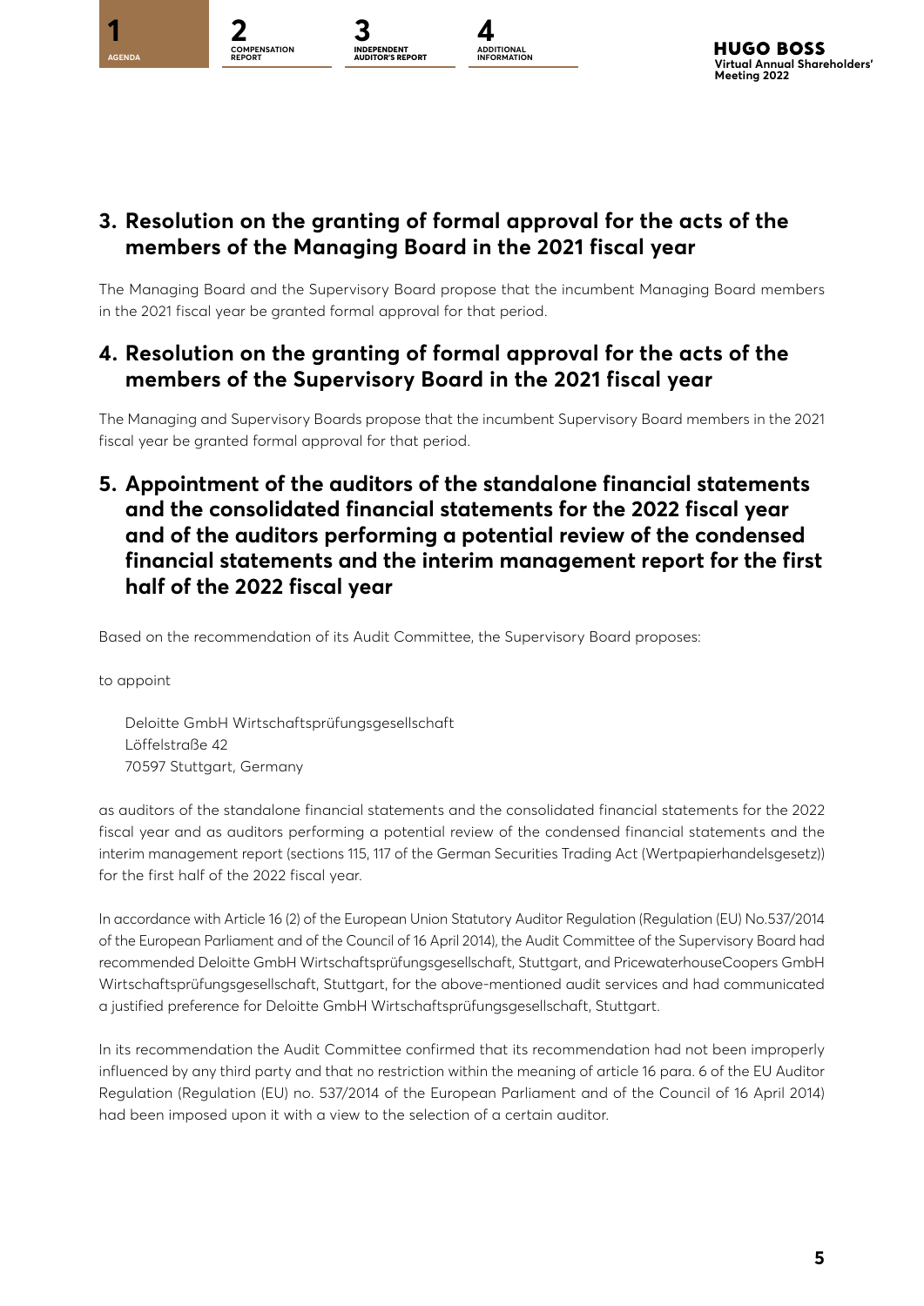## 3. Resolution on the granting of formal approval for the acts of the members of the Managing Board in the 2021 fiscal year

The Managing Board and the Supervisory Board propose that the incumbent Managing Board members in the 2021 fiscal year be granted formal approval for that period.

## 4. Resolution on the granting of formal approval for the acts of the members of the Supervisory Board in the 2021 fiscal year

The Managing and Supervisory Boards propose that the incumbent Supervisory Board members in the 2021 fiscal year be granted formal approval for that period.

## 5. Appointment of the auditors of the standalone financial statements and the consolidated financial statements for the 2022 fiscal year and of the auditors performing a potential review of the condensed financial statements and the interim management report for the first half of the 2022 fiscal year

Based on the recommendation of its Audit Committee, the Supervisory Board proposes:

to appoint

Deloitte GmbH Wirtschaftsprüfungsgesellschaft
Löffelstraße 42
70597 Stuttgart, Germany

as auditors of the standalone financial statements and the consolidated financial statements for the 2022 fiscal year and as auditors performing a potential review of the condensed financial statements and the interim management report (sections 115, 117 of the German Securities Trading Act (Wertpapierhandelsgesetz)) for the first half of the 2022 fiscal year.

In accordance with Article 16 (2) of the European Union Statutory Auditor Regulation (Regulation (EU) No.537/2014 of the European Parliament and of the Council of 16 April 2014), the Audit Committee of the Supervisory Board had recommended Deloitte GmbH Wirtschaftsprüfungsgesellschaft, Stuttgart, and PricewaterhouseCoopers GmbH Wirtschaftsprüfungsgesellschaft, Stuttgart, for the above-mentioned audit services and had communicated a justified preference for Deloitte GmbH Wirtschaftsprüfungsgesellschaft, Stuttgart.

In its recommendation the Audit Committee confirmed that its recommendation had not been improperly influenced by any third party and that no restriction within the meaning of article 16 para. 6 of the EU Auditor Regulation (Regulation (EU) no. 537/2014 of the European Parliament and of the Council of 16 April 2014) had been imposed upon it with a view to the selection of a certain auditor.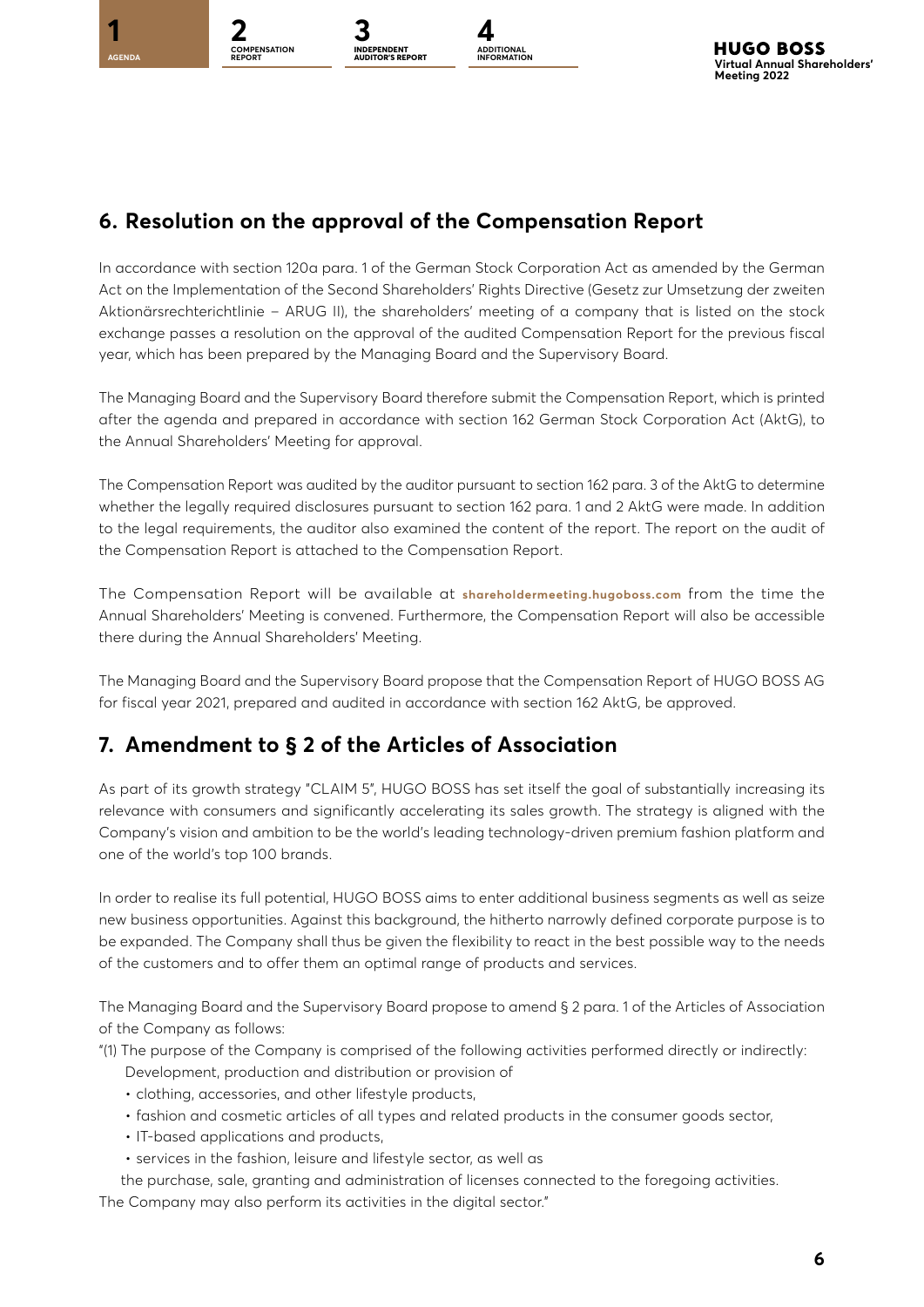## 6. Resolution on the approval of the Compensation Report

In accordance with section 120a para. 1 of the German Stock Corporation Act as amended by the German Act on the Implementation of the Second Shareholders' Rights Directive (Gesetz zur Umsetzung der zweiten Aktionärsrechterichtlinie – ARUG II), the shareholders' meeting of a company that is listed on the stock exchange passes a resolution on the approval of the audited Compensation Report for the previous fiscal year, which has been prepared by the Managing Board and the Supervisory Board.

The Managing Board and the Supervisory Board therefore submit the Compensation Report, which is printed after the agenda and prepared in accordance with section 162 German Stock Corporation Act (AktG), to the Annual Shareholders' Meeting for approval.

The Compensation Report was audited by the auditor pursuant to section 162 para. 3 of the AktG to determine whether the legally required disclosures pursuant to section 162 para. 1 and 2 AktG were made. In addition to the legal requirements, the auditor also examined the content of the report. The report on the audit of the Compensation Report is attached to the Compensation Report.

The Compensation Report will be available at **shareholdermeeting.hugoboss.com** from the time the Annual Shareholders' Meeting is convened. Furthermore, the Compensation Report will also be accessible there during the Annual Shareholders' Meeting.

The Managing Board and the Supervisory Board propose that the Compensation Report of HUGO BOSS AG for fiscal year 2021, prepared and audited in accordance with section 162 AktG, be approved.

## 7. Amendment to § 2 of the Articles of Association

As part of its growth strategy "CLAIM 5", HUGO BOSS has set itself the goal of substantially increasing its relevance with consumers and significantly accelerating its sales growth. The strategy is aligned with the Company's vision and ambition to be the world's leading technology-driven premium fashion platform and one of the world's top 100 brands.

In order to realise its full potential, HUGO BOSS aims to enter additional business segments as well as seize new business opportunities. Against this background, the hitherto narrowly defined corporate purpose is to be expanded. The Company shall thus be given the flexibility to react in the best possible way to the needs of the customers and to offer them an optimal range of products and services.

The Managing Board and the Supervisory Board propose to amend § 2 para. 1 of the Articles of Association of the Company as follows:

"(1) The purpose of the Company is comprised of the following activities performed directly or indirectly:
Development, production and distribution or provision of

- clothing, accessories, and other lifestyle products,
- fashion and cosmetic articles of all types and related products in the consumer goods sector,
- IT-based applications and products,
- services in the fashion, leisure and lifestyle sector, as well as

the purchase, sale, granting and administration of licenses connected to the foregoing activities.
The Company may also perform its activities in the digital sector."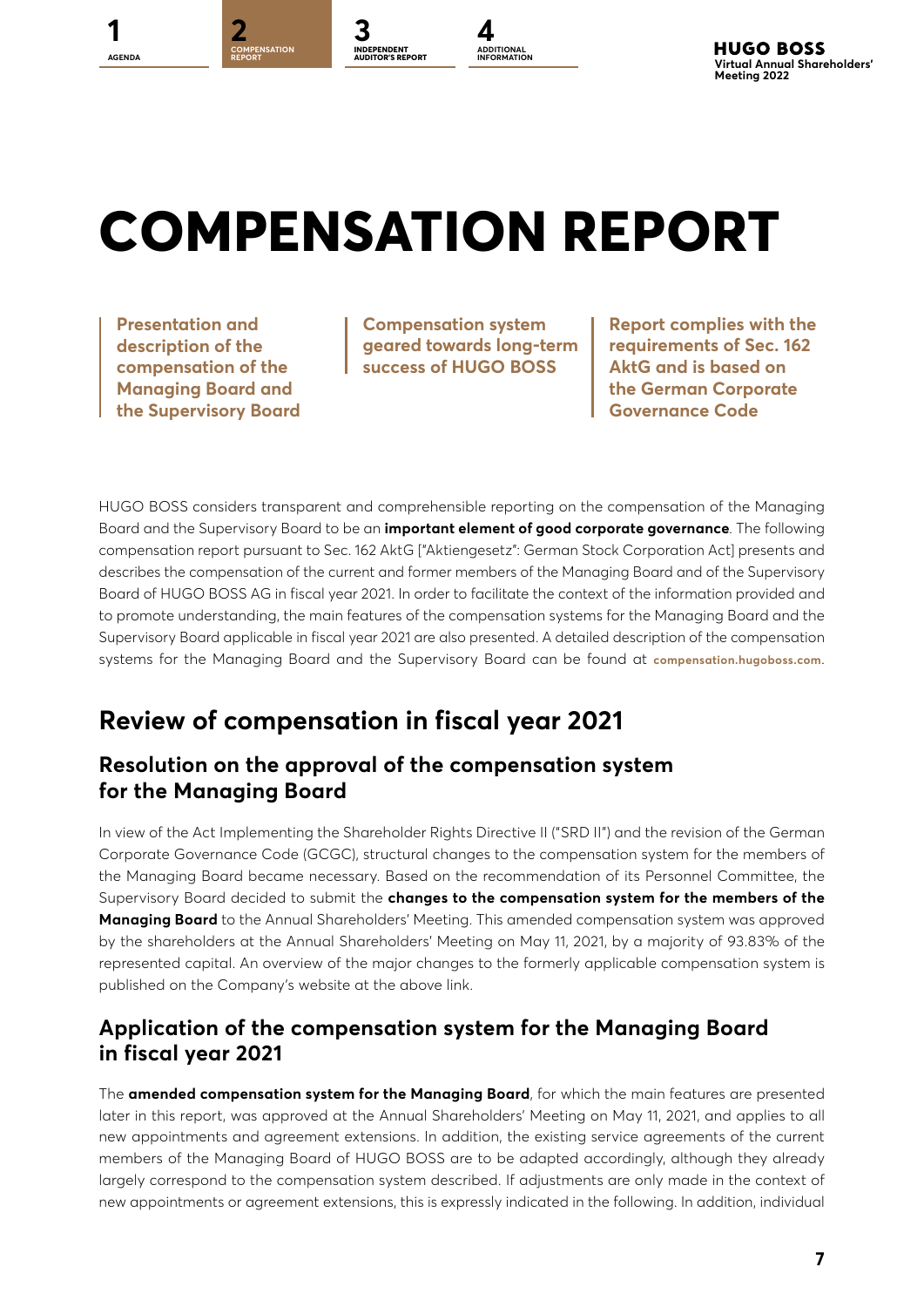# COMPENSATION REPORT

**Presentation and description of the compensation of the Managing Board and the Supervisory Board**

**Compensation system geared towards long-term success of HUGO BOSS**

**Report complies with the requirements of Sec. 162 AktG and is based on the German Corporate Governance Code**

HUGO BOSS considers transparent and comprehensible reporting on the compensation of the Managing Board and the Supervisory Board to be an **important element of good corporate governance**. The following compensation report pursuant to Sec. 162 AktG ["Aktiengesetz": German Stock Corporation Act] presents and describes the compensation of the current and former members of the Managing Board and of the Supervisory Board of HUGO BOSS AG in fiscal year 2021. In order to facilitate the context of the information provided and to promote understanding, the main features of the compensation systems for the Managing Board and the Supervisory Board applicable in fiscal year 2021 are also presented. A detailed description of the compensation systems for the Managing Board and the Supervisory Board can be found at **compensation.hugoboss.com**.

## Review of compensation in fiscal year 2021

### Resolution on the approval of the compensation system for the Managing Board

In view of the Act Implementing the Shareholder Rights Directive II ("SRD II") and the revision of the German Corporate Governance Code (GCGC), structural changes to the compensation system for the members of the Managing Board became necessary. Based on the recommendation of its Personnel Committee, the Supervisory Board decided to submit the **changes to the compensation system for the members of the Managing Board** to the Annual Shareholders' Meeting. This amended compensation system was approved by the shareholders at the Annual Shareholders' Meeting on May 11, 2021, by a majority of 93.83% of the represented capital. An overview of the major changes to the formerly applicable compensation system is published on the Company's website at the above link.

### Application of the compensation system for the Managing Board in fiscal year 2021

The **amended compensation system for the Managing Board**, for which the main features are presented later in this report, was approved at the Annual Shareholders' Meeting on May 11, 2021, and applies to all new appointments and agreement extensions. In addition, the existing service agreements of the current members of the Managing Board of HUGO BOSS are to be adapted accordingly, although they already largely correspond to the compensation system described. If adjustments are only made in the context of new appointments or agreement extensions, this is expressly indicated in the following. In addition, individual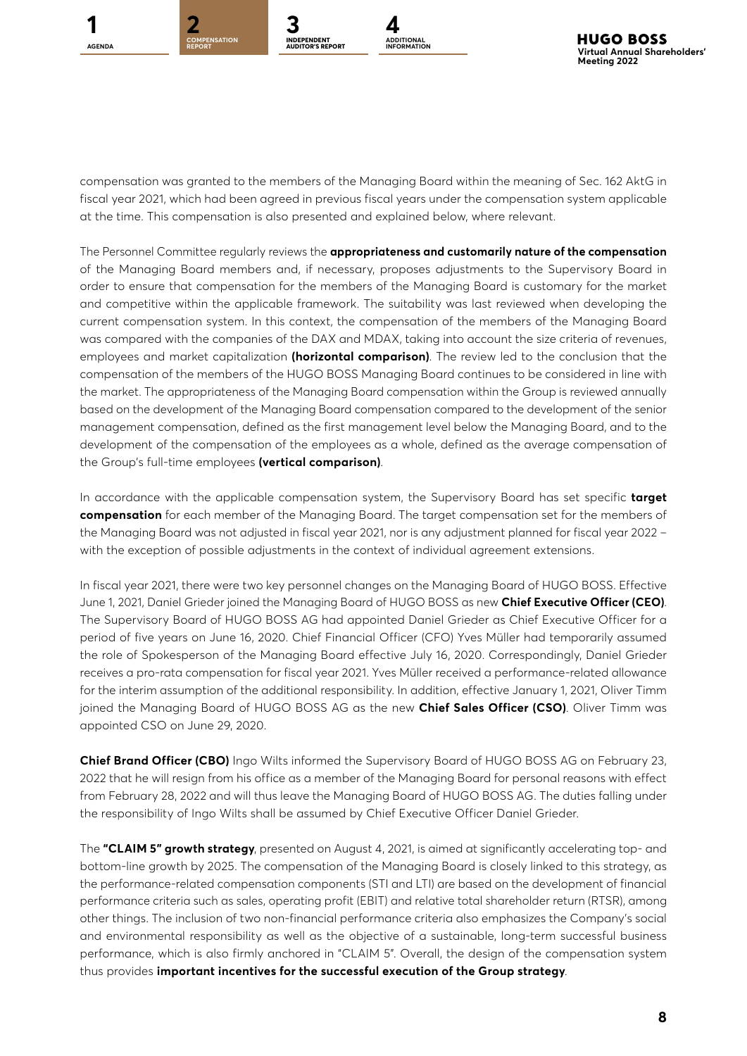compensation was granted to the members of the Managing Board within the meaning of Sec. 162 AktG in fiscal year 2021, which had been agreed in previous fiscal years under the compensation system applicable at the time. This compensation is also presented and explained below, where relevant.

The Personnel Committee regularly reviews the **appropriateness and customarily nature of the compensation** of the Managing Board members and, if necessary, proposes adjustments to the Supervisory Board in order to ensure that compensation for the members of the Managing Board is customary for the market and competitive within the applicable framework. The suitability was last reviewed when developing the current compensation system. In this context, the compensation of the members of the Managing Board was compared with the companies of the DAX and MDAX, taking into account the size criteria of revenues, employees and market capitalization **(horizontal comparison)**. The review led to the conclusion that the compensation of the members of the HUGO BOSS Managing Board continues to be considered in line with the market. The appropriateness of the Managing Board compensation within the Group is reviewed annually based on the development of the Managing Board compensation compared to the development of the senior management compensation, defined as the first management level below the Managing Board, and to the development of the compensation of the employees as a whole, defined as the average compensation of the Group's full-time employees **(vertical comparison)**.

In accordance with the applicable compensation system, the Supervisory Board has set specific **target compensation** for each member of the Managing Board. The target compensation set for the members of the Managing Board was not adjusted in fiscal year 2021, nor is any adjustment planned for fiscal year 2022 – with the exception of possible adjustments in the context of individual agreement extensions.

In fiscal year 2021, there were two key personnel changes on the Managing Board of HUGO BOSS. Effective June 1, 2021, Daniel Grieder joined the Managing Board of HUGO BOSS as new **Chief Executive Officer (CEO)**. The Supervisory Board of HUGO BOSS AG had appointed Daniel Grieder as Chief Executive Officer for a period of five years on June 16, 2020. Chief Financial Officer (CFO) Yves Müller had temporarily assumed the role of Spokesperson of the Managing Board effective July 16, 2020. Correspondingly, Daniel Grieder receives a pro-rata compensation for fiscal year 2021. Yves Müller received a performance-related allowance for the interim assumption of the additional responsibility. In addition, effective January 1, 2021, Oliver Timm joined the Managing Board of HUGO BOSS AG as the new **Chief Sales Officer (CSO)**. Oliver Timm was appointed CSO on June 29, 2020.

**Chief Brand Officer (CBO)** Ingo Wilts informed the Supervisory Board of HUGO BOSS AG on February 23, 2022 that he will resign from his office as a member of the Managing Board for personal reasons with effect from February 28, 2022 and will thus leave the Managing Board of HUGO BOSS AG. The duties falling under the responsibility of Ingo Wilts shall be assumed by Chief Executive Officer Daniel Grieder.

The **"CLAIM 5" growth strategy**, presented on August 4, 2021, is aimed at significantly accelerating top- and bottom-line growth by 2025. The compensation of the Managing Board is closely linked to this strategy, as the performance-related compensation components (STI and LTI) are based on the development of financial performance criteria such as sales, operating profit (EBIT) and relative total shareholder return (RTSR), among other things. The inclusion of two non-financial performance criteria also emphasizes the Company's social and environmental responsibility as well as the objective of a sustainable, long-term successful business performance, which is also firmly anchored in "CLAIM 5". Overall, the design of the compensation system thus provides **important incentives for the successful execution of the Group strategy**.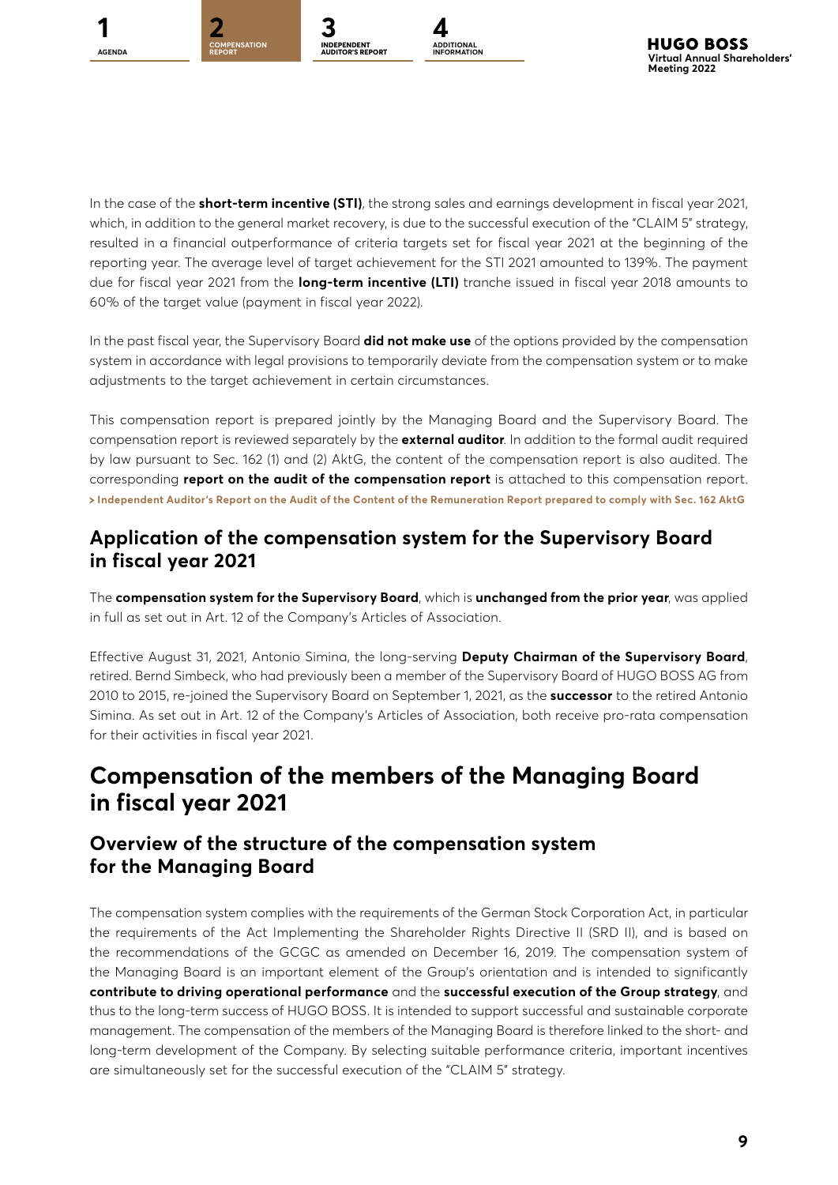In the case of the **short-term incentive (STI)**, the strong sales and earnings development in fiscal year 2021, which, in addition to the general market recovery, is due to the successful execution of the "CLAIM 5" strategy, resulted in a financial outperformance of criteria targets set for fiscal year 2021 at the beginning of the reporting year. The average level of target achievement for the STI 2021 amounted to 139%. The payment due for fiscal year 2021 from the **long-term incentive (LTI)** tranche issued in fiscal year 2018 amounts to 60% of the target value (payment in fiscal year 2022).

In the past fiscal year, the Supervisory Board **did not make use** of the options provided by the compensation system in accordance with legal provisions to temporarily deviate from the compensation system or to make adjustments to the target achievement in certain circumstances.

This compensation report is prepared jointly by the Managing Board and the Supervisory Board. The compensation report is reviewed separately by the **external auditor**. In addition to the formal audit required by law pursuant to Sec. 162 (1) and (2) AktG, the content of the compensation report is also audited. The corresponding **report on the audit of the compensation report** is attached to this compensation report.
**> Independent Auditor's Report on the Audit of the Content of the Remuneration Report prepared to comply with Sec. 162 AktG**

## Application of the compensation system for the Supervisory Board in fiscal year 2021

The **compensation system for the Supervisory Board**, which is **unchanged from the prior year**, was applied in full as set out in Art. 12 of the Company's Articles of Association.

Effective August 31, 2021, Antonio Simina, the long-serving **Deputy Chairman of the Supervisory Board**, retired. Bernd Simbeck, who had previously been a member of the Supervisory Board of HUGO BOSS AG from 2010 to 2015, re-joined the Supervisory Board on September 1, 2021, as the **successor** to the retired Antonio Simina. As set out in Art. 12 of the Company's Articles of Association, both receive pro-rata compensation for their activities in fiscal year 2021.

# Compensation of the members of the Managing Board in fiscal year 2021

## Overview of the structure of the compensation system for the Managing Board

The compensation system complies with the requirements of the German Stock Corporation Act, in particular the requirements of the Act Implementing the Shareholder Rights Directive II (SRD II), and is based on the recommendations of the GCGC as amended on December 16, 2019. The compensation system of the Managing Board is an important element of the Group's orientation and is intended to significantly **contribute to driving operational performance** and the **successful execution of the Group strategy**, and thus to the long-term success of HUGO BOSS. It is intended to support successful and sustainable corporate management. The compensation of the members of the Managing Board is therefore linked to the short- and long-term development of the Company. By selecting suitable performance criteria, important incentives are simultaneously set for the successful execution of the "CLAIM 5" strategy.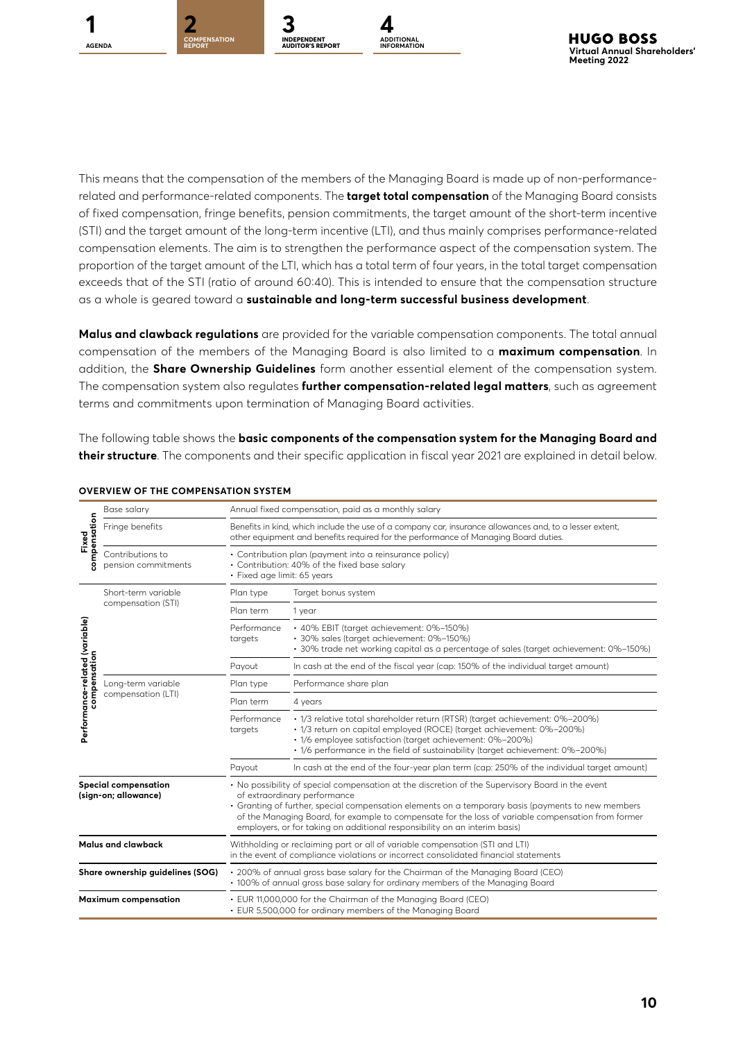This means that the compensation of the members of the Managing Board is made up of non-performance-related and performance-related components. The **target total compensation** of the Managing Board consists of fixed compensation, fringe benefits, pension commitments, the target amount of the short-term incentive (STI) and the target amount of the long-term incentive (LTI), and thus mainly comprises performance-related compensation elements. The aim is to strengthen the performance aspect of the compensation system. The proportion of the target amount of the LTI, which has a total term of four years, in the total target compensation exceeds that of the STI (ratio of around 60:40). This is intended to ensure that the compensation structure as a whole is geared toward a **sustainable and long-term successful business development**.

**Malus and clawback regulations** are provided for the variable compensation components. The total annual compensation of the members of the Managing Board is also limited to a **maximum compensation**. In addition, the **Share Ownership Guidelines** form another essential element of the compensation system. The compensation system also regulates **further compensation-related legal matters**, such as agreement terms and commitments upon termination of Managing Board activities.

The following table shows the **basic components of the compensation system for the Managing Board and their structure**. The components and their specific application in fiscal year 2021 are explained in detail below.

**OVERVIEW OF THE COMPENSATION SYSTEM**

| | | | |
|---|---|---|---|
| **Fixed compensation** | Base salary | Annual fixed compensation, paid as a monthly salary | |
| | Fringe benefits | Benefits in kind, which include the use of a company car, insurance allowances and, to a lesser extent, other equipment and benefits required for the performance of Managing Board duties. | |
| | Contributions to pension commitments | • Contribution plan (payment into a reinsurance policy)<br>• Contribution: 40% of the fixed base salary<br>• Fixed age limit: 65 years | |
| **Performance-related (variable) compensation** | Short-term variable compensation (STI) | Plan type | Target bonus system |
| | | Plan term | 1 year |
| | | Performance targets | • 40% EBIT (target achievement: 0%–150%)<br>• 30% sales (target achievement: 0%–150%)<br>• 30% trade net working capital as a percentage of sales (target achievement: 0%–150%) |
| | | Payout | In cash at the end of the fiscal year (cap: 150% of the individual target amount) |
| | Long-term variable compensation (LTI) | Plan type | Performance share plan |
| | | Plan term | 4 years |
| | | Performance targets | • 1/3 relative total shareholder return (RTSR) (target achievement: 0%–200%)<br>• 1/3 return on capital employed (ROCE) (target achievement: 0%–200%)<br>• 1/6 employee satisfaction (target achievement: 0%–200%)<br>• 1/6 performance in the field of sustainability (target achievement: 0%–200%) |
| | | Payout | In cash at the end of the four-year plan term (cap: 250% of the individual target amount) |
| **Special compensation (sign-on; allowance)** | | • No possibility of special compensation at the discretion of the Supervisory Board in the event of extraordinary performance<br>• Granting of further, special compensation elements on a temporary basis (payments to new members of the Managing Board, for example to compensate for the loss of variable compensation from former employers, or for taking on additional responsibility on an interim basis) | |
| **Malus and clawback** | | Withholding or reclaiming part or all of variable compensation (STI and LTI) in the event of compliance violations or incorrect consolidated financial statements | |
| **Share ownership guidelines (SOG)** | | • 200% of annual gross base salary for the Chairman of the Managing Board (CEO)<br>• 100% of annual gross base salary for ordinary members of the Managing Board | |
| **Maximum compensation** | | • EUR 11,000,000 for the Chairman of the Managing Board (CEO)<br>• EUR 5,500,000 for ordinary members of the Managing Board | |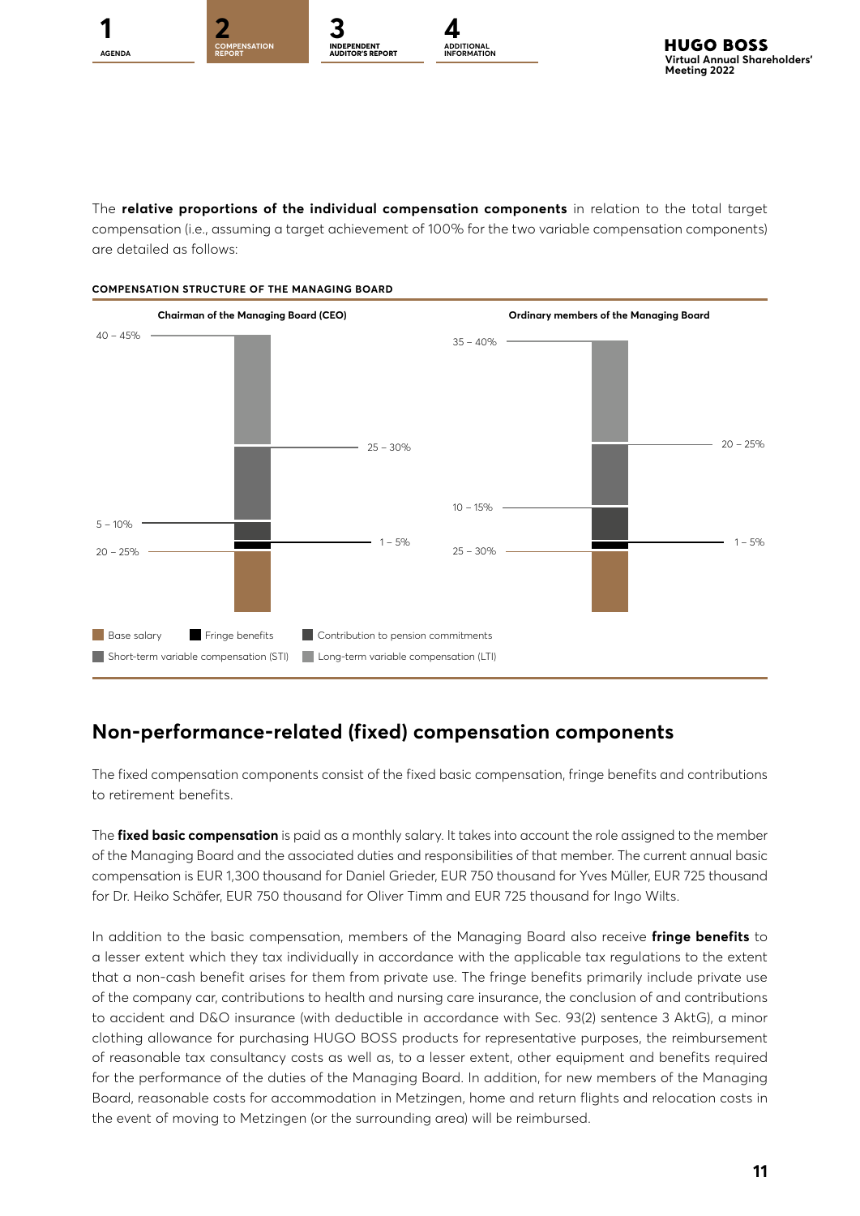The **relative proportions of the individual compensation components** in relation to the total target compensation (i.e., assuming a target achievement of 100% for the two variable compensation components) are detailed as follows:

**COMPENSATION STRUCTURE OF THE MANAGING BOARD**

| Component | Chairman of the Managing Board (CEO) | Ordinary members of the Managing Board |
|---|---|---|
| Base salary | 20 – 25% | 25 – 30% |
| Fringe benefits | 1 – 5% | 1 – 5% |
| Contribution to pension commitments | 5 – 10% | 10 – 15% |
| Short-term variable compensation (STI) | 25 – 30% | 20 – 25% |
| Long-term variable compensation (LTI) | 40 – 45% | 35 – 40% |

## Non-performance-related (fixed) compensation components

The fixed compensation components consist of the fixed basic compensation, fringe benefits and contributions to retirement benefits.

The **fixed basic compensation** is paid as a monthly salary. It takes into account the role assigned to the member of the Managing Board and the associated duties and responsibilities of that member. The current annual basic compensation is EUR 1,300 thousand for Daniel Grieder, EUR 750 thousand for Yves Müller, EUR 725 thousand for Dr. Heiko Schäfer, EUR 750 thousand for Oliver Timm and EUR 725 thousand for Ingo Wilts.

In addition to the basic compensation, members of the Managing Board also receive **fringe benefits** to a lesser extent which they tax individually in accordance with the applicable tax regulations to the extent that a non-cash benefit arises for them from private use. The fringe benefits primarily include private use of the company car, contributions to health and nursing care insurance, the conclusion of and contributions to accident and D&O insurance (with deductible in accordance with Sec. 93(2) sentence 3 AktG), a minor clothing allowance for purchasing HUGO BOSS products for representative purposes, the reimbursement of reasonable tax consultancy costs as well as, to a lesser extent, other equipment and benefits required for the performance of the duties of the Managing Board. In addition, for new members of the Managing Board, reasonable costs for accommodation in Metzingen, home and return flights and relocation costs in the event of moving to Metzingen (or the surrounding area) will be reimbursed.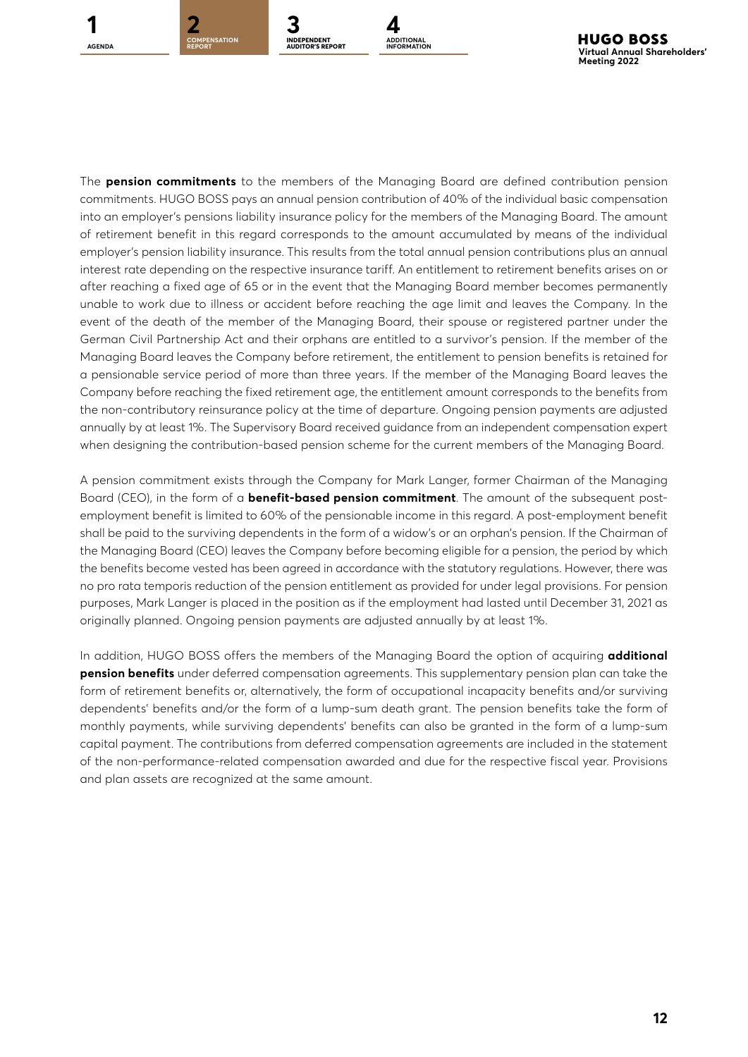The **pension commitments** to the members of the Managing Board are defined contribution pension commitments. HUGO BOSS pays an annual pension contribution of 40% of the individual basic compensation into an employer's pensions liability insurance policy for the members of the Managing Board. The amount of retirement benefit in this regard corresponds to the amount accumulated by means of the individual employer's pension liability insurance. This results from the total annual pension contributions plus an annual interest rate depending on the respective insurance tariff. An entitlement to retirement benefits arises on or after reaching a fixed age of 65 or in the event that the Managing Board member becomes permanently unable to work due to illness or accident before reaching the age limit and leaves the Company. In the event of the death of the member of the Managing Board, their spouse or registered partner under the German Civil Partnership Act and their orphans are entitled to a survivor's pension. If the member of the Managing Board leaves the Company before retirement, the entitlement to pension benefits is retained for a pensionable service period of more than three years. If the member of the Managing Board leaves the Company before reaching the fixed retirement age, the entitlement amount corresponds to the benefits from the non-contributory reinsurance policy at the time of departure. Ongoing pension payments are adjusted annually by at least 1%. The Supervisory Board received guidance from an independent compensation expert when designing the contribution-based pension scheme for the current members of the Managing Board.

A pension commitment exists through the Company for Mark Langer, former Chairman of the Managing Board (CEO), in the form of a **benefit-based pension commitment**. The amount of the subsequent post-employment benefit is limited to 60% of the pensionable income in this regard. A post-employment benefit shall be paid to the surviving dependents in the form of a widow's or an orphan's pension. If the Chairman of the Managing Board (CEO) leaves the Company before becoming eligible for a pension, the period by which the benefits become vested has been agreed in accordance with the statutory regulations. However, there was no pro rata temporis reduction of the pension entitlement as provided for under legal provisions. For pension purposes, Mark Langer is placed in the position as if the employment had lasted until December 31, 2021 as originally planned. Ongoing pension payments are adjusted annually by at least 1%.

In addition, HUGO BOSS offers the members of the Managing Board the option of acquiring **additional pension benefits** under deferred compensation agreements. This supplementary pension plan can take the form of retirement benefits or, alternatively, the form of occupational incapacity benefits and/or surviving dependents' benefits and/or the form of a lump-sum death grant. The pension benefits take the form of monthly payments, while surviving dependents' benefits can also be granted in the form of a lump-sum capital payment. The contributions from deferred compensation agreements are included in the statement of the non-performance-related compensation awarded and due for the respective fiscal year. Provisions and plan assets are recognized at the same amount.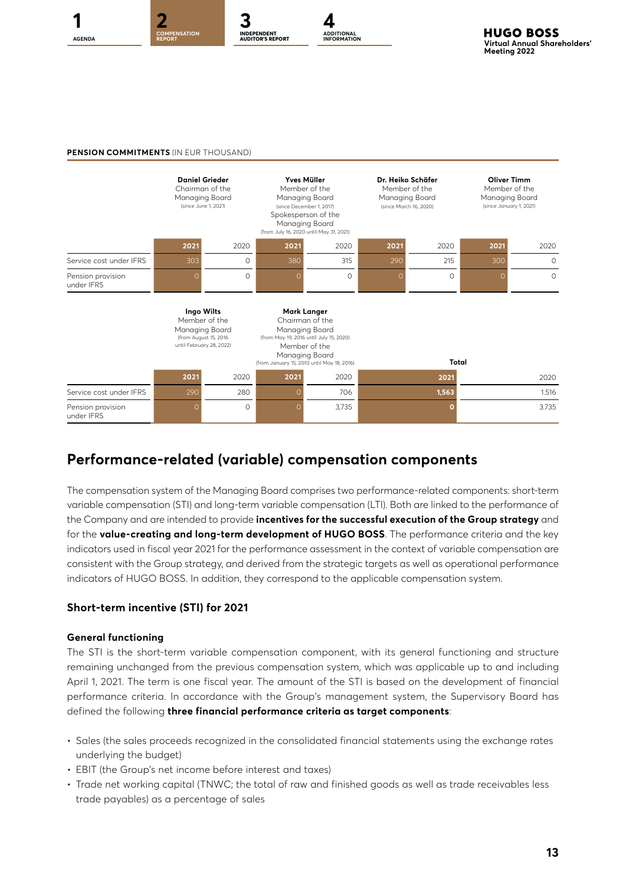**PENSION COMMITMENTS** (IN EUR THOUSAND)

| | Daniel Grieder Chairman of the Managing Board (since June 1, 2021) | | Yves Müller Member of the Managing Board (since December 1, 2017) Spokesperson of the Managing Board (from July 16, 2020 until May 31, 2021) | | Dr. Heiko Schäfer Member of the Managing Board (since March 16, 2020) | | Oliver Timm Member of the Managing Board (since January 1, 2021) | |
|---|---|---|---|---|---|---|---|---|
| | **2021** | 2020 | **2021** | 2020 | **2021** | 2020 | **2021** | 2020 |
| Service cost under IFRS | 303 | 0 | 380 | 315 | 290 | 215 | 300 | 0 |
| Pension provision under IFRS | 0 | 0 | 0 | 0 | 0 | 0 | 0 | 0 |

| | Ingo Wilts Member of the Managing Board (from August 15, 2016 until February 28, 2022) | | Mark Langer Chairman of the Managing Board (from May 19, 2016 until July 15, 2020) Member of the Managing Board (from January 15, 2010 until May 18, 2016) | | Total | |
|---|---|---|---|---|---|---|
| | **2021** | 2020 | **2021** | 2020 | **2021** | 2020 |
| Service cost under IFRS | 290 | 280 | 0 | 706 | **1,563** | 1.516 |
| Pension provision under IFRS | 0 | 0 | 0 | 3,735 | **0** | 3.735 |

## Performance-related (variable) compensation components

The compensation system of the Managing Board comprises two performance-related components: short-term variable compensation (STI) and long-term variable compensation (LTI). Both are linked to the performance of the Company and are intended to provide **incentives for the successful execution of the Group strategy** and for the **value-creating and long-term development of HUGO BOSS**. The performance criteria and the key indicators used in fiscal year 2021 for the performance assessment in the context of variable compensation are consistent with the Group strategy, and derived from the strategic targets as well as operational performance indicators of HUGO BOSS. In addition, they correspond to the applicable compensation system.

### Short-term incentive (STI) for 2021

#### General functioning

The STI is the short-term variable compensation component, with its general functioning and structure remaining unchanged from the previous compensation system, which was applicable up to and including April 1, 2021. The term is one fiscal year. The amount of the STI is based on the development of financial performance criteria. In accordance with the Group's management system, the Supervisory Board has defined the following **three financial performance criteria as target components**:

- Sales (the sales proceeds recognized in the consolidated financial statements using the exchange rates underlying the budget)
- EBIT (the Group's net income before interest and taxes)
- Trade net working capital (TNWC; the total of raw and finished goods as well as trade receivables less trade payables) as a percentage of sales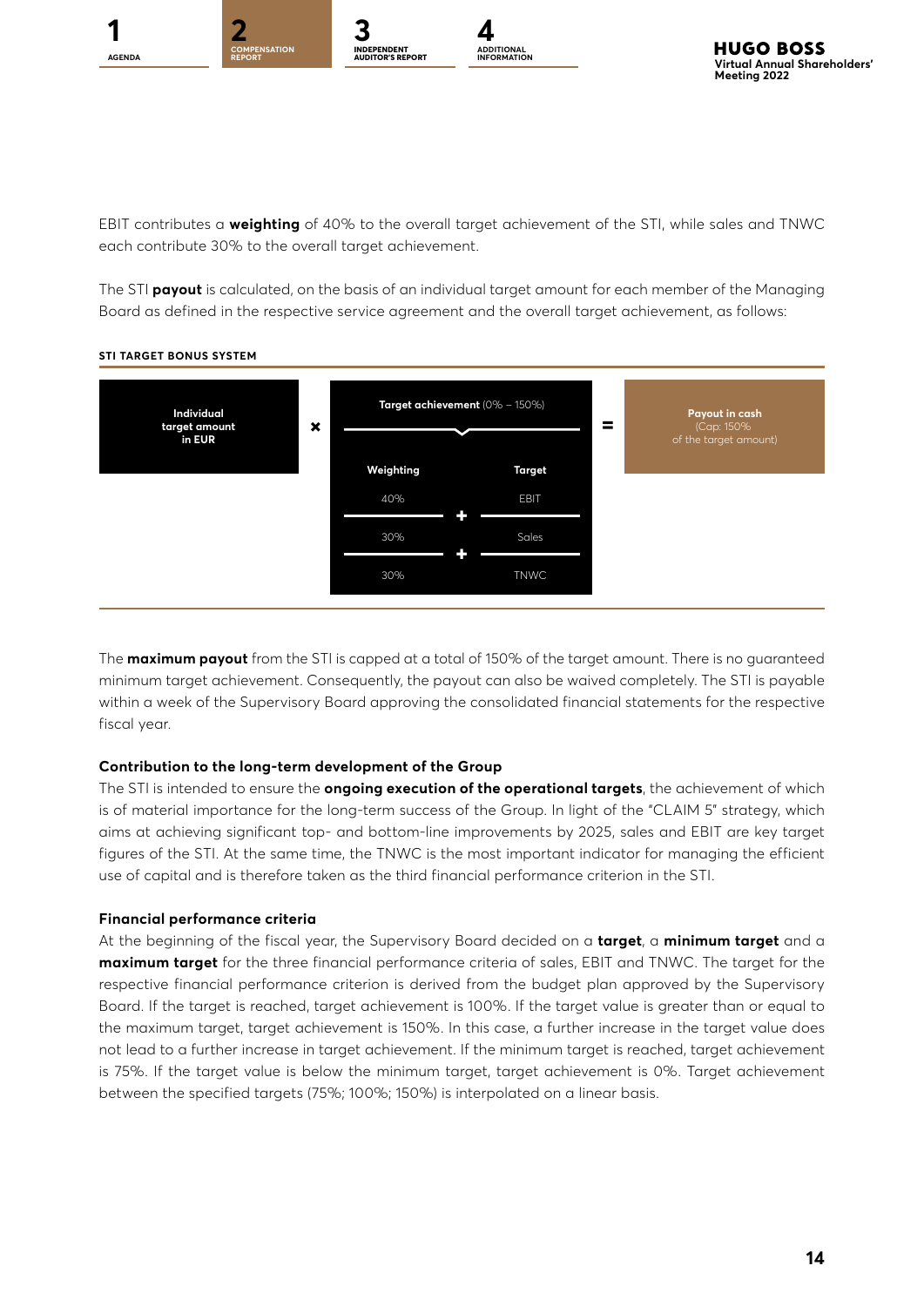EBIT contributes a **weighting** of 40% to the overall target achievement of the STI, while sales and TNWC each contribute 30% to the overall target achievement.

The STI **payout** is calculated, on the basis of an individual target amount for each member of the Managing Board as defined in the respective service agreement and the overall target achievement, as follows:

**STI TARGET BONUS SYSTEM**

| Individual target amount in EUR | × | Target achievement (0% – 150%) | = | Payout in cash (Cap: 150% of the target amount) |
|---|---|---|---|---|
| | | **Weighting** / **Target** | | |
| | | 40% EBIT | | |
| | | + | | |
| | | 30% Sales | | |
| | | + | | |
| | | 30% TNWC | | |

The **maximum payout** from the STI is capped at a total of 150% of the target amount. There is no guaranteed minimum target achievement. Consequently, the payout can also be waived completely. The STI is payable within a week of the Supervisory Board approving the consolidated financial statements for the respective fiscal year.

### Contribution to the long-term development of the Group

The STI is intended to ensure the **ongoing execution of the operational targets**, the achievement of which is of material importance for the long-term success of the Group. In light of the "CLAIM 5" strategy, which aims at achieving significant top- and bottom-line improvements by 2025, sales and EBIT are key target figures of the STI. At the same time, the TNWC is the most important indicator for managing the efficient use of capital and is therefore taken as the third financial performance criterion in the STI.

### Financial performance criteria

At the beginning of the fiscal year, the Supervisory Board decided on a **target**, a **minimum target** and a **maximum target** for the three financial performance criteria of sales, EBIT and TNWC. The target for the respective financial performance criterion is derived from the budget plan approved by the Supervisory Board. If the target is reached, target achievement is 100%. If the target value is greater than or equal to the maximum target, target achievement is 150%. In this case, a further increase in the target value does not lead to a further increase in target achievement. If the minimum target is reached, target achievement is 75%. If the target value is below the minimum target, target achievement is 0%. Target achievement between the specified targets (75%; 100%; 150%) is interpolated on a linear basis.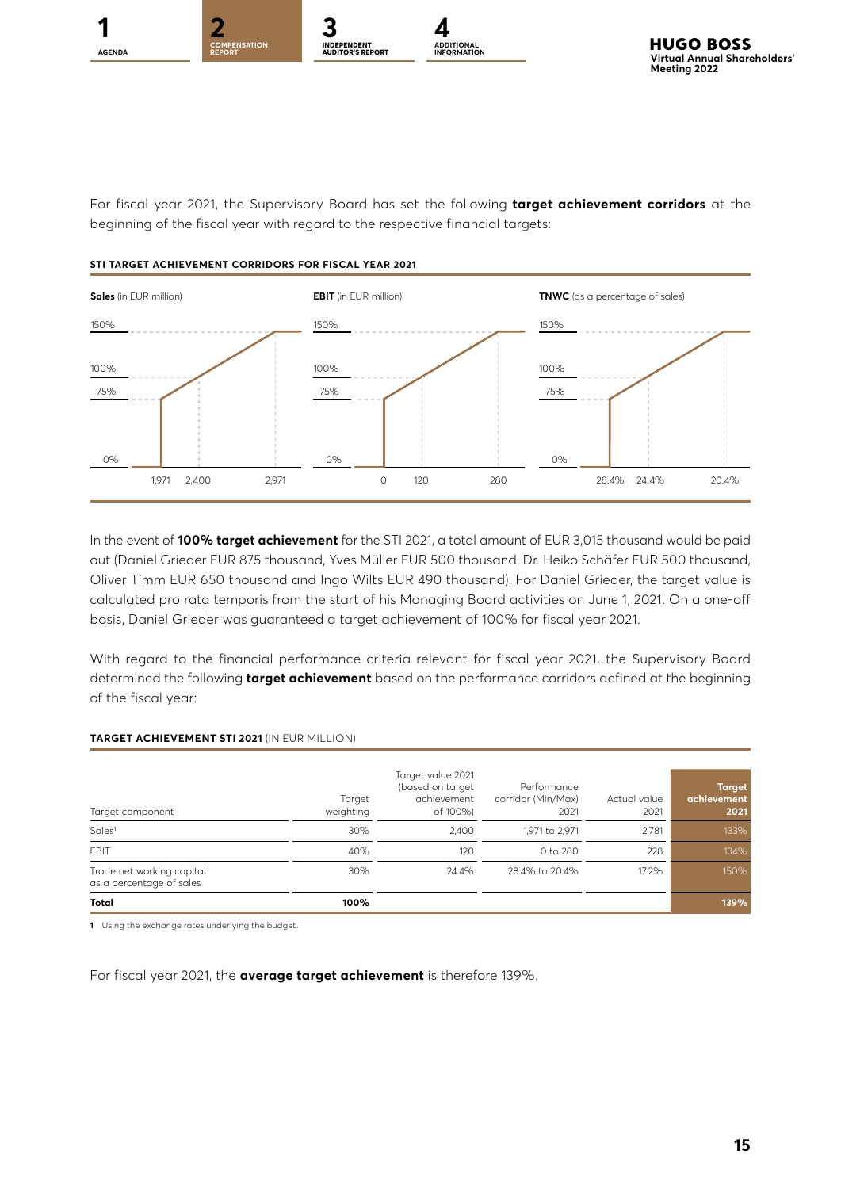For fiscal year 2021, the Supervisory Board has set the following **target achievement corridors** at the beginning of the fiscal year with regard to the respective financial targets:

**STI TARGET ACHIEVEMENT CORRIDORS FOR FISCAL YEAR 2021**

**Sales** (in EUR million)

150%
100%
75%
0%
1,971 2,400 2,971

**EBIT** (in EUR million)

150%
100%
75%
0%
0 120 280

**TNWC** (as a percentage of sales)

150%
100%
75%
0%
28.4% 24.4% 20.4%

In the event of **100% target achievement** for the STI 2021, a total amount of EUR 3,015 thousand would be paid out (Daniel Grieder EUR 875 thousand, Yves Müller EUR 500 thousand, Dr. Heiko Schäfer EUR 500 thousand, Oliver Timm EUR 650 thousand and Ingo Wilts EUR 490 thousand). For Daniel Grieder, the target value is calculated pro rata temporis from the start of his Managing Board activities on June 1, 2021. On a one-off basis, Daniel Grieder was guaranteed a target achievement of 100% for fiscal year 2021.

With regard to the financial performance criteria relevant for fiscal year 2021, the Supervisory Board determined the following **target achievement** based on the performance corridors defined at the beginning of the fiscal year:

**TARGET ACHIEVEMENT STI 2021** (IN EUR MILLION)

| Target component | Target weighting | Target value 2021 (based on target achievement of 100%) | Performance corridor (Min/Max) 2021 | Actual value 2021 | Target achievement 2021 |
|---|---|---|---|---|---|
| Sales[1] | 30% | 2,400 | 1,971 to 2,971 | 2,781 | 133% |
| EBIT | 40% | 120 | 0 to 280 | 228 | 134% |
| Trade net working capital as a percentage of sales | 30% | 24.4% | 28.4% to 20.4% | 17.2% | 150% |
| **Total** | **100%** | | | | **139%** |

1 Using the exchange rates underlying the budget.

For fiscal year 2021, the **average target achievement** is therefore 139%.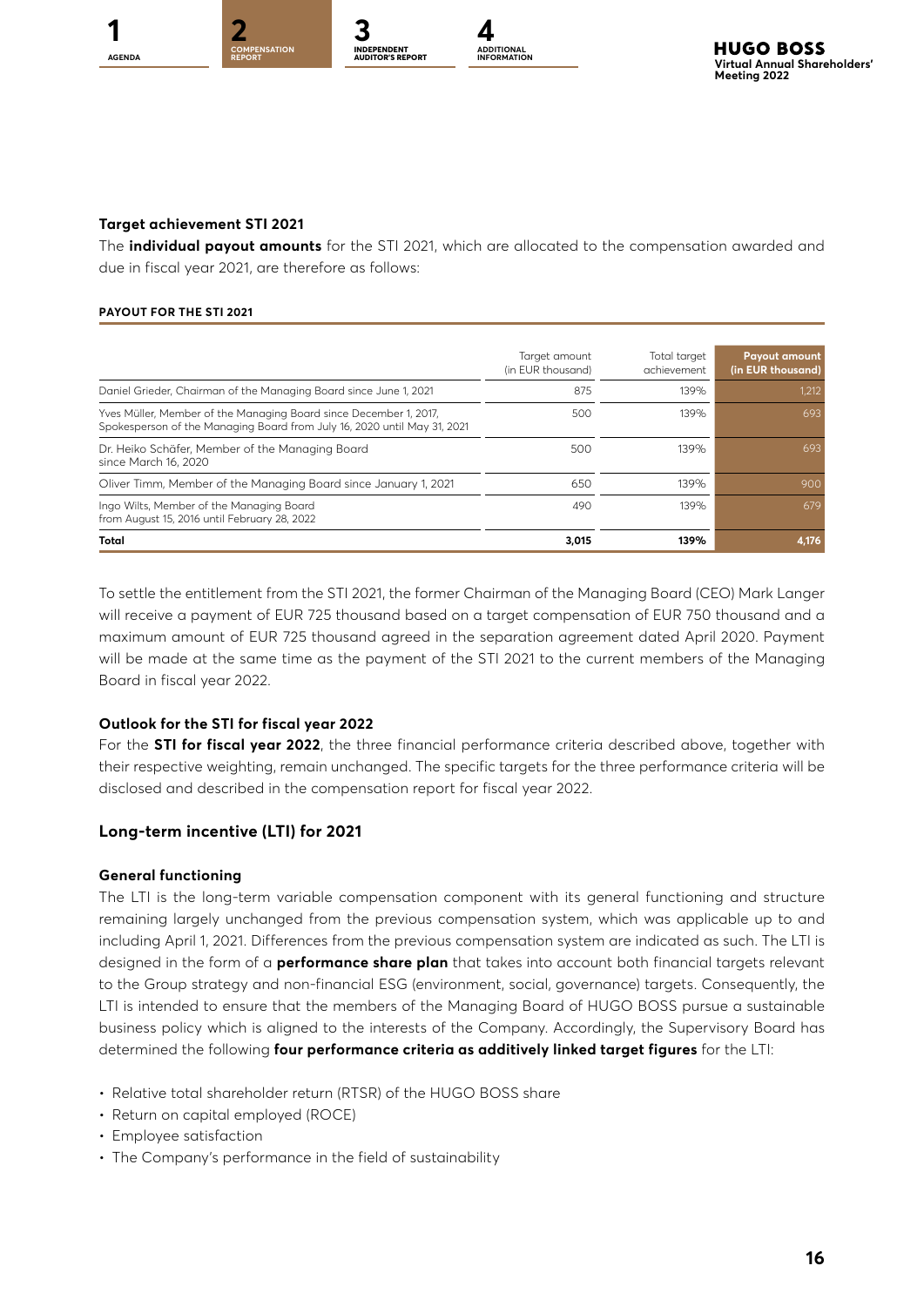### Target achievement STI 2021

The **individual payout amounts** for the STI 2021, which are allocated to the compensation awarded and due in fiscal year 2021, are therefore as follows:

**PAYOUT FOR THE STI 2021**

| | Target amount (in EUR thousand) | Total target achievement | Payout amount (in EUR thousand) |
|---|---|---|---|
| Daniel Grieder, Chairman of the Managing Board since June 1, 2021 | 875 | 139% | 1,212 |
| Yves Müller, Member of the Managing Board since December 1, 2017, Spokesperson of the Managing Board from July 16, 2020 until May 31, 2021 | 500 | 139% | 693 |
| Dr. Heiko Schäfer, Member of the Managing Board since March 16, 2020 | 500 | 139% | 693 |
| Oliver Timm, Member of the Managing Board since January 1, 2021 | 650 | 139% | 900 |
| Ingo Wilts, Member of the Managing Board from August 15, 2016 until February 28, 2022 | 490 | 139% | 679 |
| **Total** | **3,015** | **139%** | **4,176** |

To settle the entitlement from the STI 2021, the former Chairman of the Managing Board (CEO) Mark Langer will receive a payment of EUR 725 thousand based on a target compensation of EUR 750 thousand and a maximum amount of EUR 725 thousand agreed in the separation agreement dated April 2020. Payment will be made at the same time as the payment of the STI 2021 to the current members of the Managing Board in fiscal year 2022.

### Outlook for the STI for fiscal year 2022

For the **STI for fiscal year 2022**, the three financial performance criteria described above, together with their respective weighting, remain unchanged. The specific targets for the three performance criteria will be disclosed and described in the compensation report for fiscal year 2022.

## Long-term incentive (LTI) for 2021

### General functioning

The LTI is the long-term variable compensation component with its general functioning and structure remaining largely unchanged from the previous compensation system, which was applicable up to and including April 1, 2021. Differences from the previous compensation system are indicated as such. The LTI is designed in the form of a **performance share plan** that takes into account both financial targets relevant to the Group strategy and non-financial ESG (environment, social, governance) targets. Consequently, the LTI is intended to ensure that the members of the Managing Board of HUGO BOSS pursue a sustainable business policy which is aligned to the interests of the Company. Accordingly, the Supervisory Board has determined the following **four performance criteria as additively linked target figures** for the LTI:

- Relative total shareholder return (RTSR) of the HUGO BOSS share
- Return on capital employed (ROCE)
- Employee satisfaction
- The Company's performance in the field of sustainability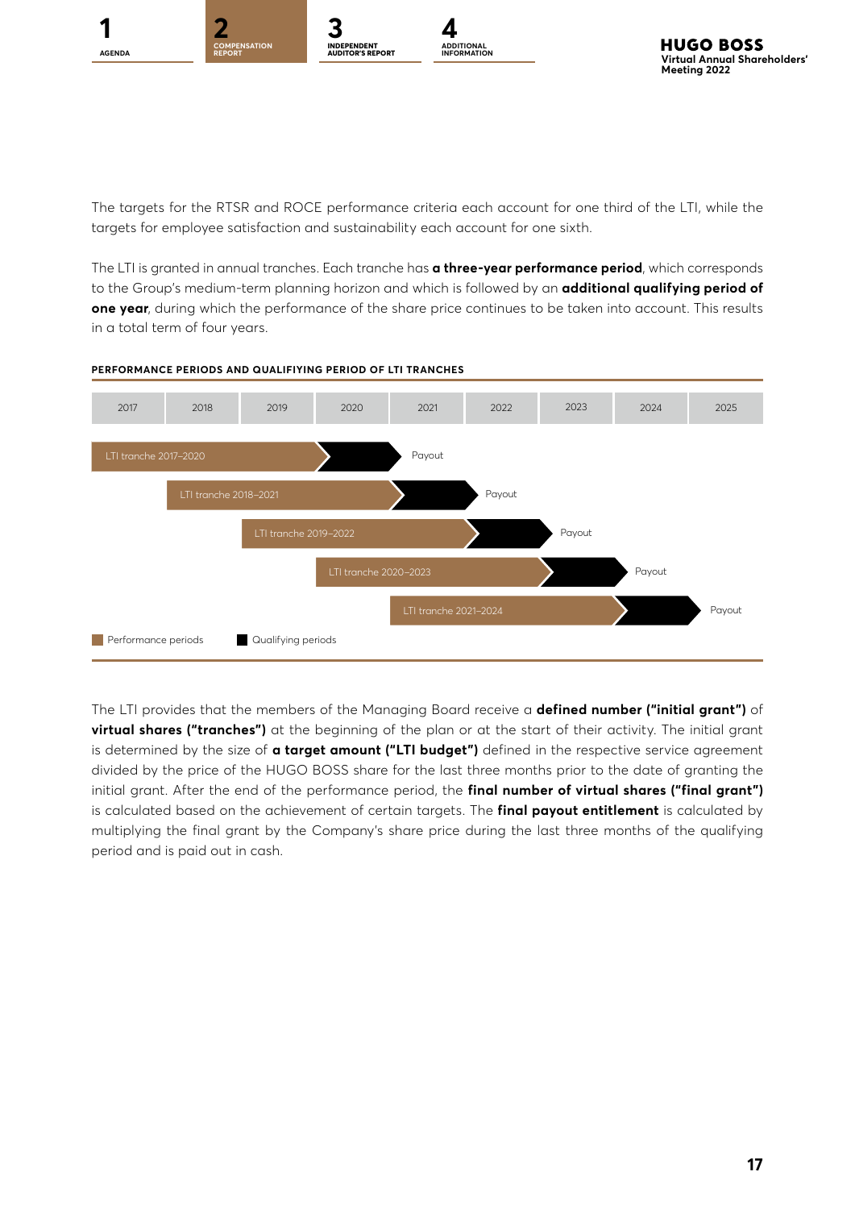The targets for the RTSR and ROCE performance criteria each account for one third of the LTI, while the targets for employee satisfaction and sustainability each account for one sixth.

The LTI is granted in annual tranches. Each tranche has **a three-year performance period**, which corresponds to the Group's medium-term planning horizon and which is followed by an **additional qualifying period of one year**, during which the performance of the share price continues to be taken into account. This results in a total term of four years.

**PERFORMANCE PERIODS AND QUALIFIYING PERIOD OF LTI TRANCHES**

| | 2017 | 2018 | 2019 | 2020 | 2021 | 2022 | 2023 | 2024 | 2025 |
|---|---|---|---|---|---|---|---|---|---|
| LTI tranche 2017–2020 | Performance period | Performance period | Performance period | Qualifying period | Payout | | | | |
| LTI tranche 2018–2021 | | Performance period | Performance period | Performance period | Qualifying period | Payout | | | |
| LTI tranche 2019–2022 | | | Performance period | Performance period | Performance period | Qualifying period | Payout | | |
| LTI tranche 2020–2023 | | | | Performance period | Performance period | Performance period | Qualifying period | Payout | |
| LTI tranche 2021–2024 | | | | | Performance period | Performance period | Performance period | Qualifying period | Payout |

Performance periods / Qualifying periods

The LTI provides that the members of the Managing Board receive a **defined number ("initial grant")** of **virtual shares ("tranches")** at the beginning of the plan or at the start of their activity. The initial grant is determined by the size of **a target amount ("LTI budget")** defined in the respective service agreement divided by the price of the HUGO BOSS share for the last three months prior to the date of granting the initial grant. After the end of the performance period, the **final number of virtual shares ("final grant")** is calculated based on the achievement of certain targets. The **final payout entitlement** is calculated by multiplying the final grant by the Company's share price during the last three months of the qualifying period and is paid out in cash.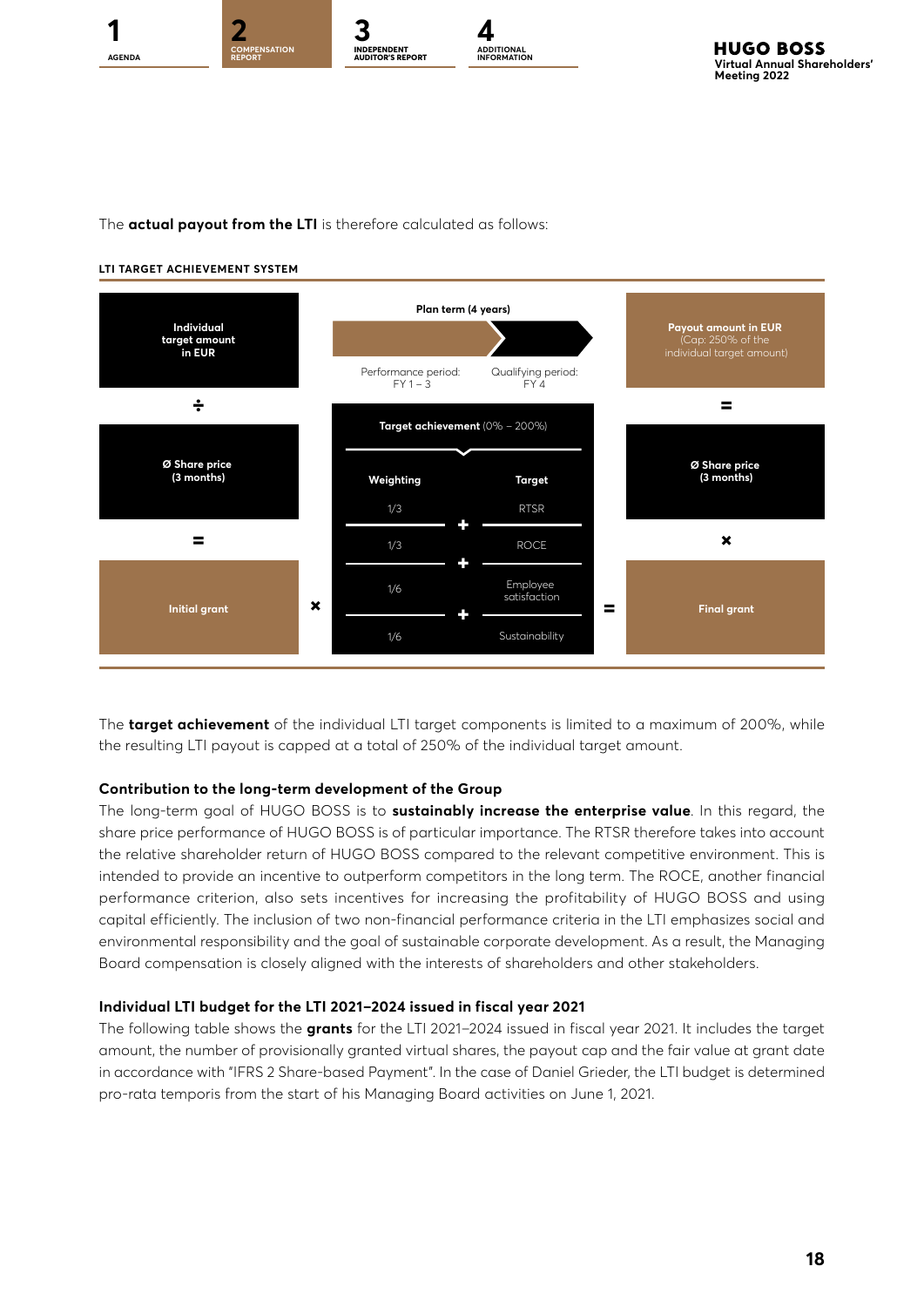The **actual payout from the LTI** is therefore calculated as follows:

**LTI TARGET ACHIEVEMENT SYSTEM**

Individual target amount in EUR

÷

Ø Share price (3 months)

=

Initial grant

×

Plan term (4 years)

Performance period: FY 1 – 3

Qualifying period: FY 4

Target achievement (0% – 200%)

| Weighting | Target |
|---|---|
| 1/3 | RTSR |
| 1/3 | ROCE |
| 1/6 | Employee satisfaction |
| 1/6 | Sustainability |

=

Final grant

×

Ø Share price (3 months)

=

Payout amount in EUR (Cap: 250% of the individual target amount)

The **target achievement** of the individual LTI target components is limited to a maximum of 200%, while the resulting LTI payout is capped at a total of 250% of the individual target amount.

### Contribution to the long-term development of the Group

The long-term goal of HUGO BOSS is to **sustainably increase the enterprise value**. In this regard, the share price performance of HUGO BOSS is of particular importance. The RTSR therefore takes into account the relative shareholder return of HUGO BOSS compared to the relevant competitive environment. This is intended to provide an incentive to outperform competitors in the long term. The ROCE, another financial performance criterion, also sets incentives for increasing the profitability of HUGO BOSS and using capital efficiently. The inclusion of two non-financial performance criteria in the LTI emphasizes social and environmental responsibility and the goal of sustainable corporate development. As a result, the Managing Board compensation is closely aligned with the interests of shareholders and other stakeholders.

### Individual LTI budget for the LTI 2021–2024 issued in fiscal year 2021

The following table shows the **grants** for the LTI 2021–2024 issued in fiscal year 2021. It includes the target amount, the number of provisionally granted virtual shares, the payout cap and the fair value at grant date in accordance with "IFRS 2 Share-based Payment". In the case of Daniel Grieder, the LTI budget is determined pro-rata temporis from the start of his Managing Board activities on June 1, 2021.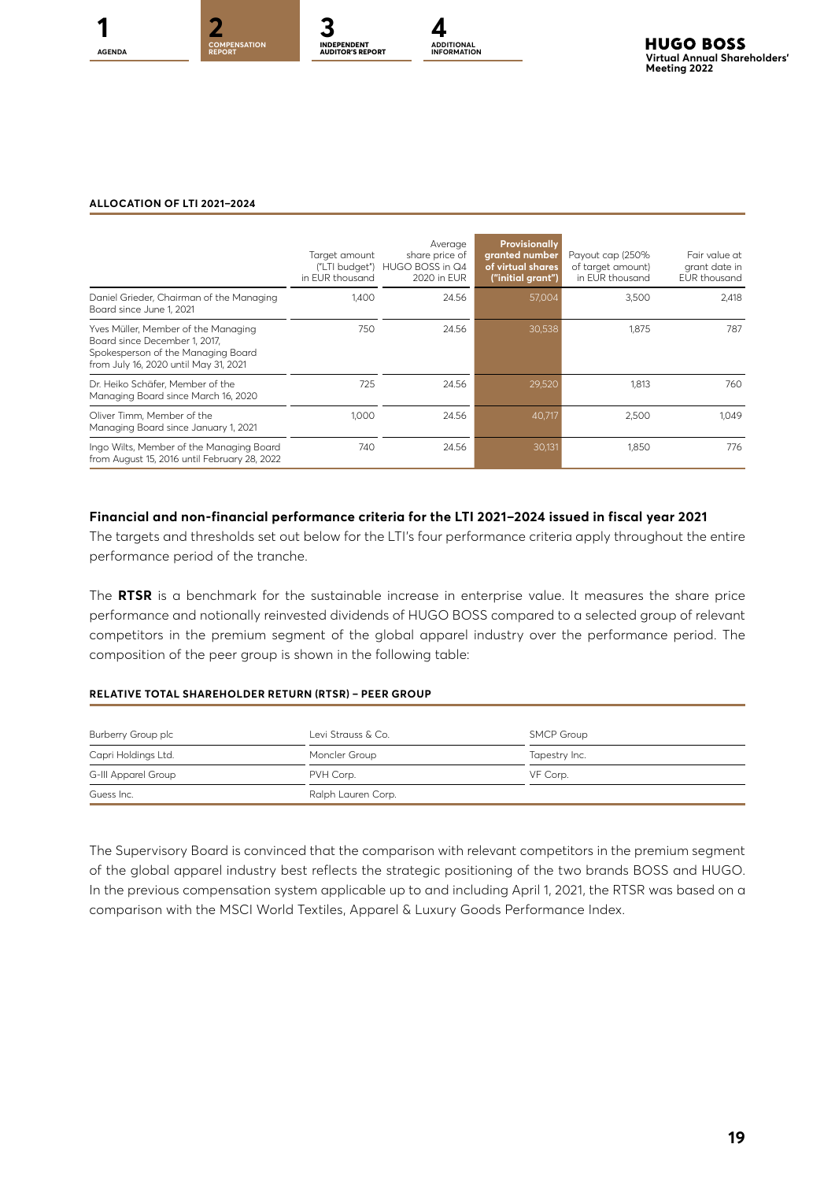**ALLOCATION OF LTI 2021–2024**

| | Target amount ("LTI budget") in EUR thousand | Average share price of HUGO BOSS in Q4 2020 in EUR | Provisionally granted number of virtual shares ("initial grant") | Payout cap (250% of target amount) in EUR thousand | Fair value at grant date in EUR thousand |
|---|---|---|---|---|---|
| Daniel Grieder, Chairman of the Managing Board since June 1, 2021 | 1,400 | 24.56 | 57,004 | 3,500 | 2,418 |
| Yves Müller, Member of the Managing Board since December 1, 2017, Spokesperson of the Managing Board from July 16, 2020 until May 31, 2021 | 750 | 24.56 | 30,538 | 1,875 | 787 |
| Dr. Heiko Schäfer, Member of the Managing Board since March 16, 2020 | 725 | 24.56 | 29,520 | 1,813 | 760 |
| Oliver Timm, Member of the Managing Board since January 1, 2021 | 1,000 | 24.56 | 40,717 | 2,500 | 1,049 |
| Ingo Wilts, Member of the Managing Board from August 15, 2016 until February 28, 2022 | 740 | 24.56 | 30,131 | 1,850 | 776 |

**Financial and non-financial performance criteria for the LTI 2021–2024 issued in fiscal year 2021**

The targets and thresholds set out below for the LTI's four performance criteria apply throughout the entire performance period of the tranche.

The **RTSR** is a benchmark for the sustainable increase in enterprise value. It measures the share price performance and notionally reinvested dividends of HUGO BOSS compared to a selected group of relevant competitors in the premium segment of the global apparel industry over the performance period. The composition of the peer group is shown in the following table:

**RELATIVE TOTAL SHAREHOLDER RETURN (RTSR) – PEER GROUP**

| | | |
|---|---|---|
| Burberry Group plc | Levi Strauss & Co. | SMCP Group |
| Capri Holdings Ltd. | Moncler Group | Tapestry Inc. |
| G-III Apparel Group | PVH Corp. | VF Corp. |
| Guess Inc. | Ralph Lauren Corp. | |

The Supervisory Board is convinced that the comparison with relevant competitors in the premium segment of the global apparel industry best reflects the strategic positioning of the two brands BOSS and HUGO. In the previous compensation system applicable up to and including April 1, 2021, the RTSR was based on a comparison with the MSCI World Textiles, Apparel & Luxury Goods Performance Index.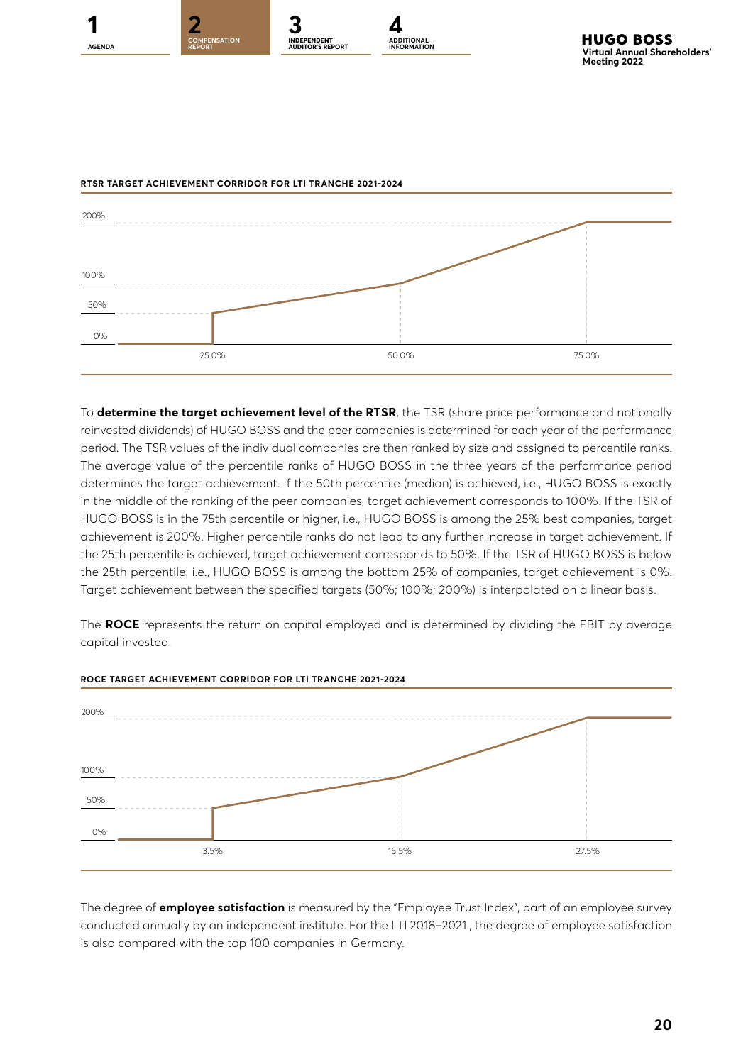**RTSR TARGET ACHIEVEMENT CORRIDOR FOR LTI TRANCHE 2021-2024**

200%

100%

50%

0%

25.0% 50.0% 75.0%

To **determine the target achievement level of the RTSR**, the TSR (share price performance and notionally reinvested dividends) of HUGO BOSS and the peer companies is determined for each year of the performance period. The TSR values of the individual companies are then ranked by size and assigned to percentile ranks. The average value of the percentile ranks of HUGO BOSS in the three years of the performance period determines the target achievement. If the 50th percentile (median) is achieved, i.e., HUGO BOSS is exactly in the middle of the ranking of the peer companies, target achievement corresponds to 100%. If the TSR of HUGO BOSS is in the 75th percentile or higher, i.e., HUGO BOSS is among the 25% best companies, target achievement is 200%. Higher percentile ranks do not lead to any further increase in target achievement. If the 25th percentile is achieved, target achievement corresponds to 50%. If the TSR of HUGO BOSS is below the 25th percentile, i.e., HUGO BOSS is among the bottom 25% of companies, target achievement is 0%. Target achievement between the specified targets (50%; 100%; 200%) is interpolated on a linear basis.

The **ROCE** represents the return on capital employed and is determined by dividing the EBIT by average capital invested.

**ROCE TARGET ACHIEVEMENT CORRIDOR FOR LTI TRANCHE 2021-2024**

200%

100%

50%

0%

3.5% 15.5% 27.5%

The degree of **employee satisfaction** is measured by the "Employee Trust Index", part of an employee survey conducted annually by an independent institute. For the LTI 2018–2021 , the degree of employee satisfaction is also compared with the top 100 companies in Germany.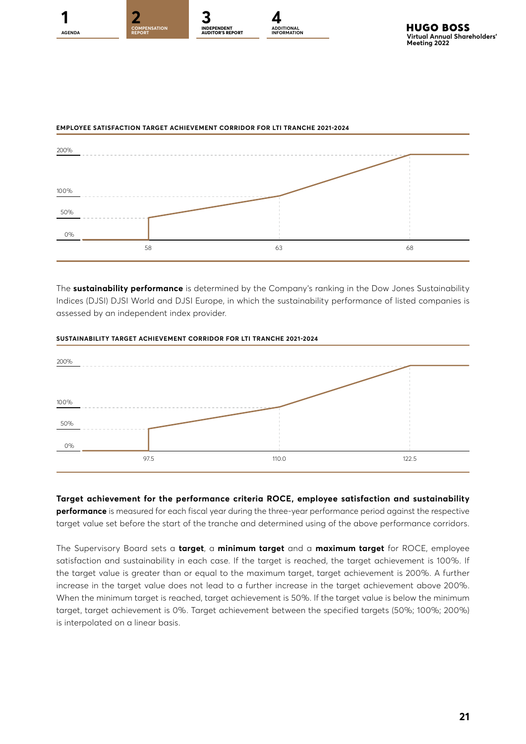**EMPLOYEE SATISFACTION TARGET ACHIEVEMENT CORRIDOR FOR LTI TRANCHE 2021-2024**

| Target value | Target achievement |
|---|---|
| < 58 | 0% |
| 58 | 50% |
| 63 | 100% |
| 68 | 200% |

The **sustainability performance** is determined by the Company's ranking in the Dow Jones Sustainability Indices (DJSI) DJSI World and DJSI Europe, in which the sustainability performance of listed companies is assessed by an independent index provider.

**SUSTAINABILITY TARGET ACHIEVEMENT CORRIDOR FOR LTI TRANCHE 2021-2024**

| Target value | Target achievement |
|---|---|
| < 97.5 | 0% |
| 97.5 | 50% |
| 110.0 | 100% |
| 122.5 | 200% |

**Target achievement for the performance criteria ROCE, employee satisfaction and sustainability performance** is measured for each fiscal year during the three-year performance period against the respective target value set before the start of the tranche and determined using of the above performance corridors.

The Supervisory Board sets a **target**, a **minimum target** and a **maximum target** for ROCE, employee satisfaction and sustainability in each case. If the target is reached, the target achievement is 100%. If the target value is greater than or equal to the maximum target, target achievement is 200%. A further increase in the target value does not lead to a further increase in the target achievement above 200%. When the minimum target is reached, target achievement is 50%. If the target value is below the minimum target, target achievement is 0%. Target achievement between the specified targets (50%; 100%; 200%) is interpolated on a linear basis.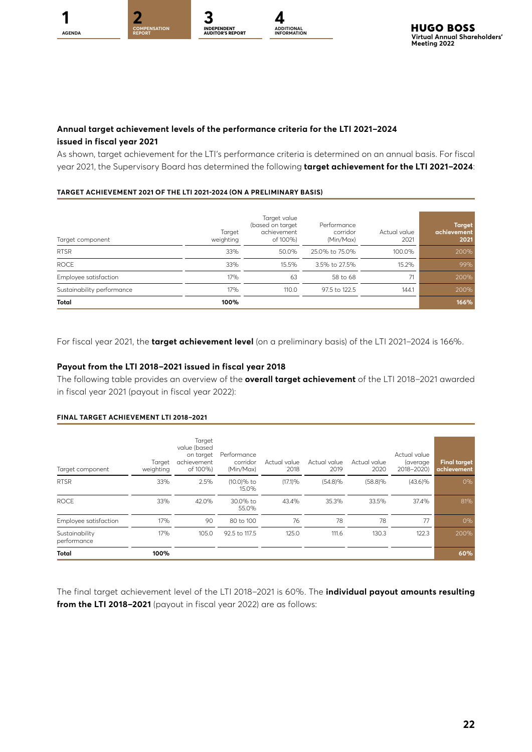### Annual target achievement levels of the performance criteria for the LTI 2021–2024 issued in fiscal year 2021

As shown, target achievement for the LTI's performance criteria is determined on an annual basis. For fiscal year 2021, the Supervisory Board has determined the following **target achievement for the LTI 2021–2024**:

**TARGET ACHIEVEMENT 2021 OF THE LTI 2021-2024 (ON A PRELIMINARY BASIS)**

| Target component | Target weighting | Target value (based on target achievement of 100%) | Performance corridor (Min/Max) | Actual value 2021 | Target achievement 2021 |
|---|---|---|---|---|---|
| RTSR | 33% | 50.0% | 25.0% to 75.0% | 100.0% | 200% |
| ROCE | 33% | 15.5% | 3.5% to 27.5% | 15.2% | 99% |
| Employee satisfaction | 17% | 63 | 58 to 68 | 71 | 200% |
| Sustainability performance | 17% | 110.0 | 97.5 to 122.5 | 144.1 | 200% |
| **Total** | **100%** | | | | **166%** |

For fiscal year 2021, the **target achievement level** (on a preliminary basis) of the LTI 2021–2024 is 166%.

### Payout from the LTI 2018–2021 issued in fiscal year 2018

The following table provides an overview of the **overall target achievement** of the LTI 2018–2021 awarded in fiscal year 2021 (payout in fiscal year 2022):

**FINAL TARGET ACHIEVEMENT LTI 2018–2021**

| Target component | Target weighting | Target value (based on target achievement of 100%) | Performance corridor (Min/Max) | Actual value 2018 | Actual value 2019 | Actual value 2020 | Actual value (average 2018–2020) | Final target achievement |
|---|---|---|---|---|---|---|---|---|
| RTSR | 33% | 2.5% | (10.0)% to 15.0% | (17.1)% | (54.8)% | (58.8)% | (43.6)% | 0% |
| ROCE | 33% | 42.0% | 30.0% to 55.0% | 43.4% | 35.3% | 33.5% | 37.4% | 81% |
| Employee satisfaction | 17% | 90 | 80 to 100 | 76 | 78 | 78 | 77 | 0% |
| Sustainability performance | 17% | 105.0 | 92.5 to 117.5 | 125.0 | 111.6 | 130.3 | 122.3 | 200% |
| **Total** | **100%** | | | | | | | **60%** |

The final target achievement level of the LTI 2018–2021 is 60%. The **individual payout amounts resulting from the LTI 2018–2021** (payout in fiscal year 2022) are as follows: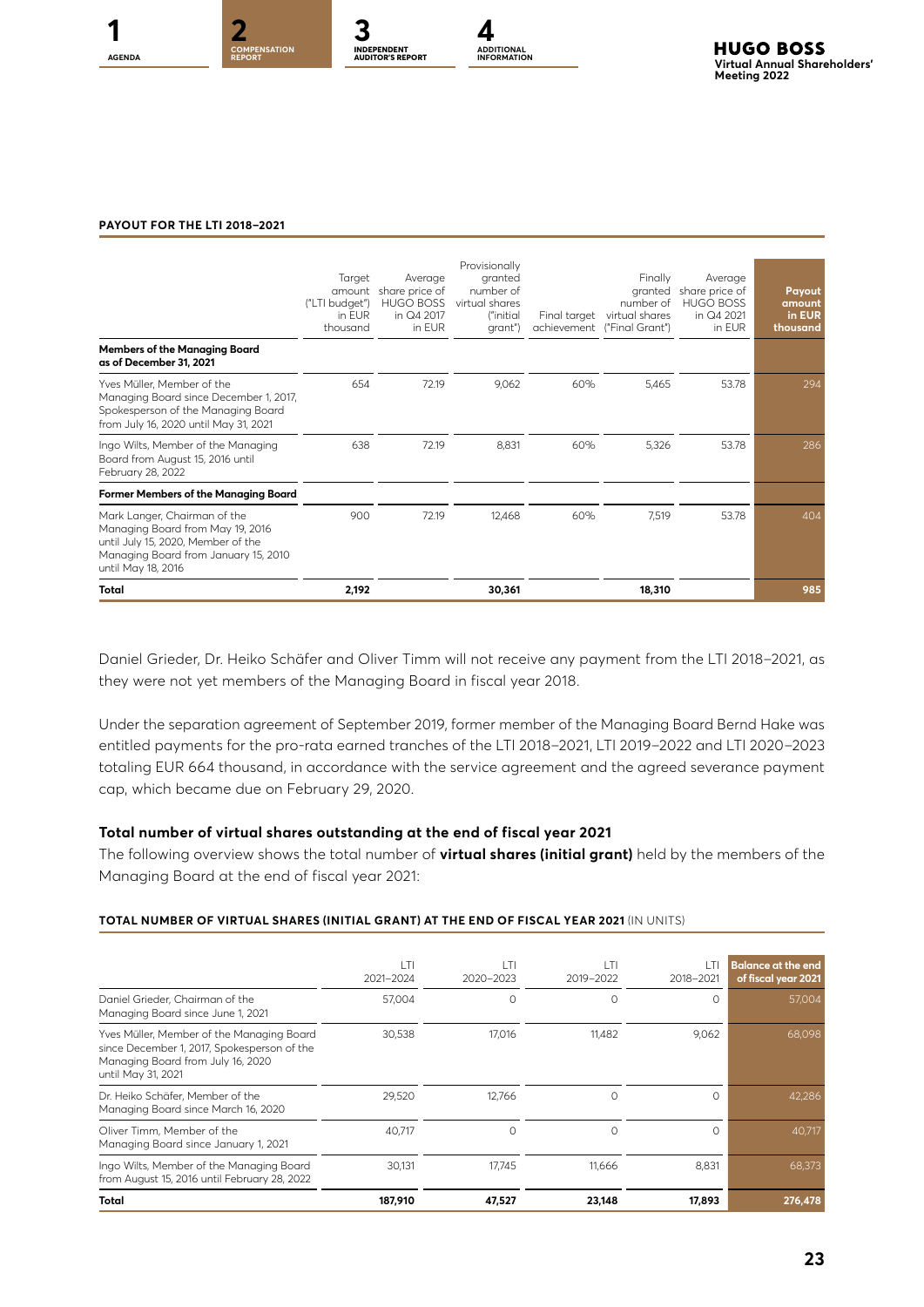**PAYOUT FOR THE LTI 2018–2021**

| | Target amount ("LTI budget") in EUR thousand | Average share price of HUGO BOSS in Q4 2017 in EUR | Provisionally granted number of virtual shares ("initial grant") | Final target achievement | Finally granted number of virtual shares ("Final Grant") | Average share price of HUGO BOSS in Q4 2021 in EUR | **Payout amount in EUR thousand** |
|---|---|---|---|---|---|---|---|
| **Members of the Managing Board as of December 31, 2021** | | | | | | | |
| Yves Müller, Member of the Managing Board since December 1, 2017, Spokesperson of the Managing Board from July 16, 2020 until May 31, 2021 | 654 | 72.19 | 9,062 | 60% | 5,465 | 53.78 | 294 |
| Ingo Wilts, Member of the Managing Board from August 15, 2016 until February 28, 2022 | 638 | 72.19 | 8,831 | 60% | 5,326 | 53.78 | 286 |
| **Former Members of the Managing Board** | | | | | | | |
| Mark Langer, Chairman of the Managing Board from May 19, 2016 until July 15, 2020, Member of the Managing Board from January 15, 2010 until May 18, 2016 | 900 | 72.19 | 12,468 | 60% | 7,519 | 53.78 | 404 |
| **Total** | **2,192** | | **30,361** | | **18,310** | | **985** |

Daniel Grieder, Dr. Heiko Schäfer and Oliver Timm will not receive any payment from the LTI 2018–2021, as they were not yet members of the Managing Board in fiscal year 2018.

Under the separation agreement of September 2019, former member of the Managing Board Bernd Hake was entitled payments for the pro-rata earned tranches of the LTI 2018–2021, LTI 2019–2022 and LTI 2020–2023 totaling EUR 664 thousand, in accordance with the service agreement and the agreed severance payment cap, which became due on February 29, 2020.

### Total number of virtual shares outstanding at the end of fiscal year 2021

The following overview shows the total number of **virtual shares (initial grant)** held by the members of the Managing Board at the end of fiscal year 2021:

**TOTAL NUMBER OF VIRTUAL SHARES (INITIAL GRANT) AT THE END OF FISCAL YEAR 2021** (IN UNITS)

| | LTI 2021–2024 | LTI 2020–2023 | LTI 2019–2022 | LTI 2018–2021 | **Balance at the end of fiscal year 2021** |
|---|---|---|---|---|---|
| Daniel Grieder, Chairman of the Managing Board since June 1, 2021 | 57,004 | 0 | 0 | 0 | 57,004 |
| Yves Müller, Member of the Managing Board since December 1, 2017, Spokesperson of the Managing Board from July 16, 2020 until May 31, 2021 | 30,538 | 17,016 | 11,482 | 9,062 | 68,098 |
| Dr. Heiko Schäfer, Member of the Managing Board since March 16, 2020 | 29,520 | 12,766 | 0 | 0 | 42,286 |
| Oliver Timm, Member of the Managing Board since January 1, 2021 | 40,717 | 0 | 0 | 0 | 40,717 |
| Ingo Wilts, Member of the Managing Board from August 15, 2016 until February 28, 2022 | 30,131 | 17,745 | 11,666 | 8,831 | 68,373 |
| **Total** | **187,910** | **47,527** | **23,148** | **17,893** | **276,478** |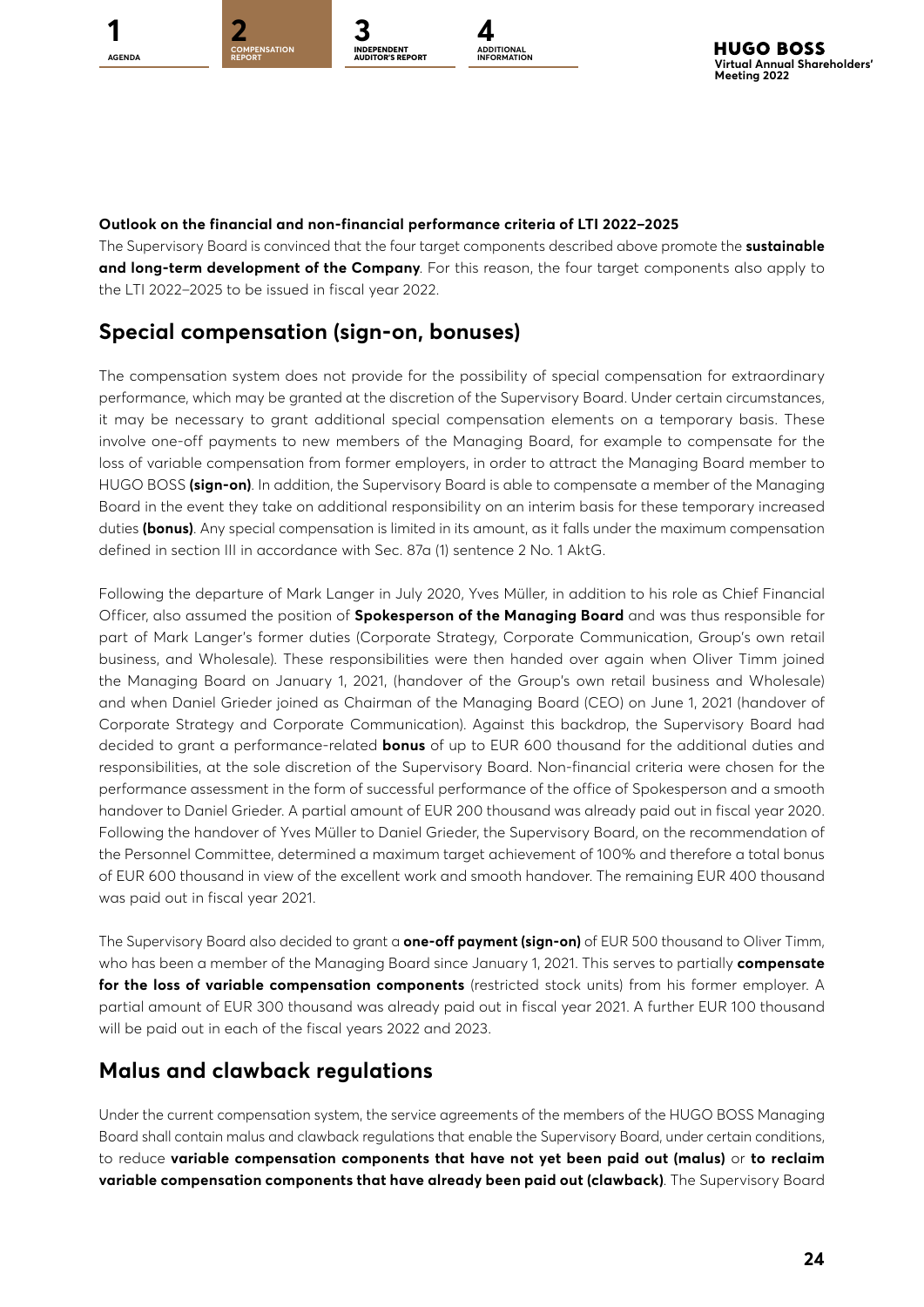**Outlook on the financial and non-financial performance criteria of LTI 2022–2025**

The Supervisory Board is convinced that the four target components described above promote the **sustainable and long-term development of the Company**. For this reason, the four target components also apply to the LTI 2022–2025 to be issued in fiscal year 2022.

## Special compensation (sign-on, bonuses)

The compensation system does not provide for the possibility of special compensation for extraordinary performance, which may be granted at the discretion of the Supervisory Board. Under certain circumstances, it may be necessary to grant additional special compensation elements on a temporary basis. These involve one-off payments to new members of the Managing Board, for example to compensate for the loss of variable compensation from former employers, in order to attract the Managing Board member to HUGO BOSS **(sign-on)**. In addition, the Supervisory Board is able to compensate a member of the Managing Board in the event they take on additional responsibility on an interim basis for these temporary increased duties **(bonus)**. Any special compensation is limited in its amount, as it falls under the maximum compensation defined in section III in accordance with Sec. 87a (1) sentence 2 No. 1 AktG.

Following the departure of Mark Langer in July 2020, Yves Müller, in addition to his role as Chief Financial Officer, also assumed the position of **Spokesperson of the Managing Board** and was thus responsible for part of Mark Langer's former duties (Corporate Strategy, Corporate Communication, Group's own retail business, and Wholesale). These responsibilities were then handed over again when Oliver Timm joined the Managing Board on January 1, 2021, (handover of the Group's own retail business and Wholesale) and when Daniel Grieder joined as Chairman of the Managing Board (CEO) on June 1, 2021 (handover of Corporate Strategy and Corporate Communication). Against this backdrop, the Supervisory Board had decided to grant a performance-related **bonus** of up to EUR 600 thousand for the additional duties and responsibilities, at the sole discretion of the Supervisory Board. Non-financial criteria were chosen for the performance assessment in the form of successful performance of the office of Spokesperson and a smooth handover to Daniel Grieder. A partial amount of EUR 200 thousand was already paid out in fiscal year 2020. Following the handover of Yves Müller to Daniel Grieder, the Supervisory Board, on the recommendation of the Personnel Committee, determined a maximum target achievement of 100% and therefore a total bonus of EUR 600 thousand in view of the excellent work and smooth handover. The remaining EUR 400 thousand was paid out in fiscal year 2021.

The Supervisory Board also decided to grant a **one-off payment (sign-on)** of EUR 500 thousand to Oliver Timm, who has been a member of the Managing Board since January 1, 2021. This serves to partially **compensate for the loss of variable compensation components** (restricted stock units) from his former employer. A partial amount of EUR 300 thousand was already paid out in fiscal year 2021. A further EUR 100 thousand will be paid out in each of the fiscal years 2022 and 2023.

## Malus and clawback regulations

Under the current compensation system, the service agreements of the members of the HUGO BOSS Managing Board shall contain malus and clawback regulations that enable the Supervisory Board, under certain conditions, to reduce **variable compensation components that have not yet been paid out (malus)** or **to reclaim variable compensation components that have already been paid out (clawback)**. The Supervisory Board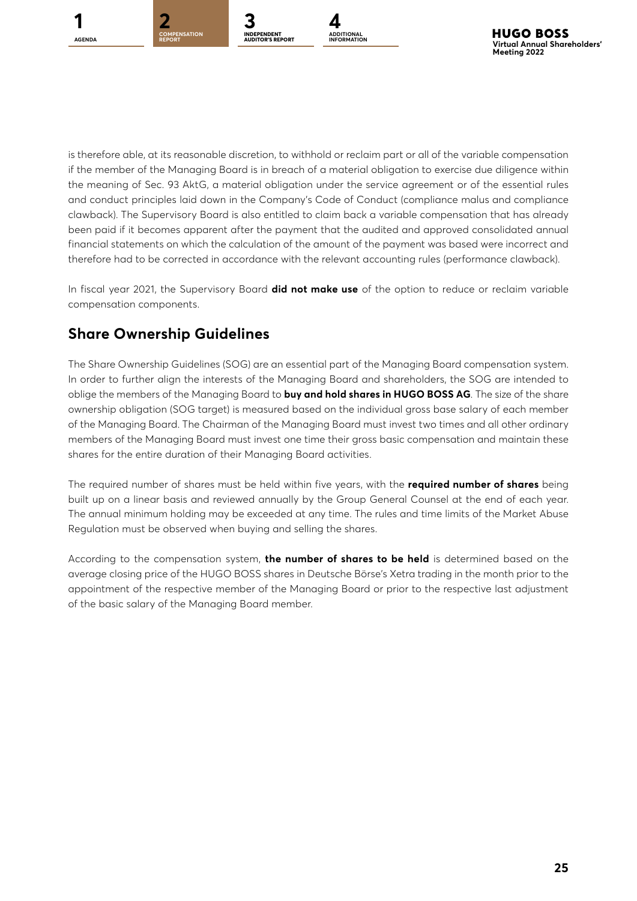is therefore able, at its reasonable discretion, to withhold or reclaim part or all of the variable compensation if the member of the Managing Board is in breach of a material obligation to exercise due diligence within the meaning of Sec. 93 AktG, a material obligation under the service agreement or of the essential rules and conduct principles laid down in the Company's Code of Conduct (compliance malus and compliance clawback). The Supervisory Board is also entitled to claim back a variable compensation that has already been paid if it becomes apparent after the payment that the audited and approved consolidated annual financial statements on which the calculation of the amount of the payment was based were incorrect and therefore had to be corrected in accordance with the relevant accounting rules (performance clawback).

In fiscal year 2021, the Supervisory Board **did not make use** of the option to reduce or reclaim variable compensation components.

## Share Ownership Guidelines

The Share Ownership Guidelines (SOG) are an essential part of the Managing Board compensation system. In order to further align the interests of the Managing Board and shareholders, the SOG are intended to oblige the members of the Managing Board to **buy and hold shares in HUGO BOSS AG**. The size of the share ownership obligation (SOG target) is measured based on the individual gross base salary of each member of the Managing Board. The Chairman of the Managing Board must invest two times and all other ordinary members of the Managing Board must invest one time their gross basic compensation and maintain these shares for the entire duration of their Managing Board activities.

The required number of shares must be held within five years, with the **required number of shares** being built up on a linear basis and reviewed annually by the Group General Counsel at the end of each year. The annual minimum holding may be exceeded at any time. The rules and time limits of the Market Abuse Regulation must be observed when buying and selling the shares.

According to the compensation system, **the number of shares to be held** is determined based on the average closing price of the HUGO BOSS shares in Deutsche Börse's Xetra trading in the month prior to the appointment of the respective member of the Managing Board or prior to the respective last adjustment of the basic salary of the Managing Board member.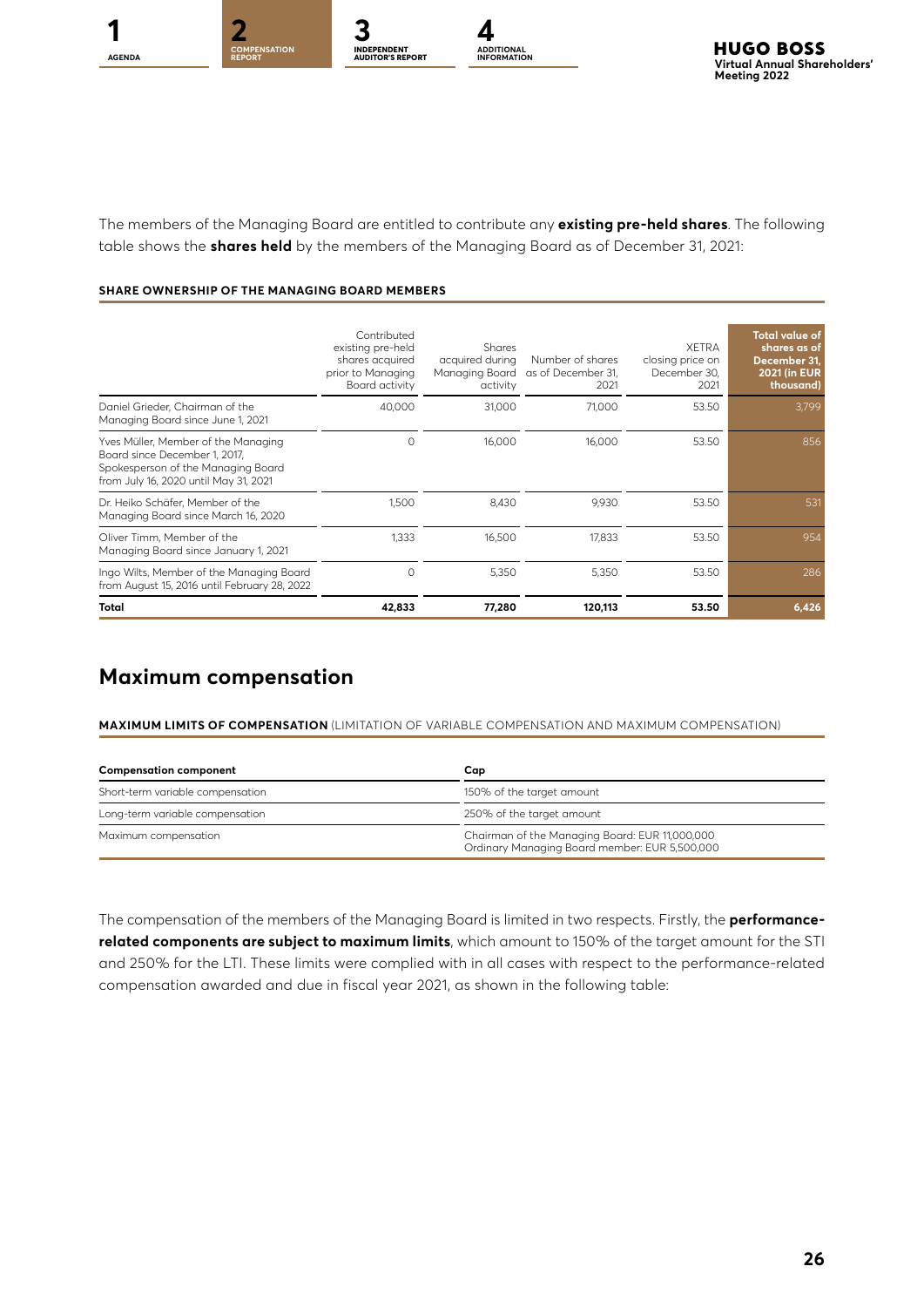The members of the Managing Board are entitled to contribute any **existing pre-held shares**. The following table shows the **shares held** by the members of the Managing Board as of December 31, 2021:

**SHARE OWNERSHIP OF THE MANAGING BOARD MEMBERS**

| | Contributed existing pre-held shares acquired prior to Managing Board activity | Shares acquired during Managing Board activity | Number of shares as of December 31, 2021 | XETRA closing price on December 30, 2021 | Total value of shares as of December 31, 2021 (in EUR thousand) |
|---|---|---|---|---|---|
| Daniel Grieder, Chairman of the Managing Board since June 1, 2021 | 40,000 | 31,000 | 71,000 | 53.50 | 3,799 |
| Yves Müller, Member of the Managing Board since December 1, 2017, Spokesperson of the Managing Board from July 16, 2020 until May 31, 2021 | 0 | 16,000 | 16,000 | 53.50 | 856 |
| Dr. Heiko Schäfer, Member of the Managing Board since March 16, 2020 | 1,500 | 8,430 | 9,930 | 53.50 | 531 |
| Oliver Timm, Member of the Managing Board since January 1, 2021 | 1,333 | 16,500 | 17,833 | 53.50 | 954 |
| Ingo Wilts, Member of the Managing Board from August 15, 2016 until February 28, 2022 | 0 | 5,350 | 5,350 | 53.50 | 286 |
| **Total** | **42,833** | **77,280** | **120,113** | **53.50** | **6,426** |

## Maximum compensation

**MAXIMUM LIMITS OF COMPENSATION** (LIMITATION OF VARIABLE COMPENSATION AND MAXIMUM COMPENSATION)

| Compensation component | Cap |
|---|---|
| Short-term variable compensation | 150% of the target amount |
| Long-term variable compensation | 250% of the target amount |
| Maximum compensation | Chairman of the Managing Board: EUR 11,000,000<br>Ordinary Managing Board member: EUR 5,500,000 |

The compensation of the members of the Managing Board is limited in two respects. Firstly, the **performance-related components are subject to maximum limits**, which amount to 150% of the target amount for the STI and 250% for the LTI. These limits were complied with in all cases with respect to the performance-related compensation awarded and due in fiscal year 2021, as shown in the following table: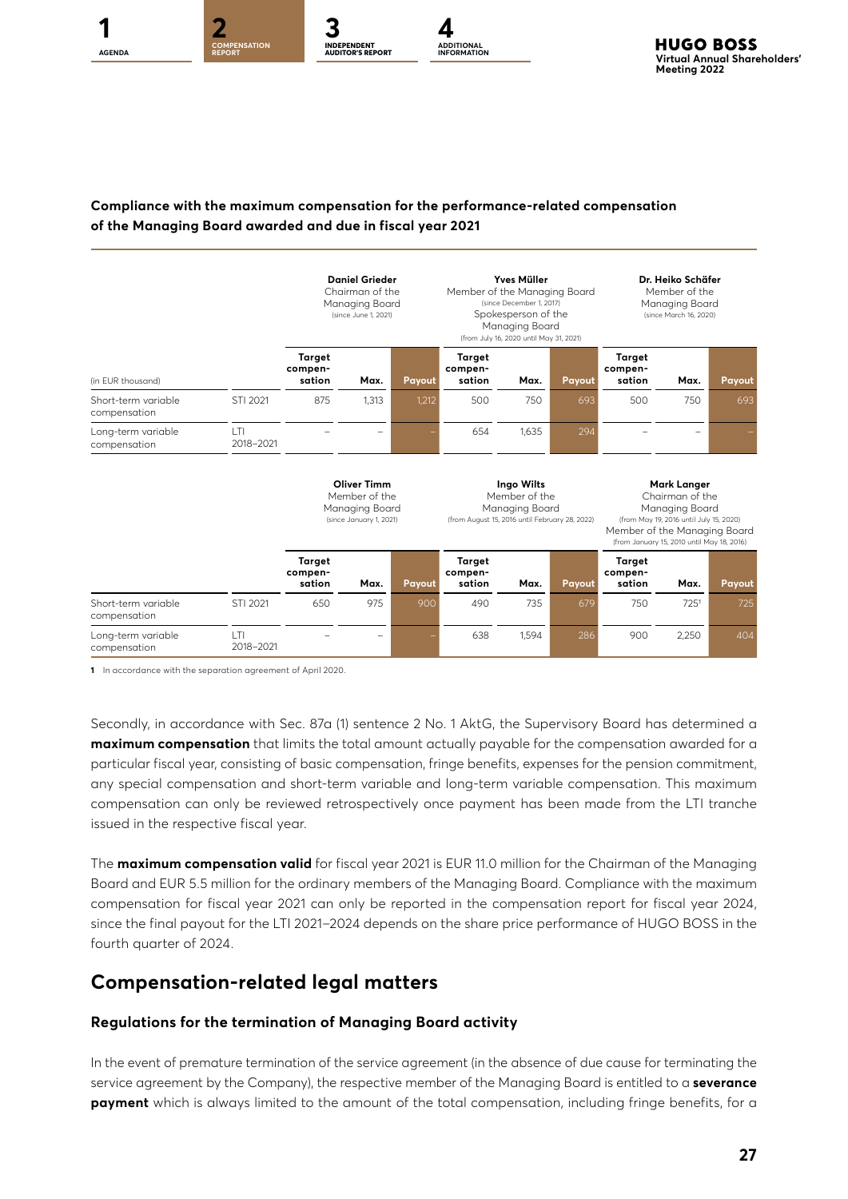#### Compliance with the maximum compensation for the performance-related compensation of the Managing Board awarded and due in fiscal year 2021

| | | **Daniel Grieder** Chairman of the Managing Board (since June 1, 2021) | | | **Yves Müller** Member of the Managing Board (since December 1, 2017) Spokesperson of the Managing Board (from July 16, 2020 until May 31, 2021) | | | **Dr. Heiko Schäfer** Member of the Managing Board (since March 16, 2020) | | |
|---|---|---|---|---|---|---|---|---|---|---|
| (in EUR thousand) | | **Target compen-sation** | **Max.** | **Payout** | **Target compen-sation** | **Max.** | **Payout** | **Target compen-sation** | **Max.** | **Payout** |
| Short-term variable compensation | STI 2021 | 875 | 1,313 | 1,212 | 500 | 750 | 693 | 500 | 750 | 693 |
| Long-term variable compensation | LTI 2018–2021 | – | – | – | 654 | 1,635 | 294 | – | – | – |

| | | **Oliver Timm** Member of the Managing Board (since January 1, 2021) | | | **Ingo Wilts** Member of the Managing Board (from August 15, 2016 until February 28, 2022) | | | **Mark Langer** Chairman of the Managing Board (from May 19, 2016 until July 15, 2020) Member of the Managing Board (from January 15, 2010 until May 18, 2016) | | |
|---|---|---|---|---|---|---|---|---|---|---|
| | | **Target compen-sation** | **Max.** | **Payout** | **Target compen-sation** | **Max.** | **Payout** | **Target compen-sation** | **Max.** | **Payout** |
| Short-term variable compensation | STI 2021 | 650 | 975 | 900 | 490 | 735 | 679 | 750 | 725[1] | 725 |
| Long-term variable compensation | LTI 2018–2021 | – | – | – | 638 | 1,594 | 286 | 900 | 2,250 | 404 |

1 In accordance with the separation agreement of April 2020.

Secondly, in accordance with Sec. 87a (1) sentence 2 No. 1 AktG, the Supervisory Board has determined a **maximum compensation** that limits the total amount actually payable for the compensation awarded for a particular fiscal year, consisting of basic compensation, fringe benefits, expenses for the pension commitment, any special compensation and short-term variable and long-term variable compensation. This maximum compensation can only be reviewed retrospectively once payment has been made from the LTI tranche issued in the respective fiscal year.

The **maximum compensation valid** for fiscal year 2021 is EUR 11.0 million for the Chairman of the Managing Board and EUR 5.5 million for the ordinary members of the Managing Board. Compliance with the maximum compensation for fiscal year 2021 can only be reported in the compensation report for fiscal year 2024, since the final payout for the LTI 2021–2024 depends on the share price performance of HUGO BOSS in the fourth quarter of 2024.

## Compensation-related legal matters

### Regulations for the termination of Managing Board activity

In the event of premature termination of the service agreement (in the absence of due cause for terminating the service agreement by the Company), the respective member of the Managing Board is entitled to a **severance payment** which is always limited to the amount of the total compensation, including fringe benefits, for a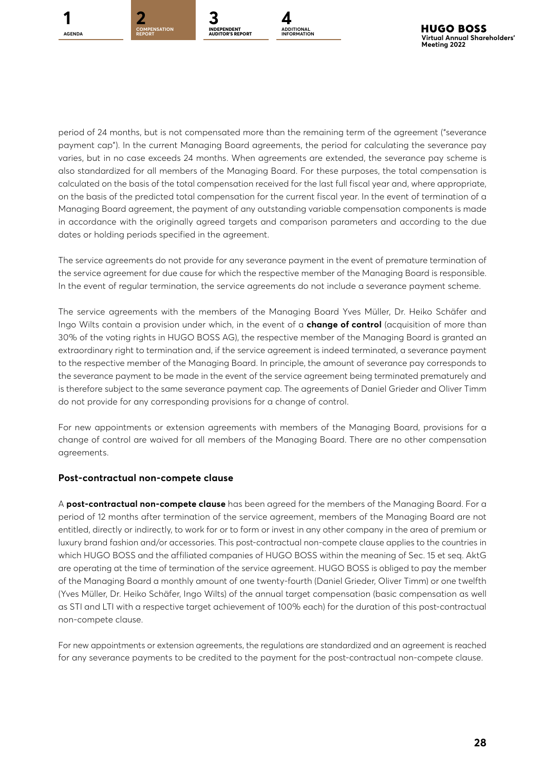period of 24 months, but is not compensated more than the remaining term of the agreement ("severance payment cap"). In the current Managing Board agreements, the period for calculating the severance pay varies, but in no case exceeds 24 months. When agreements are extended, the severance pay scheme is also standardized for all members of the Managing Board. For these purposes, the total compensation is calculated on the basis of the total compensation received for the last full fiscal year and, where appropriate, on the basis of the predicted total compensation for the current fiscal year. In the event of termination of a Managing Board agreement, the payment of any outstanding variable compensation components is made in accordance with the originally agreed targets and comparison parameters and according to the due dates or holding periods specified in the agreement.

The service agreements do not provide for any severance payment in the event of premature termination of the service agreement for due cause for which the respective member of the Managing Board is responsible. In the event of regular termination, the service agreements do not include a severance payment scheme.

The service agreements with the members of the Managing Board Yves Müller, Dr. Heiko Schäfer and Ingo Wilts contain a provision under which, in the event of a **change of control** (acquisition of more than 30% of the voting rights in HUGO BOSS AG), the respective member of the Managing Board is granted an extraordinary right to termination and, if the service agreement is indeed terminated, a severance payment to the respective member of the Managing Board. In principle, the amount of severance pay corresponds to the severance payment to be made in the event of the service agreement being terminated prematurely and is therefore subject to the same severance payment cap. The agreements of Daniel Grieder and Oliver Timm do not provide for any corresponding provisions for a change of control.

For new appointments or extension agreements with members of the Managing Board, provisions for a change of control are waived for all members of the Managing Board. There are no other compensation agreements.

### Post-contractual non-compete clause

A **post-contractual non-compete clause** has been agreed for the members of the Managing Board. For a period of 12 months after termination of the service agreement, members of the Managing Board are not entitled, directly or indirectly, to work for or to form or invest in any other company in the area of premium or luxury brand fashion and/or accessories. This post-contractual non-compete clause applies to the countries in which HUGO BOSS and the affiliated companies of HUGO BOSS within the meaning of Sec. 15 et seq. AktG are operating at the time of termination of the service agreement. HUGO BOSS is obliged to pay the member of the Managing Board a monthly amount of one twenty-fourth (Daniel Grieder, Oliver Timm) or one twelfth (Yves Müller, Dr. Heiko Schäfer, Ingo Wilts) of the annual target compensation (basic compensation as well as STI and LTI with a respective target achievement of 100% each) for the duration of this post-contractual non-compete clause.

For new appointments or extension agreements, the regulations are standardized and an agreement is reached for any severance payments to be credited to the payment for the post-contractual non-compete clause.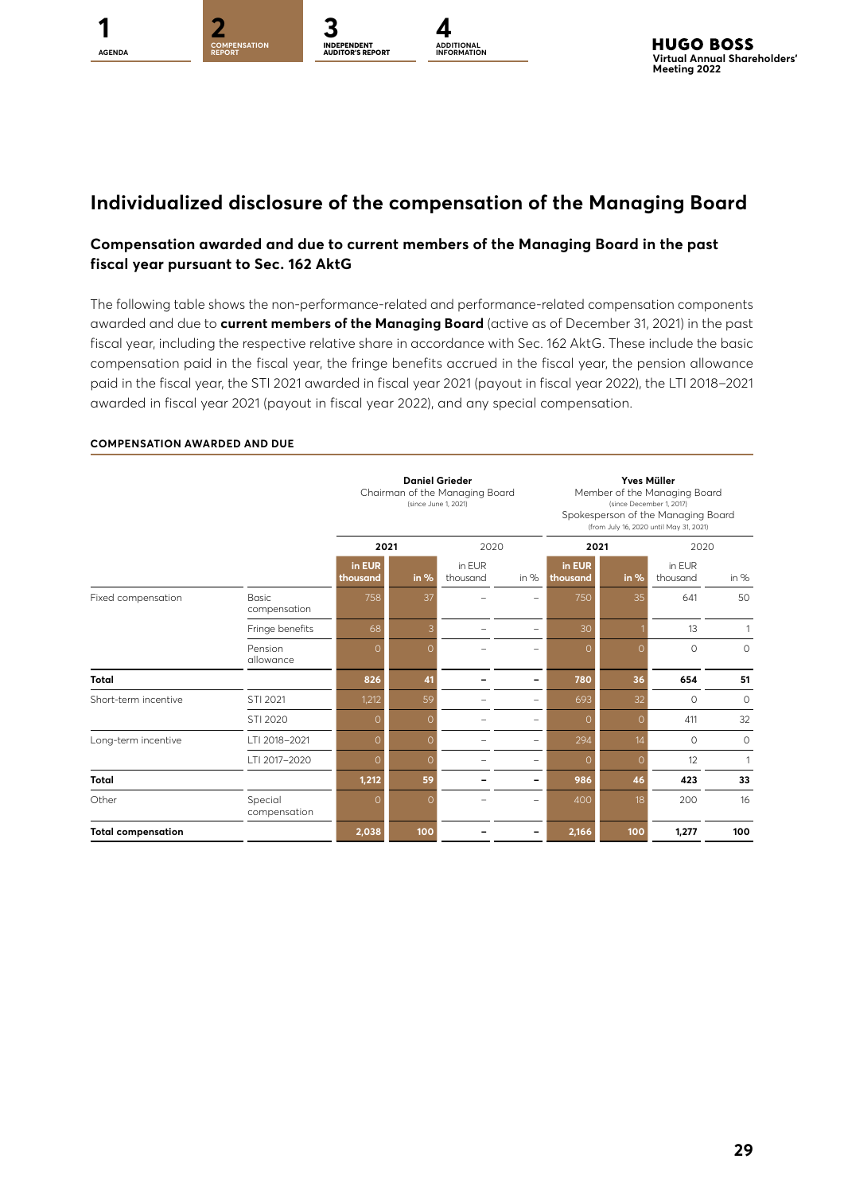# Individualized disclosure of the compensation of the Managing Board

## Compensation awarded and due to current members of the Managing Board in the past fiscal year pursuant to Sec. 162 AktG

The following table shows the non-performance-related and performance-related compensation components awarded and due to **current members of the Managing Board** (active as of December 31, 2021) in the past fiscal year, including the respective relative share in accordance with Sec. 162 AktG. These include the basic compensation paid in the fiscal year, the fringe benefits accrued in the fiscal year, the pension allowance paid in the fiscal year, the STI 2021 awarded in fiscal year 2021 (payout in fiscal year 2022), the LTI 2018–2021 awarded in fiscal year 2021 (payout in fiscal year 2022), and any special compensation.

**COMPENSATION AWARDED AND DUE**

| | | **Daniel Grieder** Chairman of the Managing Board (since June 1, 2021) | | | | **Yves Müller** Member of the Managing Board (since December 1, 2017) Spokesperson of the Managing Board (from July 16, 2020 until May 31, 2021) | | | |
|---|---|---|---|---|---|---|---|---|---|
| | | **2021** | | 2020 | | **2021** | | 2020 | |
| | | **in EUR thousand** | **in %** | in EUR thousand | in % | **in EUR thousand** | **in %** | in EUR thousand | in % |
| Fixed compensation | Basic compensation | 758 | 37 | – | – | 750 | 35 | 641 | 50 |
| | Fringe benefits | 68 | 3 | – | – | 30 | 1 | 13 | 1 |
| | Pension allowance | 0 | 0 | – | – | 0 | 0 | 0 | 0 |
| **Total** | | **826** | **41** | **–** | **–** | **780** | **36** | **654** | **51** |
| Short-term incentive | STI 2021 | 1,212 | 59 | – | – | 693 | 32 | 0 | 0 |
| | STI 2020 | 0 | 0 | – | – | 0 | 0 | 411 | 32 |
| Long-term incentive | LTI 2018–2021 | 0 | 0 | – | – | 294 | 14 | 0 | 0 |
| | LTI 2017–2020 | 0 | 0 | – | – | 0 | 0 | 12 | 1 |
| **Total** | | **1,212** | **59** | **–** | **–** | **986** | **46** | **423** | **33** |
| Other | Special compensation | 0 | 0 | – | – | 400 | 18 | 200 | 16 |
| **Total compensation** | | **2,038** | **100** | **–** | **–** | **2,166** | **100** | **1,277** | **100** |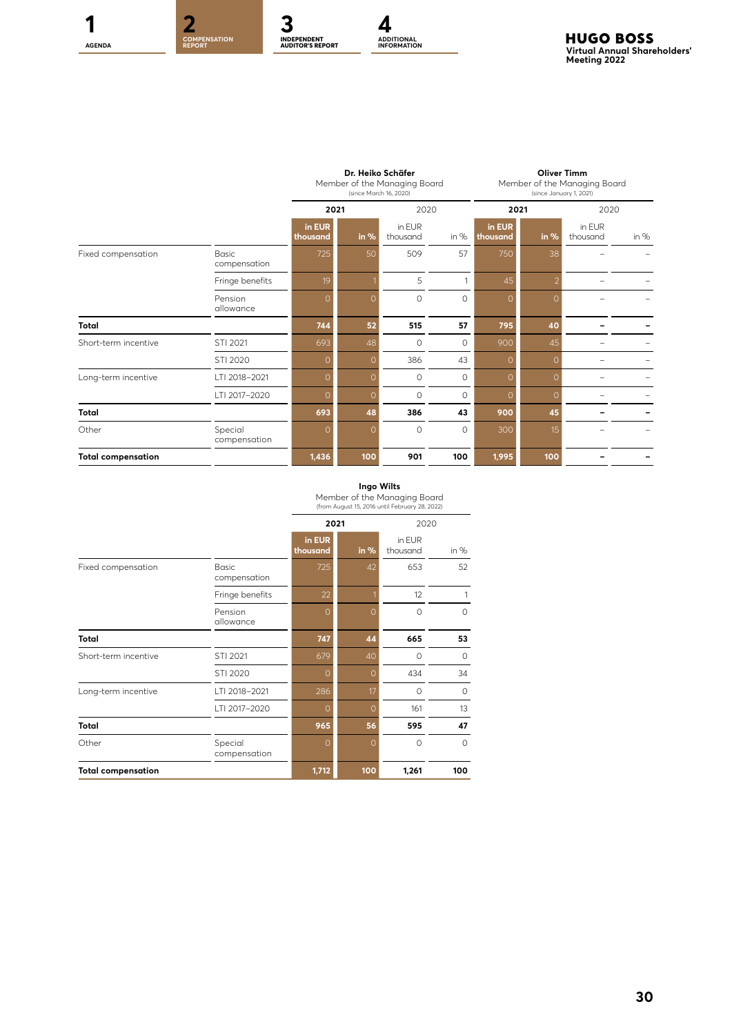| | | Dr. Heiko Schäfer<br>Member of the Managing Board<br>(since March 16, 2020) | | | | Oliver Timm<br>Member of the Managing Board<br>(since January 1, 2021) | | | |
|---|---|---|---|---|---|---|---|---|---|
| | | **2021** | | 2020 | | **2021** | | 2020 | |
| | | **in EUR thousand** | **in %** | in EUR thousand | in % | **in EUR thousand** | **in %** | in EUR thousand | in % |
| Fixed compensation | Basic compensation | 725 | 50 | 509 | 57 | 750 | 38 | – | – |
| | Fringe benefits | 19 | 1 | 5 | 1 | 45 | 2 | – | – |
| | Pension allowance | 0 | 0 | 0 | 0 | 0 | 0 | – | – |
| **Total** | | **744** | **52** | **515** | **57** | **795** | **40** | **–** | **–** |
| Short-term incentive | STI 2021 | 693 | 48 | 0 | 0 | 900 | 45 | – | – |
| | STI 2020 | 0 | 0 | 386 | 43 | 0 | 0 | – | – |
| Long-term incentive | LTI 2018–2021 | 0 | 0 | 0 | 0 | 0 | 0 | – | – |
| | LTI 2017–2020 | 0 | 0 | 0 | 0 | 0 | 0 | – | – |
| **Total** | | **693** | **48** | **386** | **43** | **900** | **45** | **–** | **–** |
| Other | Special compensation | 0 | 0 | 0 | 0 | 300 | 15 | – | – |
| **Total compensation** | | **1,436** | **100** | **901** | **100** | **1,995** | **100** | **–** | **–** |

| | | Ingo Wilts<br>Member of the Managing Board<br>(from August 15, 2016 until February 28, 2022) | | | |
|---|---|---|---|---|---|
| | | **2021** | | 2020 | |
| | | **in EUR thousand** | **in %** | in EUR thousand | in % |
| Fixed compensation | Basic compensation | 725 | 42 | 653 | 52 |
| | Fringe benefits | 22 | 1 | 12 | 1 |
| | Pension allowance | 0 | 0 | 0 | 0 |
| **Total** | | **747** | **44** | **665** | **53** |
| Short-term incentive | STI 2021 | 679 | 40 | 0 | 0 |
| | STI 2020 | 0 | 0 | 434 | 34 |
| Long-term incentive | LTI 2018–2021 | 286 | 17 | 0 | 0 |
| | LTI 2017–2020 | 0 | 0 | 161 | 13 |
| **Total** | | **965** | **56** | **595** | **47** |
| Other | Special compensation | 0 | 0 | 0 | 0 |
| **Total compensation** | | **1,712** | **100** | **1,261** | **100** |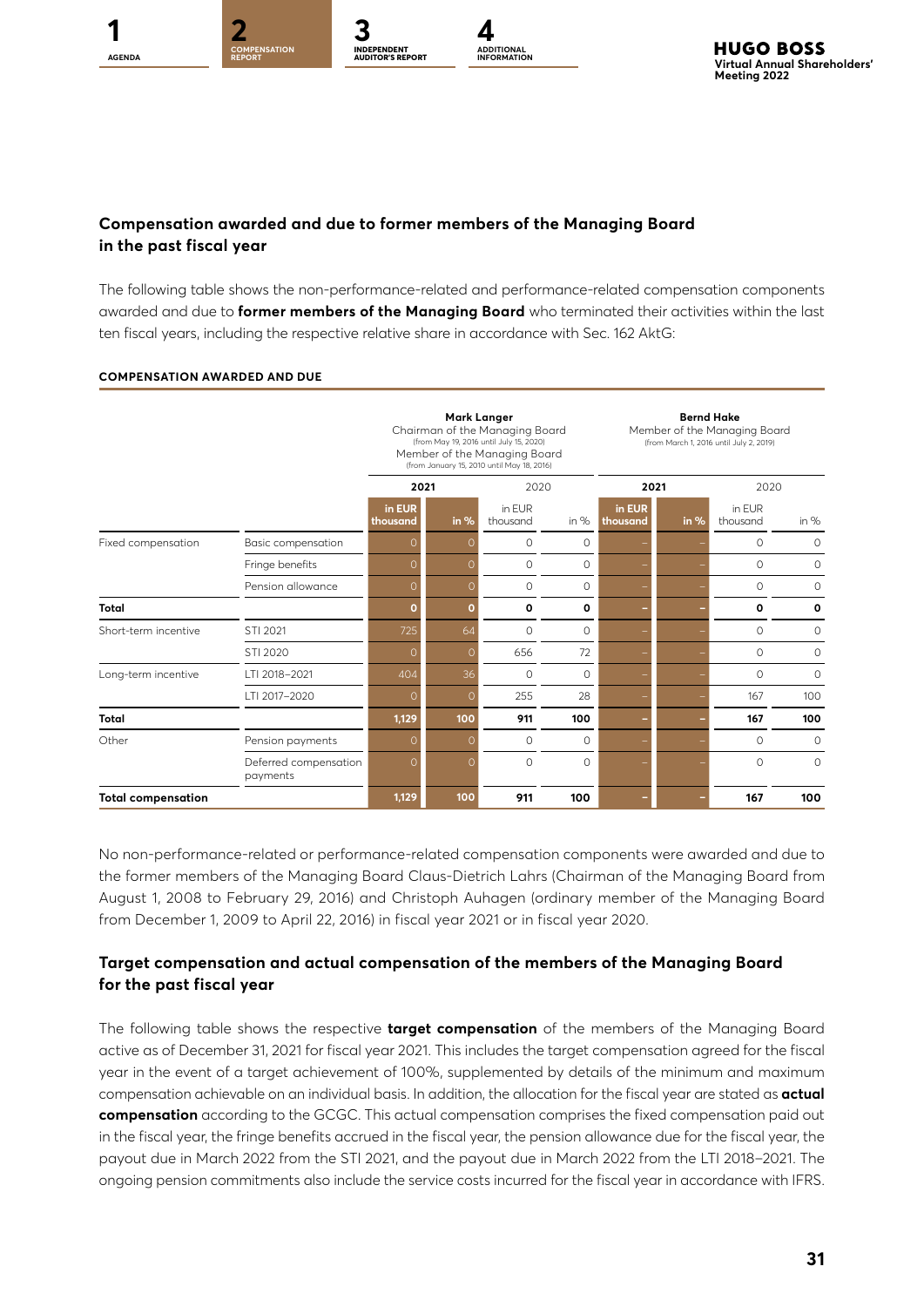## Compensation awarded and due to former members of the Managing Board in the past fiscal year

The following table shows the non-performance-related and performance-related compensation components awarded and due to **former members of the Managing Board** who terminated their activities within the last ten fiscal years, including the respective relative share in accordance with Sec. 162 AktG:

**COMPENSATION AWARDED AND DUE**

| | | **Mark Langer** Chairman of the Managing Board (from May 19, 2016 until July 15, 2020) Member of the Managing Board (from January 15, 2010 until May 18, 2016) | | | | **Bernd Hake** Member of the Managing Board (from March 1, 2016 until July 2, 2019) | | | |
|---|---|---|---|---|---|---|---|---|---|
| | | **2021** | | 2020 | | **2021** | | 2020 | |
| | | **in EUR thousand** | **in %** | in EUR thousand | in % | **in EUR thousand** | **in %** | in EUR thousand | in % |
| Fixed compensation | Basic compensation | 0 | 0 | 0 | 0 | – | – | 0 | 0 |
| | Fringe benefits | 0 | 0 | 0 | 0 | – | – | 0 | 0 |
| | Pension allowance | 0 | 0 | 0 | 0 | – | – | 0 | 0 |
| **Total** | | **0** | **0** | **0** | **0** | **–** | **–** | **0** | **0** |
| Short-term incentive | STI 2021 | 725 | 64 | 0 | 0 | – | – | 0 | 0 |
| | STI 2020 | 0 | 0 | 656 | 72 | – | – | 0 | 0 |
| Long-term incentive | LTI 2018–2021 | 404 | 36 | 0 | 0 | – | – | 0 | 0 |
| | LTI 2017–2020 | 0 | 0 | 255 | 28 | – | – | 167 | 100 |
| **Total** | | **1,129** | **100** | **911** | **100** | **–** | **–** | **167** | **100** |
| Other | Pension payments | 0 | 0 | 0 | 0 | – | – | 0 | 0 |
| | Deferred compensation payments | 0 | 0 | 0 | 0 | – | – | 0 | 0 |
| **Total compensation** | | **1,129** | **100** | **911** | **100** | **–** | **–** | **167** | **100** |

No non-performance-related or performance-related compensation components were awarded and due to the former members of the Managing Board Claus-Dietrich Lahrs (Chairman of the Managing Board from August 1, 2008 to February 29, 2016) and Christoph Auhagen (ordinary member of the Managing Board from December 1, 2009 to April 22, 2016) in fiscal year 2021 or in fiscal year 2020.

## Target compensation and actual compensation of the members of the Managing Board for the past fiscal year

The following table shows the respective **target compensation** of the members of the Managing Board active as of December 31, 2021 for fiscal year 2021. This includes the target compensation agreed for the fiscal year in the event of a target achievement of 100%, supplemented by details of the minimum and maximum compensation achievable on an individual basis. In addition, the allocation for the fiscal year are stated as **actual compensation** according to the GCGC. This actual compensation comprises the fixed compensation paid out in the fiscal year, the fringe benefits accrued in the fiscal year, the pension allowance due for the fiscal year, the payout due in March 2022 from the STI 2021, and the payout due in March 2022 from the LTI 2018–2021. The ongoing pension commitments also include the service costs incurred for the fiscal year in accordance with IFRS.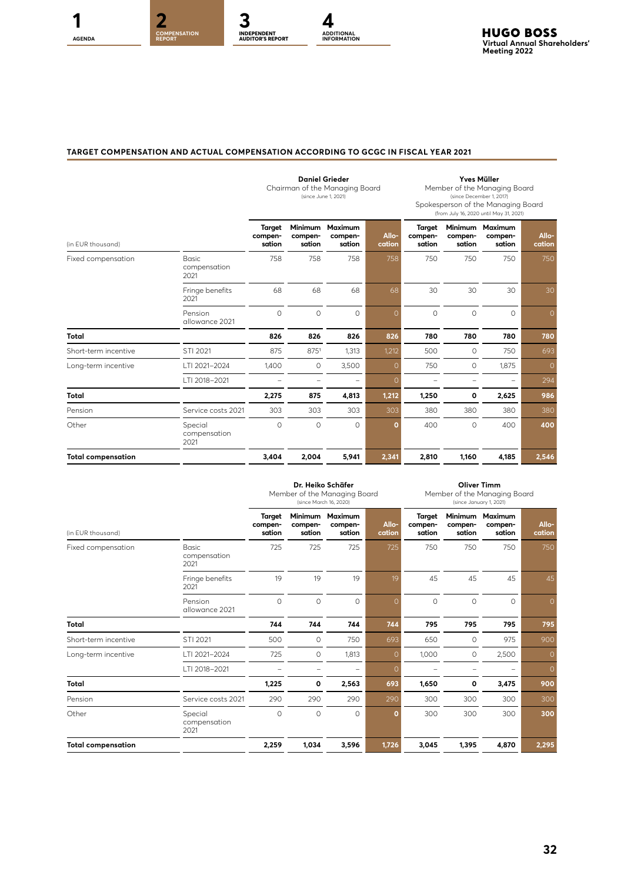## TARGET COMPENSATION AND ACTUAL COMPENSATION ACCORDING TO GCGC IN FISCAL YEAR 2021

| (in EUR thousand) | | Daniel Grieder Chairman of the Managing Board (since June 1, 2021) | | | | Yves Müller Member of the Managing Board (since December 1, 2017) Spokesperson of the Managing Board (from July 16, 2020 until May 31, 2021) | | | |
|---|---|---|---|---|---|---|---|---|---|
| | | Target compen-sation | Minimum compen-sation | Maximum compen-sation | Allo-cation | Target compen-sation | Minimum compen-sation | Maximum compen-sation | Allo-cation |
| Fixed compensation | Basic compensation 2021 | 758 | 758 | 758 | 758 | 750 | 750 | 750 | 750 |
| | Fringe benefits 2021 | 68 | 68 | 68 | 68 | 30 | 30 | 30 | 30 |
| | Pension allowance 2021 | 0 | 0 | 0 | 0 | 0 | 0 | 0 | 0 |
| **Total** | | **826** | **826** | **826** | **826** | **780** | **780** | **780** | **780** |
| Short-term incentive | STI 2021 | 875 | 875[1] | 1,313 | 1,212 | 500 | 0 | 750 | 693 |
| Long-term incentive | LTI 2021–2024 | 1,400 | 0 | 3,500 | 0 | 750 | 0 | 1,875 | 0 |
| | LTI 2018–2021 | – | – | – | 0 | – | – | – | 294 |
| **Total** | | **2,275** | **875** | **4,813** | **1,212** | **1,250** | **0** | **2,625** | **986** |
| Pension | Service costs 2021 | 303 | 303 | 303 | 303 | 380 | 380 | 380 | 380 |
| Other | Special compensation 2021 | 0 | 0 | 0 | **0** | 400 | 0 | 400 | **400** |
| **Total compensation** | | **3,404** | **2,004** | **5,941** | **2,341** | **2,810** | **1,160** | **4,185** | **2,546** |

| (in EUR thousand) | | Dr. Heiko Schäfer Member of the Managing Board (since March 16, 2020) | | | | Oliver Timm Member of the Managing Board (since January 1, 2021) | | | |
|---|---|---|---|---|---|---|---|---|---|
| | | Target compen-sation | Minimum compen-sation | Maximum compen-sation | Allo-cation | Target compen-sation | Minimum compen-sation | Maximum compen-sation | Allo-cation |
| Fixed compensation | Basic compensation 2021 | 725 | 725 | 725 | 725 | 750 | 750 | 750 | 750 |
| | Fringe benefits 2021 | 19 | 19 | 19 | 19 | 45 | 45 | 45 | 45 |
| | Pension allowance 2021 | 0 | 0 | 0 | 0 | 0 | 0 | 0 | 0 |
| **Total** | | **744** | **744** | **744** | **744** | **795** | **795** | **795** | **795** |
| Short-term incentive | STI 2021 | 500 | 0 | 750 | 693 | 650 | 0 | 975 | 900 |
| Long-term incentive | LTI 2021–2024 | 725 | 0 | 1,813 | 0 | 1,000 | 0 | 2,500 | 0 |
| | LTI 2018–2021 | – | – | – | 0 | – | – | – | 0 |
| **Total** | | **1,225** | **0** | **2,563** | **693** | **1,650** | **0** | **3,475** | **900** |
| Pension | Service costs 2021 | 290 | 290 | 290 | 290 | 300 | 300 | 300 | 300 |
| Other | Special compensation 2021 | 0 | 0 | 0 | **0** | 300 | 300 | 300 | **300** |
| **Total compensation** | | **2,259** | **1,034** | **3,596** | **1,726** | **3,045** | **1,395** | **4,870** | **2,295** |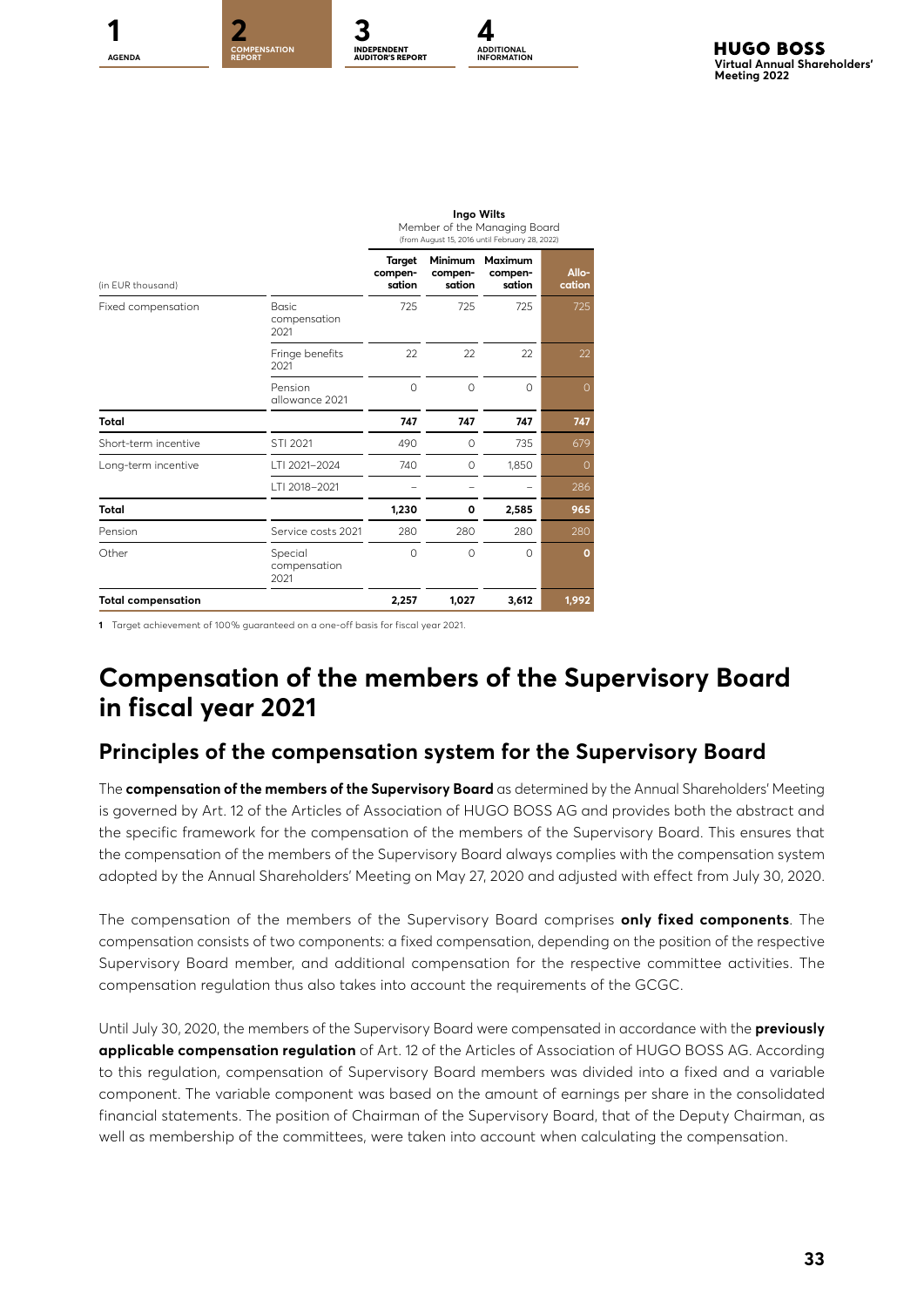| (in EUR thousand) | | Ingo Wilts<br>Member of the Managing Board<br>(from August 15, 2016 until February 28, 2022) | | | |
|---|---|---|---|---|---|
| | | Target compen-sation | Minimum compen-sation | Maximum compen-sation | Allo-cation |
| Fixed compensation | Basic compensation 2021 | 725 | 725 | 725 | 725 |
| | Fringe benefits 2021 | 22 | 22 | 22 | 22 |
| | Pension allowance 2021 | 0 | 0 | 0 | 0 |
| **Total** | | **747** | **747** | **747** | **747** |
| Short-term incentive | STI 2021 | 490 | 0 | 735 | 679 |
| Long-term incentive | LTI 2021–2024 | 740 | 0 | 1,850 | 0 |
| | LTI 2018–2021 | – | – | – | 286 |
| **Total** | | **1,230** | **0** | **2,585** | **965** |
| Pension | Service costs 2021 | 280 | 280 | 280 | 280 |
| Other | Special compensation 2021 | 0 | 0 | 0 | **0** |
| **Total compensation** | | **2,257** | **1,027** | **3,612** | **1,992** |

**1** Target achievement of 100% guaranteed on a one-off basis for fiscal year 2021.

# Compensation of the members of the Supervisory Board in fiscal year 2021

## Principles of the compensation system for the Supervisory Board

The **compensation of the members of the Supervisory Board** as determined by the Annual Shareholders' Meeting is governed by Art. 12 of the Articles of Association of HUGO BOSS AG and provides both the abstract and the specific framework for the compensation of the members of the Supervisory Board. This ensures that the compensation of the members of the Supervisory Board always complies with the compensation system adopted by the Annual Shareholders' Meeting on May 27, 2020 and adjusted with effect from July 30, 2020.

The compensation of the members of the Supervisory Board comprises **only fixed components**. The compensation consists of two components: a fixed compensation, depending on the position of the respective Supervisory Board member, and additional compensation for the respective committee activities. The compensation regulation thus also takes into account the requirements of the GCGC.

Until July 30, 2020, the members of the Supervisory Board were compensated in accordance with the **previously applicable compensation regulation** of Art. 12 of the Articles of Association of HUGO BOSS AG. According to this regulation, compensation of Supervisory Board members was divided into a fixed and a variable component. The variable component was based on the amount of earnings per share in the consolidated financial statements. The position of Chairman of the Supervisory Board, that of the Deputy Chairman, as well as membership of the committees, were taken into account when calculating the compensation.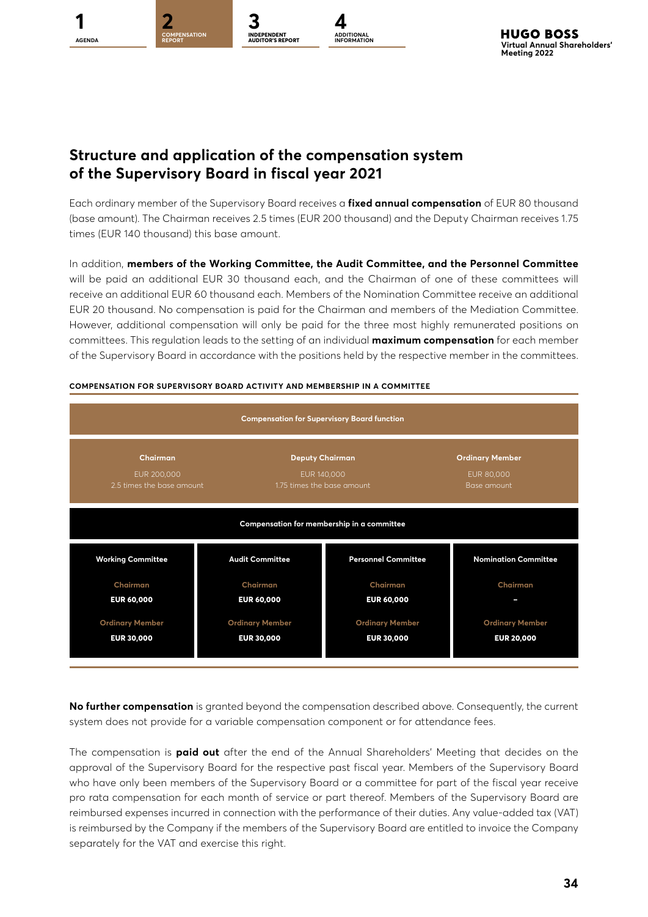## Structure and application of the compensation system of the Supervisory Board in fiscal year 2021

Each ordinary member of the Supervisory Board receives a **fixed annual compensation** of EUR 80 thousand (base amount). The Chairman receives 2.5 times (EUR 200 thousand) and the Deputy Chairman receives 1.75 times (EUR 140 thousand) this base amount.

In addition, **members of the Working Committee, the Audit Committee, and the Personnel Committee** will be paid an additional EUR 30 thousand each, and the Chairman of one of these committees will receive an additional EUR 60 thousand each. Members of the Nomination Committee receive an additional EUR 20 thousand. No compensation is paid for the Chairman and members of the Mediation Committee. However, additional compensation will only be paid for the three most highly remunerated positions on committees. This regulation leads to the setting of an individual **maximum compensation** for each member of the Supervisory Board in accordance with the positions held by the respective member in the committees.

**COMPENSATION FOR SUPERVISORY BOARD ACTIVITY AND MEMBERSHIP IN A COMMITTEE**

**Compensation for Supervisory Board function**

| Chairman | Deputy Chairman | Ordinary Member |
|---|---|---|
| EUR 200,000<br>2.5 times the base amount | EUR 140,000<br>1.75 times the base amount | EUR 80,000<br>Base amount |

**Compensation for membership in a committee**

| | Working Committee | Audit Committee | Personnel Committee | Nomination Committee |
|---|---|---|---|---|
| Chairman | EUR 60,000 | EUR 60,000 | EUR 60,000 | – |
| Ordinary Member | EUR 30,000 | EUR 30,000 | EUR 30,000 | EUR 20,000 |

**No further compensation** is granted beyond the compensation described above. Consequently, the current system does not provide for a variable compensation component or for attendance fees.

The compensation is **paid out** after the end of the Annual Shareholders' Meeting that decides on the approval of the Supervisory Board for the respective past fiscal year. Members of the Supervisory Board who have only been members of the Supervisory Board or a committee for part of the fiscal year receive pro rata compensation for each month of service or part thereof. Members of the Supervisory Board are reimbursed expenses incurred in connection with the performance of their duties. Any value-added tax (VAT) is reimbursed by the Company if the members of the Supervisory Board are entitled to invoice the Company separately for the VAT and exercise this right.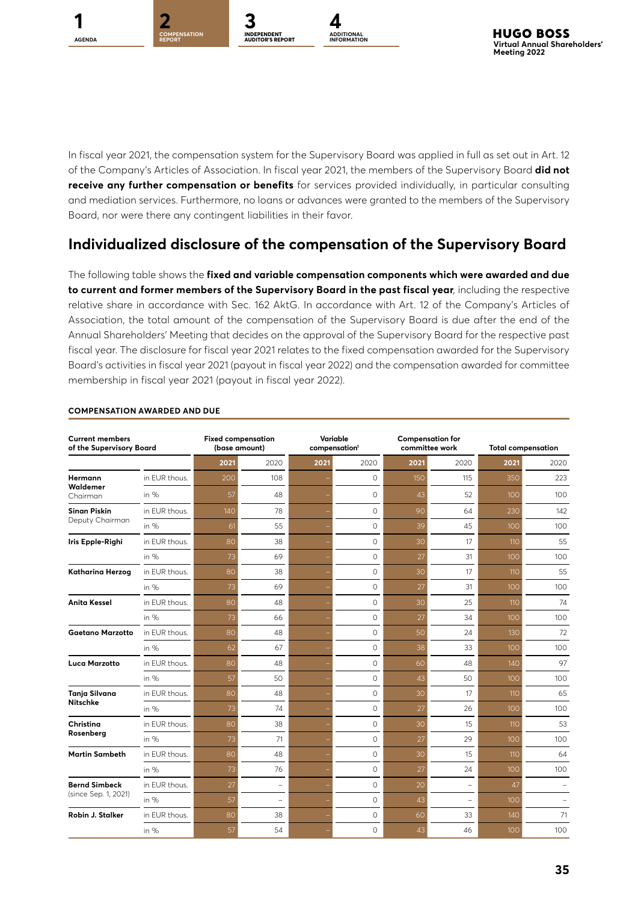In fiscal year 2021, the compensation system for the Supervisory Board was applied in full as set out in Art. 12 of the Company's Articles of Association. In fiscal year 2021, the members of the Supervisory Board **did not receive any further compensation or benefits** for services provided individually, in particular consulting and mediation services. Furthermore, no loans or advances were granted to the members of the Supervisory Board, nor were there any contingent liabilities in their favor.

## Individualized disclosure of the compensation of the Supervisory Board

The following table shows the **fixed and variable compensation components which were awarded and due to current and former members of the Supervisory Board in the past fiscal year**, including the respective relative share in accordance with Sec. 162 AktG. In accordance with Art. 12 of the Company's Articles of Association, the total amount of the compensation of the Supervisory Board is due after the end of the Annual Shareholders' Meeting that decides on the approval of the Supervisory Board for the respective past fiscal year. The disclosure for fiscal year 2021 relates to the fixed compensation awarded for the Supervisory Board's activities in fiscal year 2021 (payout in fiscal year 2022) and the compensation awarded for committee membership in fiscal year 2021 (payout in fiscal year 2022).

**COMPENSATION AWARDED AND DUE**

| Current members of the Supervisory Board | | Fixed compensation (base amount) | | Variable compensation[1] | | Compensation for committee work | | Total compensation | |
|---|---|---|---|---|---|---|---|---|---|
| | | 2021 | 2020 | 2021 | 2020 | 2021 | 2020 | 2021 | 2020 |
| **Hermann Waldemer** Chairman | in EUR thous. | 200 | 108 | – | 0 | 150 | 115 | 350 | 223 |
| | in % | 57 | 48 | – | 0 | 43 | 52 | 100 | 100 |
| **Sinan Piskin** Deputy Chairman | in EUR thous. | 140 | 78 | – | 0 | 90 | 64 | 230 | 142 |
| | in % | 61 | 55 | – | 0 | 39 | 45 | 100 | 100 |
| **Iris Epple-Righi** | in EUR thous. | 80 | 38 | – | 0 | 30 | 17 | 110 | 55 |
| | in % | 73 | 69 | – | 0 | 27 | 31 | 100 | 100 |
| **Katharina Herzog** | in EUR thous. | 80 | 38 | – | 0 | 30 | 17 | 110 | 55 |
| | in % | 73 | 69 | – | 0 | 27 | 31 | 100 | 100 |
| **Anita Kessel** | in EUR thous. | 80 | 48 | – | 0 | 30 | 25 | 110 | 74 |
| | in % | 73 | 66 | – | 0 | 27 | 34 | 100 | 100 |
| **Gaetano Marzotto** | in EUR thous. | 80 | 48 | – | 0 | 50 | 24 | 130 | 72 |
| | in % | 62 | 67 | – | 0 | 38 | 33 | 100 | 100 |
| **Luca Marzotto** | in EUR thous. | 80 | 48 | – | 0 | 60 | 48 | 140 | 97 |
| | in % | 57 | 50 | – | 0 | 43 | 50 | 100 | 100 |
| **Tanja Silvana Nitschke** | in EUR thous. | 80 | 48 | – | 0 | 30 | 17 | 110 | 65 |
| | in % | 73 | 74 | – | 0 | 27 | 26 | 100 | 100 |
| **Christina Rosenberg** | in EUR thous. | 80 | 38 | – | 0 | 30 | 15 | 110 | 53 |
| | in % | 73 | 71 | – | 0 | 27 | 29 | 100 | 100 |
| **Martin Sambeth** | in EUR thous. | 80 | 48 | – | 0 | 30 | 15 | 110 | 64 |
| | in % | 73 | 76 | – | 0 | 27 | 24 | 100 | 100 |
| **Bernd Simbeck** (since Sep. 1, 2021) | in EUR thous. | 27 | – | – | 0 | 20 | – | 47 | – |
| | in % | 57 | – | – | 0 | 43 | – | 100 | – |
| **Robin J. Stalker** | in EUR thous. | 80 | 38 | – | 0 | 60 | 33 | 140 | 71 |
| | in % | 57 | 54 | – | 0 | 43 | 46 | 100 | 100 |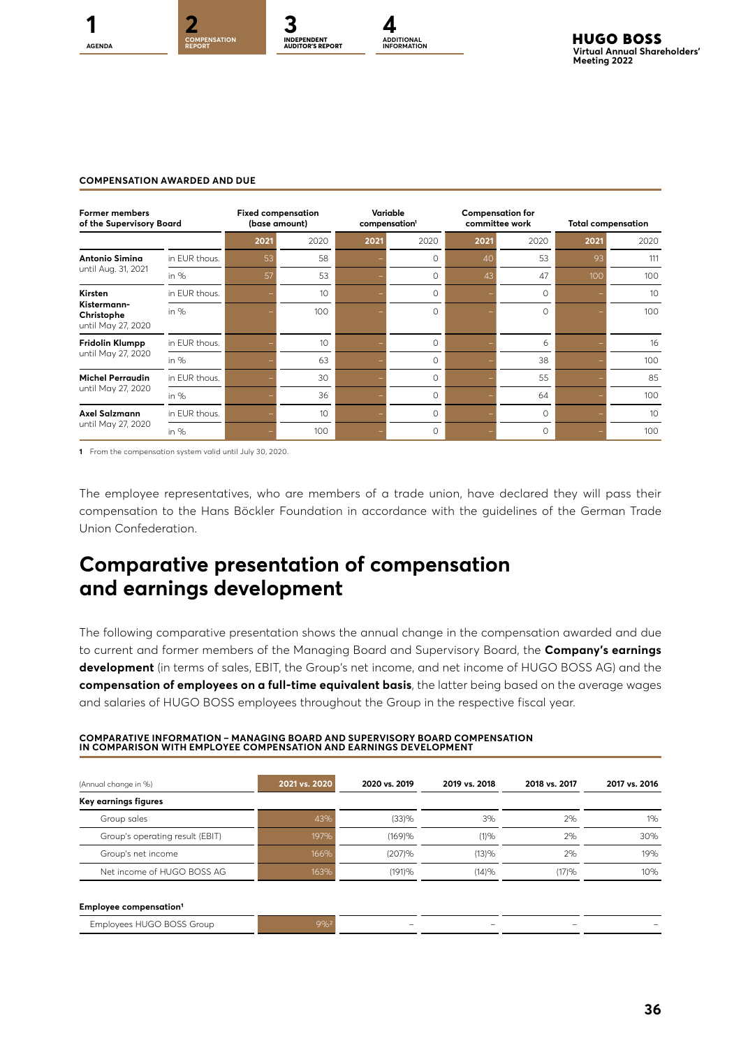**COMPENSATION AWARDED AND DUE**

| Former members of the Supervisory Board | | Fixed compensation (base amount) | | Variable compensation[1] | | Compensation for committee work | | Total compensation | |
|---|---|---|---|---|---|---|---|---|---|
| | | 2021 | 2020 | 2021 | 2020 | 2021 | 2020 | 2021 | 2020 |
| **Antonio Simina** until Aug. 31, 2021 | in EUR thous. | 53 | 58 | – | 0 | 40 | 53 | 93 | 111 |
| | in % | 57 | 53 | – | 0 | 43 | 47 | 100 | 100 |
| **Kirsten Kistermann-Christophe** until May 27, 2020 | in EUR thous. | – | 10 | – | 0 | – | 0 | – | 10 |
| | in % | – | 100 | – | 0 | – | 0 | – | 100 |
| **Fridolin Klumpp** until May 27, 2020 | in EUR thous. | – | 10 | – | 0 | – | 6 | – | 16 |
| | in % | – | 63 | – | 0 | – | 38 | – | 100 |
| **Michel Perraudin** until May 27, 2020 | in EUR thous. | – | 30 | – | 0 | – | 55 | – | 85 |
| | in % | – | 36 | – | 0 | – | 64 | – | 100 |
| **Axel Salzmann** until May 27, 2020 | in EUR thous. | – | 10 | – | 0 | – | 0 | – | 10 |
| | in % | – | 100 | – | 0 | – | 0 | – | 100 |

1 From the compensation system valid until July 30, 2020.

The employee representatives, who are members of a trade union, have declared they will pass their compensation to the Hans Böckler Foundation in accordance with the guidelines of the German Trade Union Confederation.

# Comparative presentation of compensation and earnings development

The following comparative presentation shows the annual change in the compensation awarded and due to current and former members of the Managing Board and Supervisory Board, the **Company's earnings development** (in terms of sales, EBIT, the Group's net income, and net income of HUGO BOSS AG) and the **compensation of employees on a full-time equivalent basis**, the latter being based on the average wages and salaries of HUGO BOSS employees throughout the Group in the respective fiscal year.

**COMPARATIVE INFORMATION – MANAGING BOARD AND SUPERVISORY BOARD COMPENSATION IN COMPARISON WITH EMPLOYEE COMPENSATION AND EARNINGS DEVELOPMENT**

| (Annual change in %) | 2021 vs. 2020 | 2020 vs. 2019 | 2019 vs. 2018 | 2018 vs. 2017 | 2017 vs. 2016 |
|---|---|---|---|---|---|
| **Key earnings figures** | | | | | |
| Group sales | 43% | (33)% | 3% | 2% | 1% |
| Group's operating result (EBIT) | 197% | (169)% | (1)% | 2% | 30% |
| Group's net income | 166% | (207)% | (13)% | 2% | 19% |
| Net income of HUGO BOSS AG | 163% | (191)% | (14)% | (17)% | 10% |
| **Employee compensation[1]** | | | | | |
| Employees HUGO BOSS Group | 9%[2] | – | – | – | – |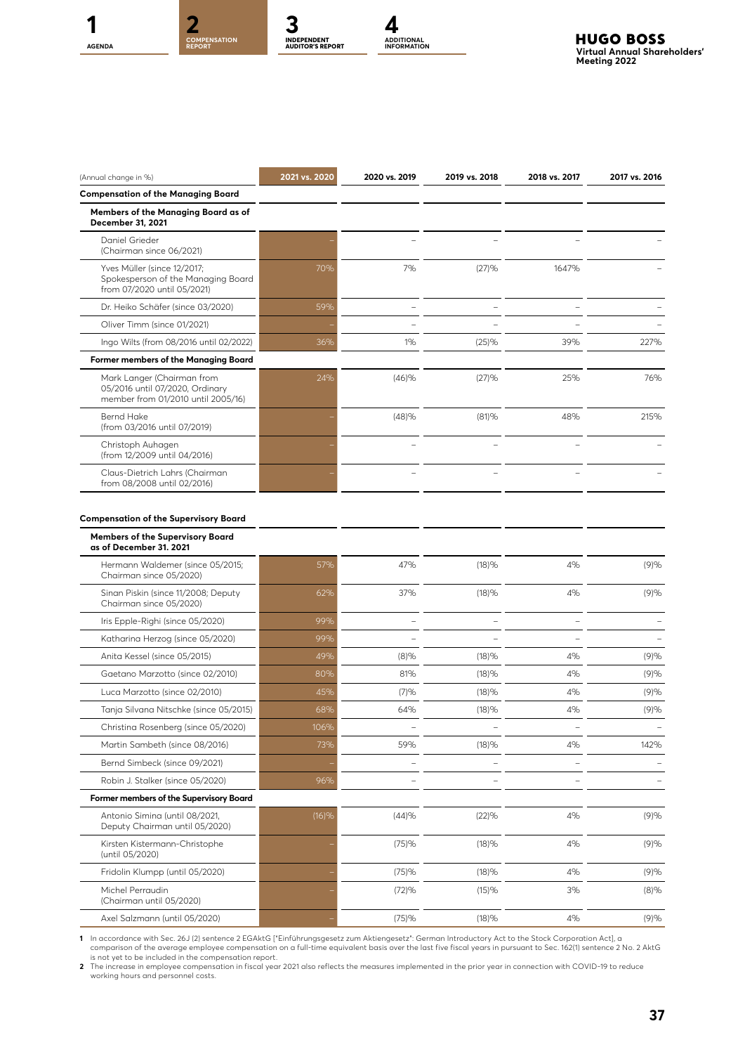| (Annual change in %) | 2021 vs. 2020 | 2020 vs. 2019 | 2019 vs. 2018 | 2018 vs. 2017 | 2017 vs. 2016 |
|---|---|---|---|---|---|
| **Compensation of the Managing Board** | | | | | |
| **Members of the Managing Board as of December 31, 2021** | | | | | |
| Daniel Grieder (Chairman since 06/2021) | – | – | – | – | – |
| Yves Müller (since 12/2017; Spokesperson of the Managing Board from 07/2020 until 05/2021) | 70% | 7% | (27)% | 1647% | – |
| Dr. Heiko Schäfer (since 03/2020) | 59% | – | – | – | – |
| Oliver Timm (since 01/2021) | – | – | – | – | – |
| Ingo Wilts (from 08/2016 until 02/2022) | 36% | 1% | (25)% | 39% | 227% |
| **Former members of the Managing Board** | | | | | |
| Mark Langer (Chairman from 05/2016 until 07/2020, Ordinary member from 01/2010 until 2005/16) | 24% | (46)% | (27)% | 25% | 76% |
| Bernd Hake (from 03/2016 until 07/2019) | – | (48)% | (81)% | 48% | 215% |
| Christoph Auhagen (from 12/2009 until 04/2016) | – | – | – | – | – |
| Claus-Dietrich Lahrs (Chairman from 08/2008 until 02/2016) | – | – | – | – | – |
| **Compensation of the Supervisory Board** | | | | | |
| **Members of the Supervisory Board as of December 31. 2021** | | | | | |
| Hermann Waldemer (since 05/2015; Chairman since 05/2020) | 57% | 47% | (18)% | 4% | (9)% |
| Sinan Piskin (since 11/2008; Deputy Chairman since 05/2020) | 62% | 37% | (18)% | 4% | (9)% |
| Iris Epple-Righi (since 05/2020) | 99% | – | – | – | – |
| Katharina Herzog (since 05/2020) | 99% | – | – | – | – |
| Anita Kessel (since 05/2015) | 49% | (8)% | (18)% | 4% | (9)% |
| Gaetano Marzotto (since 02/2010) | 80% | 81% | (18)% | 4% | (9)% |
| Luca Marzotto (since 02/2010) | 45% | (7)% | (18)% | 4% | (9)% |
| Tanja Silvana Nitschke (since 05/2015) | 68% | 64% | (18)% | 4% | (9)% |
| Christina Rosenberg (since 05/2020) | 106% | – | – | – | – |
| Martin Sambeth (since 08/2016) | 73% | 59% | (18)% | 4% | 142% |
| Bernd Simbeck (since 09/2021) | – | – | – | – | – |
| Robin J. Stalker (since 05/2020) | 96% | – | – | – | – |
| **Former members of the Supervisory Board** | | | | | |
| Antonio Simina (until 08/2021, Deputy Chairman until 05/2020) | (16)% | (44)% | (22)% | 4% | (9)% |
| Kirsten Kistermann-Christophe (until 05/2020) | – | (75)% | (18)% | 4% | (9)% |
| Fridolin Klumpp (until 05/2020) | – | (75)% | (18)% | 4% | (9)% |
| Michel Perraudin (Chairman until 05/2020) | – | (72)% | (15)% | 3% | (8)% |
| Axel Salzmann (until 05/2020) | – | (75)% | (18)% | 4% | (9)% |

1 In accordance with Sec. 26J (2) sentence 2 EGAktG ["Einführungsgesetz zum Aktiengesetz": German Introductory Act to the Stock Corporation Act], a comparison of the average employee compensation on a full-time equivalent basis over the last five fiscal years in pursuant to Sec. 162(1) sentence 2 No. 2 AktG is not yet to be included in the compensation report.

2 The increase in employee compensation in fiscal year 2021 also reflects the measures implemented in the prior year in connection with COVID-19 to reduce working hours and personnel costs.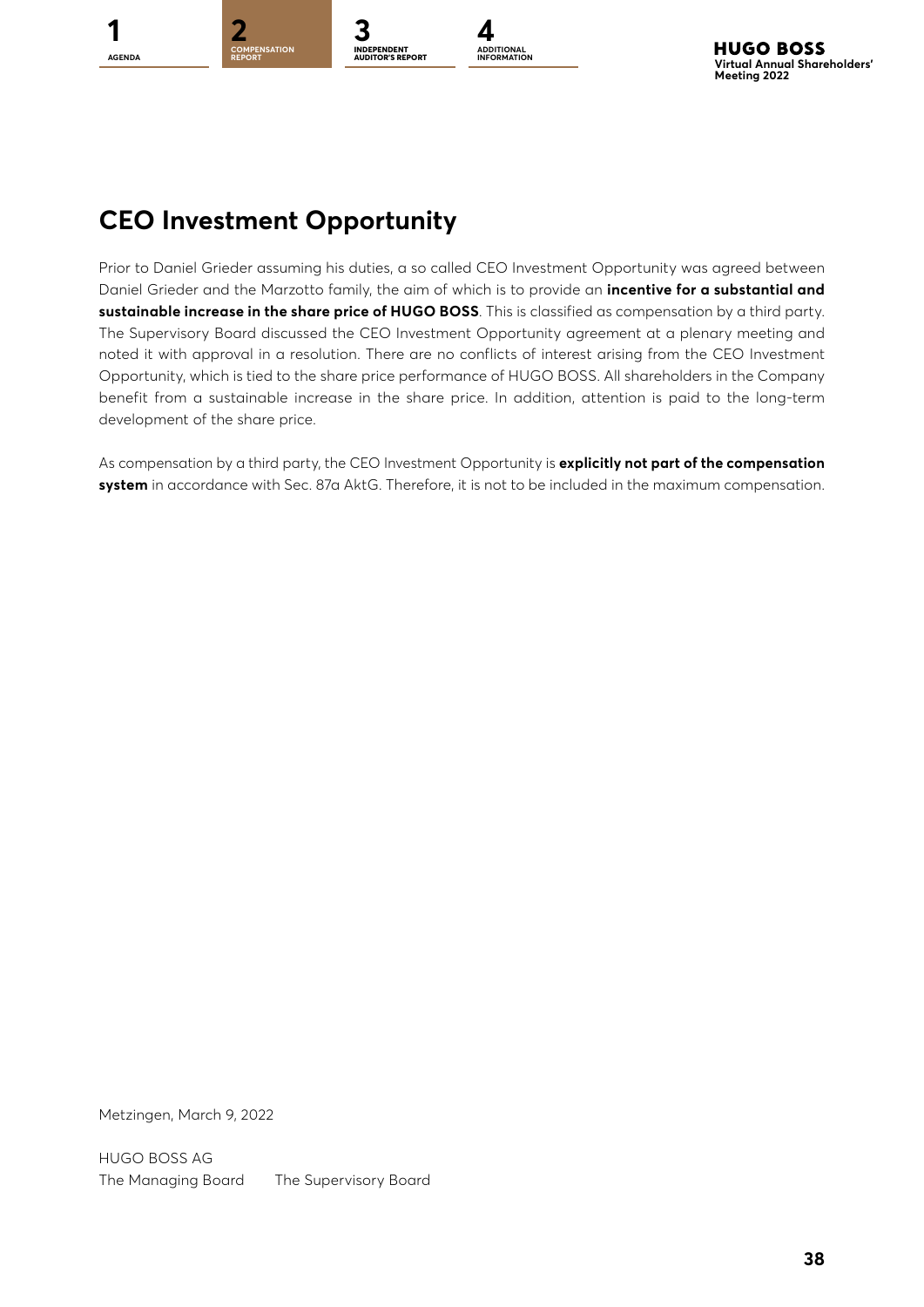## CEO Investment Opportunity

Prior to Daniel Grieder assuming his duties, a so called CEO Investment Opportunity was agreed between Daniel Grieder and the Marzotto family, the aim of which is to provide an **incentive for a substantial and sustainable increase in the share price of HUGO BOSS**. This is classified as compensation by a third party. The Supervisory Board discussed the CEO Investment Opportunity agreement at a plenary meeting and noted it with approval in a resolution. There are no conflicts of interest arising from the CEO Investment Opportunity, which is tied to the share price performance of HUGO BOSS. All shareholders in the Company benefit from a sustainable increase in the share price. In addition, attention is paid to the long-term development of the share price.

As compensation by a third party, the CEO Investment Opportunity is **explicitly not part of the compensation system** in accordance with Sec. 87a AktG. Therefore, it is not to be included in the maximum compensation.

Metzingen, March 9, 2022

HUGO BOSS AG
The Managing Board The Supervisory Board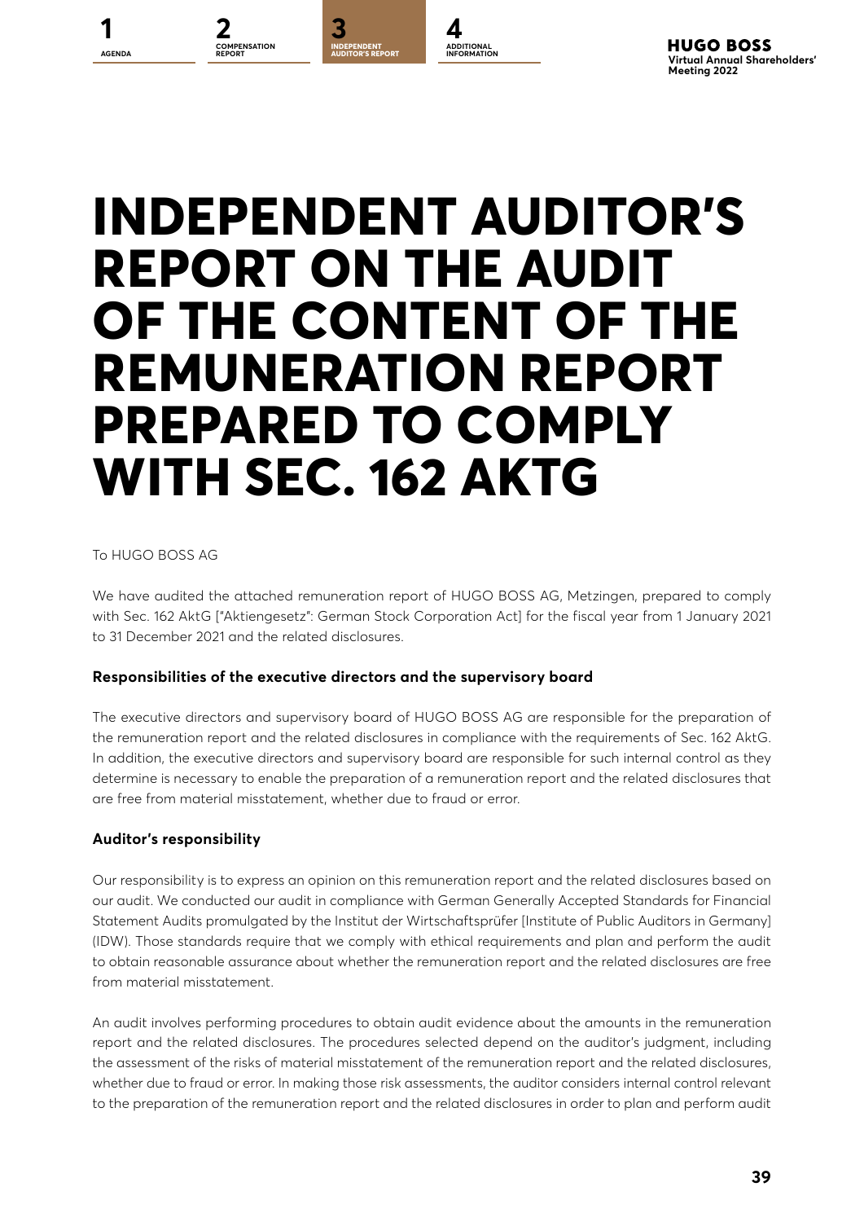# INDEPENDENT AUDITOR'S REPORT ON THE AUDIT OF THE CONTENT OF THE REMUNERATION REPORT PREPARED TO COMPLY WITH SEC. 162 AKTG

To HUGO BOSS AG

We have audited the attached remuneration report of HUGO BOSS AG, Metzingen, prepared to comply with Sec. 162 AktG ["Aktiengesetz": German Stock Corporation Act] for the fiscal year from 1 January 2021 to 31 December 2021 and the related disclosures.

### Responsibilities of the executive directors and the supervisory board

The executive directors and supervisory board of HUGO BOSS AG are responsible for the preparation of the remuneration report and the related disclosures in compliance with the requirements of Sec. 162 AktG. In addition, the executive directors and supervisory board are responsible for such internal control as they determine is necessary to enable the preparation of a remuneration report and the related disclosures that are free from material misstatement, whether due to fraud or error.

### Auditor's responsibility

Our responsibility is to express an opinion on this remuneration report and the related disclosures based on our audit. We conducted our audit in compliance with German Generally Accepted Standards for Financial Statement Audits promulgated by the Institut der Wirtschaftsprüfer [Institute of Public Auditors in Germany] (IDW). Those standards require that we comply with ethical requirements and plan and perform the audit to obtain reasonable assurance about whether the remuneration report and the related disclosures are free from material misstatement.

An audit involves performing procedures to obtain audit evidence about the amounts in the remuneration report and the related disclosures. The procedures selected depend on the auditor's judgment, including the assessment of the risks of material misstatement of the remuneration report and the related disclosures, whether due to fraud or error. In making those risk assessments, the auditor considers internal control relevant to the preparation of the remuneration report and the related disclosures in order to plan and perform audit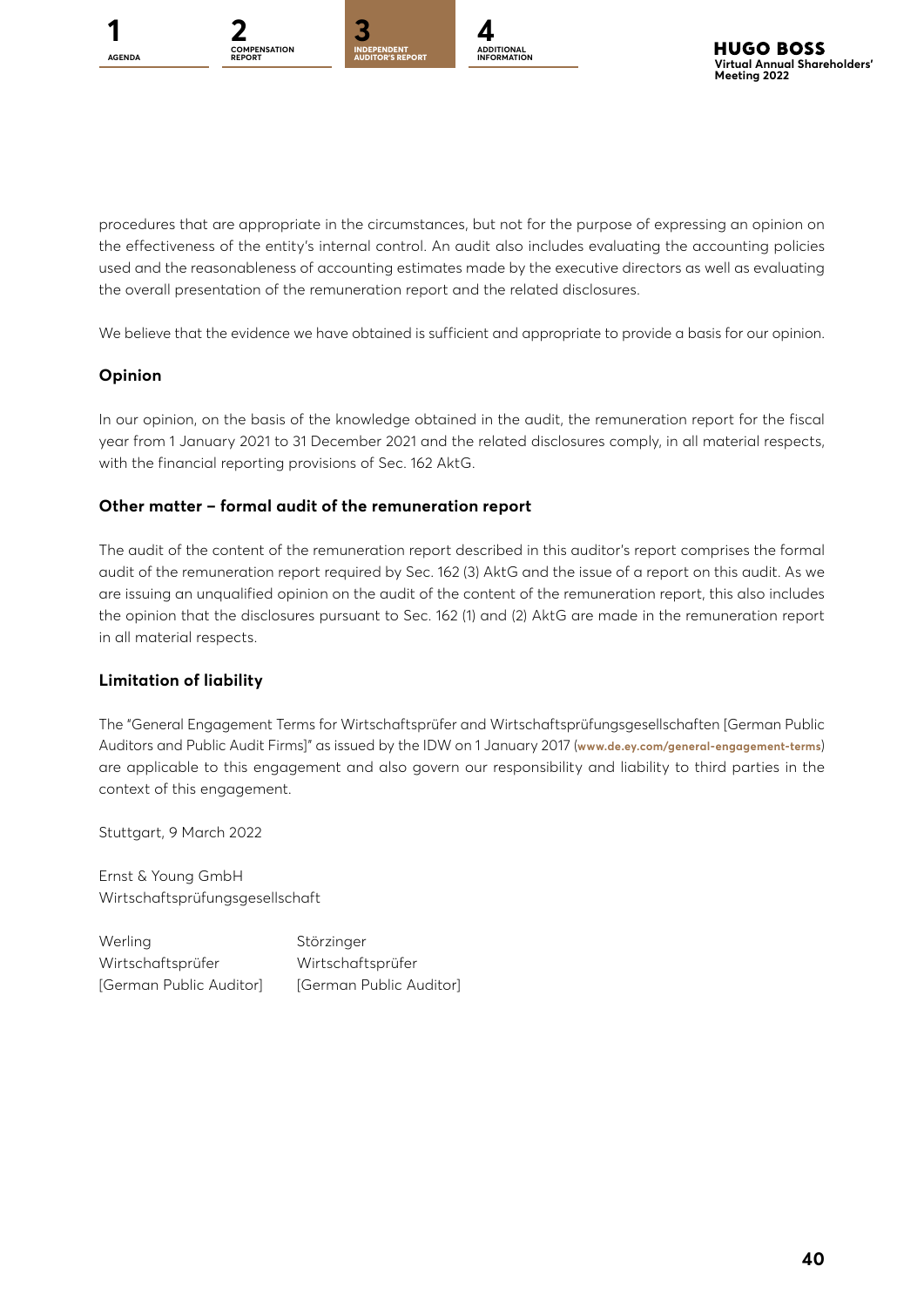procedures that are appropriate in the circumstances, but not for the purpose of expressing an opinion on the effectiveness of the entity's internal control. An audit also includes evaluating the accounting policies used and the reasonableness of accounting estimates made by the executive directors as well as evaluating the overall presentation of the remuneration report and the related disclosures.

We believe that the evidence we have obtained is sufficient and appropriate to provide a basis for our opinion.

### Opinion

In our opinion, on the basis of the knowledge obtained in the audit, the remuneration report for the fiscal year from 1 January 2021 to 31 December 2021 and the related disclosures comply, in all material respects, with the financial reporting provisions of Sec. 162 AktG.

### Other matter – formal audit of the remuneration report

The audit of the content of the remuneration report described in this auditor's report comprises the formal audit of the remuneration report required by Sec. 162 (3) AktG and the issue of a report on this audit. As we are issuing an unqualified opinion on the audit of the content of the remuneration report, this also includes the opinion that the disclosures pursuant to Sec. 162 (1) and (2) AktG are made in the remuneration report in all material respects.

### Limitation of liability

The "General Engagement Terms for Wirtschaftsprüfer and Wirtschaftsprüfungsgesellschaften [German Public Auditors and Public Audit Firms]" as issued by the IDW on 1 January 2017 (**www.de.ey.com/general-engagement-terms**) are applicable to this engagement and also govern our responsibility and liability to third parties in the context of this engagement.

Stuttgart, 9 March 2022

Ernst & Young GmbH
Wirtschaftsprüfungsgesellschaft

| Werling | Störzinger |
|---|---|
| Wirtschaftsprüfer | Wirtschaftsprüfer |
| [German Public Auditor] | [German Public Auditor] |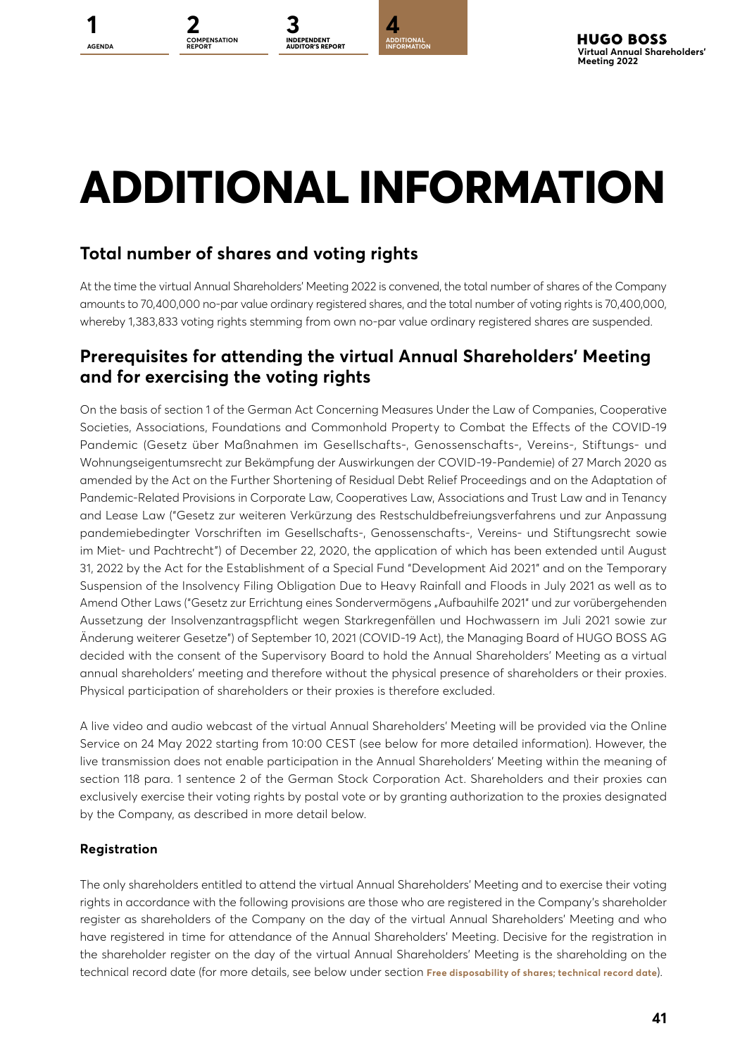# ADDITIONAL INFORMATION

## Total number of shares and voting rights

At the time the virtual Annual Shareholders' Meeting 2022 is convened, the total number of shares of the Company amounts to 70,400,000 no-par value ordinary registered shares, and the total number of voting rights is 70,400,000, whereby 1,383,833 voting rights stemming from own no-par value ordinary registered shares are suspended.

## Prerequisites for attending the virtual Annual Shareholders' Meeting and for exercising the voting rights

On the basis of section 1 of the German Act Concerning Measures Under the Law of Companies, Cooperative Societies, Associations, Foundations and Commonhold Property to Combat the Effects of the COVID-19 Pandemic (Gesetz über Maßnahmen im Gesellschafts-, Genossenschafts-, Vereins-, Stiftungs- und Wohnungseigentumsrecht zur Bekämpfung der Auswirkungen der COVID-19-Pandemie) of 27 March 2020 as amended by the Act on the Further Shortening of Residual Debt Relief Proceedings and on the Adaptation of Pandemic-Related Provisions in Corporate Law, Cooperatives Law, Associations and Trust Law and in Tenancy and Lease Law ("Gesetz zur weiteren Verkürzung des Restschuldbefreiungsverfahrens und zur Anpassung pandemiebedingter Vorschriften im Gesellschafts-, Genossenschafts-, Vereins- und Stiftungsrecht sowie im Miet- und Pachtrecht") of December 22, 2020, the application of which has been extended until August 31, 2022 by the Act for the Establishment of a Special Fund "Development Aid 2021" and on the Temporary Suspension of the Insolvency Filing Obligation Due to Heavy Rainfall and Floods in July 2021 as well as to Amend Other Laws ("Gesetz zur Errichtung eines Sondervermögens „Aufbauhilfe 2021" und zur vorübergehenden Aussetzung der Insolvenzantragspflicht wegen Starkregenfällen und Hochwassern im Juli 2021 sowie zur Änderung weiterer Gesetze") of September 10, 2021 (COVID-19 Act), the Managing Board of HUGO BOSS AG decided with the consent of the Supervisory Board to hold the Annual Shareholders' Meeting as a virtual annual shareholders' meeting and therefore without the physical presence of shareholders or their proxies. Physical participation of shareholders or their proxies is therefore excluded.

A live video and audio webcast of the virtual Annual Shareholders' Meeting will be provided via the Online Service on 24 May 2022 starting from 10:00 CEST (see below for more detailed information). However, the live transmission does not enable participation in the Annual Shareholders' Meeting within the meaning of section 118 para. 1 sentence 2 of the German Stock Corporation Act. Shareholders and their proxies can exclusively exercise their voting rights by postal vote or by granting authorization to the proxies designated by the Company, as described in more detail below.

### Registration

The only shareholders entitled to attend the virtual Annual Shareholders' Meeting and to exercise their voting rights in accordance with the following provisions are those who are registered in the Company's shareholder register as shareholders of the Company on the day of the virtual Annual Shareholders' Meeting and who have registered in time for attendance of the Annual Shareholders' Meeting. Decisive for the registration in the shareholder register on the day of the virtual Annual Shareholders' Meeting is the shareholding on the technical record date (for more details, see below under section **Free disposability of shares; technical record date**).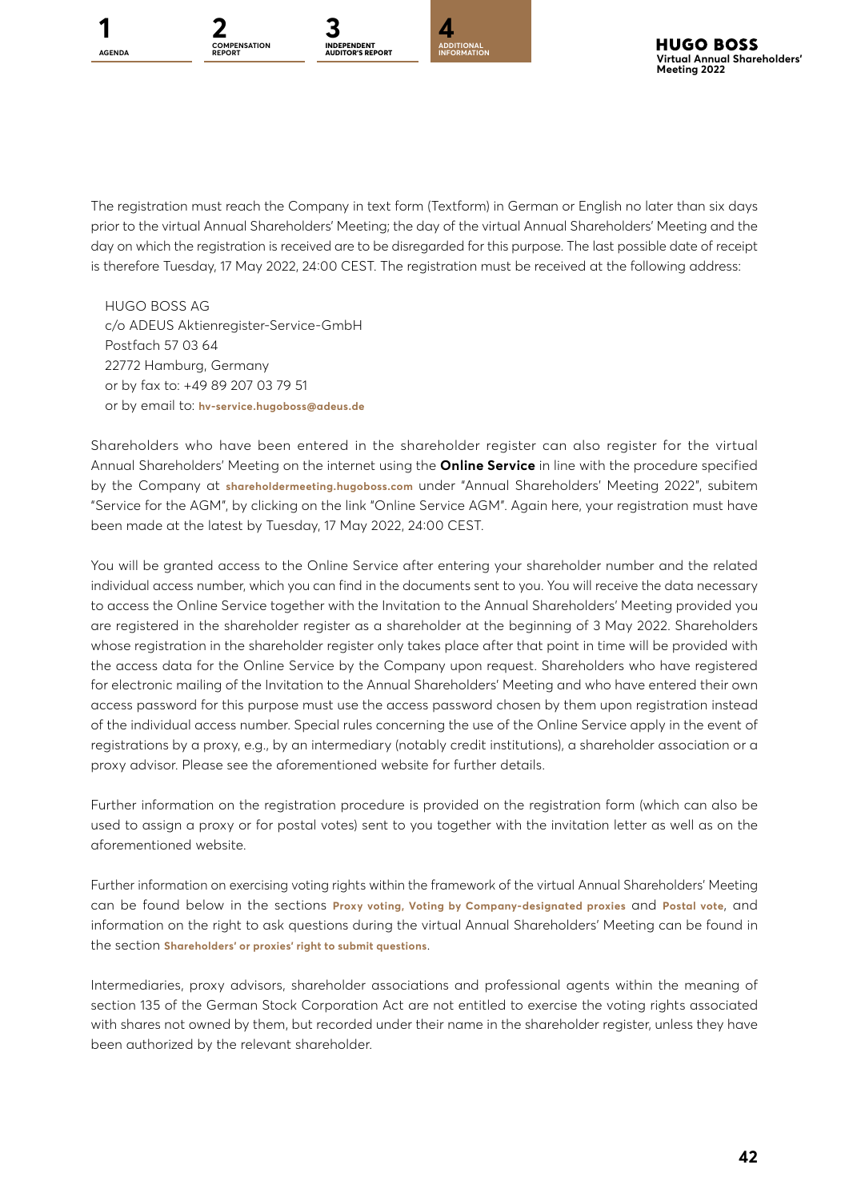The registration must reach the Company in text form (Textform) in German or English no later than six days prior to the virtual Annual Shareholders' Meeting; the day of the virtual Annual Shareholders' Meeting and the day on which the registration is received are to be disregarded for this purpose. The last possible date of receipt is therefore Tuesday, 17 May 2022, 24:00 CEST. The registration must be received at the following address:

HUGO BOSS AG
c/o ADEUS Aktienregister-Service-GmbH
Postfach 57 03 64
22772 Hamburg, Germany
or by fax to: +49 89 207 03 79 51
or by email to: **hv-service.hugoboss@adeus.de**

Shareholders who have been entered in the shareholder register can also register for the virtual Annual Shareholders' Meeting on the internet using the **Online Service** in line with the procedure specified by the Company at **shareholdermeeting.hugoboss.com** under "Annual Shareholders' Meeting 2022", subitem "Service for the AGM", by clicking on the link "Online Service AGM". Again here, your registration must have been made at the latest by Tuesday, 17 May 2022, 24:00 CEST.

You will be granted access to the Online Service after entering your shareholder number and the related individual access number, which you can find in the documents sent to you. You will receive the data necessary to access the Online Service together with the Invitation to the Annual Shareholders' Meeting provided you are registered in the shareholder register as a shareholder at the beginning of 3 May 2022. Shareholders whose registration in the shareholder register only takes place after that point in time will be provided with the access data for the Online Service by the Company upon request. Shareholders who have registered for electronic mailing of the Invitation to the Annual Shareholders' Meeting and who have entered their own access password for this purpose must use the access password chosen by them upon registration instead of the individual access number. Special rules concerning the use of the Online Service apply in the event of registrations by a proxy, e.g., by an intermediary (notably credit institutions), a shareholder association or a proxy advisor. Please see the aforementioned website for further details.

Further information on the registration procedure is provided on the registration form (which can also be used to assign a proxy or for postal votes) sent to you together with the invitation letter as well as on the aforementioned website.

Further information on exercising voting rights within the framework of the virtual Annual Shareholders' Meeting can be found below in the sections **Proxy voting, Voting by Company-designated proxies** and **Postal vote**, and information on the right to ask questions during the virtual Annual Shareholders' Meeting can be found in the section **Shareholders' or proxies' right to submit questions**.

Intermediaries, proxy advisors, shareholder associations and professional agents within the meaning of section 135 of the German Stock Corporation Act are not entitled to exercise the voting rights associated with shares not owned by them, but recorded under their name in the shareholder register, unless they have been authorized by the relevant shareholder.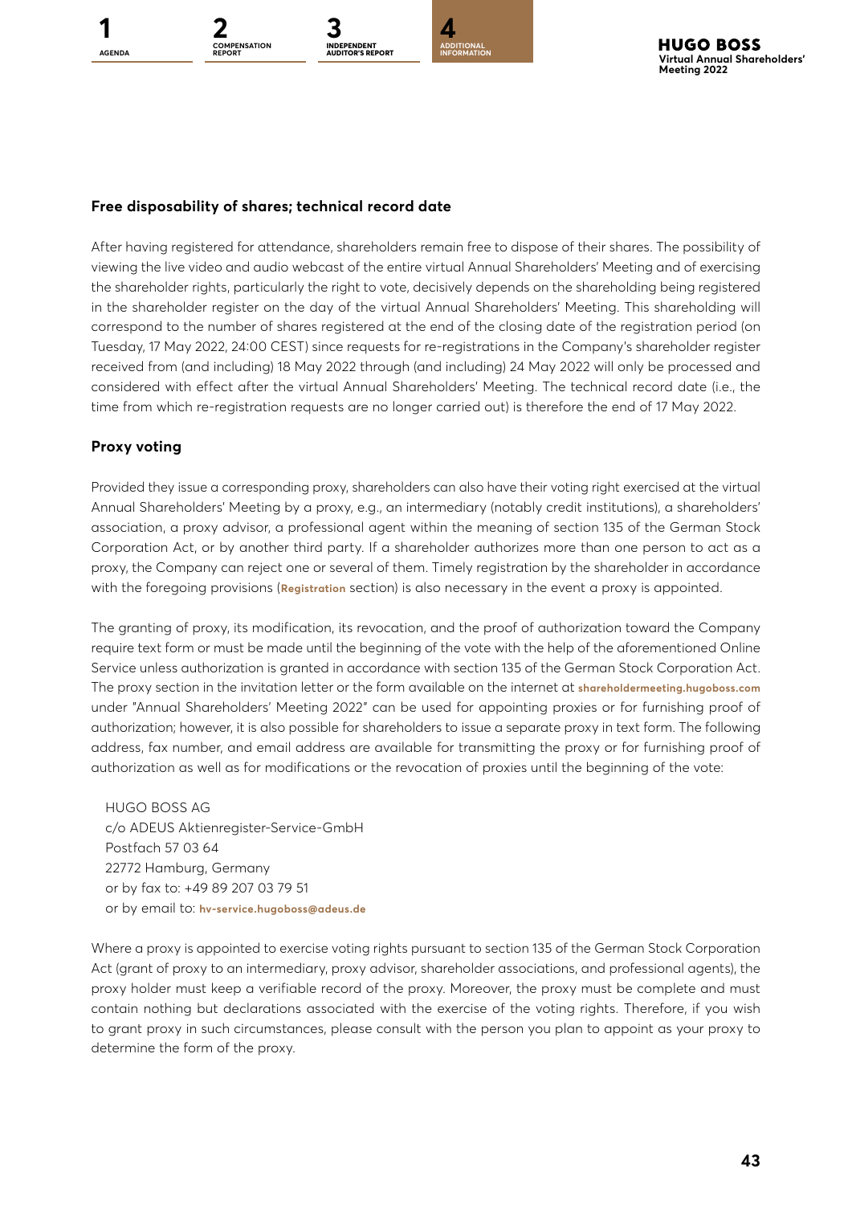## Free disposability of shares; technical record date

After having registered for attendance, shareholders remain free to dispose of their shares. The possibility of viewing the live video and audio webcast of the entire virtual Annual Shareholders' Meeting and of exercising the shareholder rights, particularly the right to vote, decisively depends on the shareholding being registered in the shareholder register on the day of the virtual Annual Shareholders' Meeting. This shareholding will correspond to the number of shares registered at the end of the closing date of the registration period (on Tuesday, 17 May 2022, 24:00 CEST) since requests for re-registrations in the Company's shareholder register received from (and including) 18 May 2022 through (and including) 24 May 2022 will only be processed and considered with effect after the virtual Annual Shareholders' Meeting. The technical record date (i.e., the time from which re-registration requests are no longer carried out) is therefore the end of 17 May 2022.

## Proxy voting

Provided they issue a corresponding proxy, shareholders can also have their voting right exercised at the virtual Annual Shareholders' Meeting by a proxy, e.g., an intermediary (notably credit institutions), a shareholders' association, a proxy advisor, a professional agent within the meaning of section 135 of the German Stock Corporation Act, or by another third party. If a shareholder authorizes more than one person to act as a proxy, the Company can reject one or several of them. Timely registration by the shareholder in accordance with the foregoing provisions (**Registration** section) is also necessary in the event a proxy is appointed.

The granting of proxy, its modification, its revocation, and the proof of authorization toward the Company require text form or must be made until the beginning of the vote with the help of the aforementioned Online Service unless authorization is granted in accordance with section 135 of the German Stock Corporation Act. The proxy section in the invitation letter or the form available on the internet at **shareholdermeeting.hugoboss.com** under "Annual Shareholders' Meeting 2022" can be used for appointing proxies or for furnishing proof of authorization; however, it is also possible for shareholders to issue a separate proxy in text form. The following address, fax number, and email address are available for transmitting the proxy or for furnishing proof of authorization as well as for modifications or the revocation of proxies until the beginning of the vote:

HUGO BOSS AG
c/o ADEUS Aktienregister-Service-GmbH
Postfach 57 03 64
22772 Hamburg, Germany
or by fax to: +49 89 207 03 79 51
or by email to: **hv-service.hugoboss@adeus.de**

Where a proxy is appointed to exercise voting rights pursuant to section 135 of the German Stock Corporation Act (grant of proxy to an intermediary, proxy advisor, shareholder associations, and professional agents), the proxy holder must keep a verifiable record of the proxy. Moreover, the proxy must be complete and must contain nothing but declarations associated with the exercise of the voting rights. Therefore, if you wish to grant proxy in such circumstances, please consult with the person you plan to appoint as your proxy to determine the form of the proxy.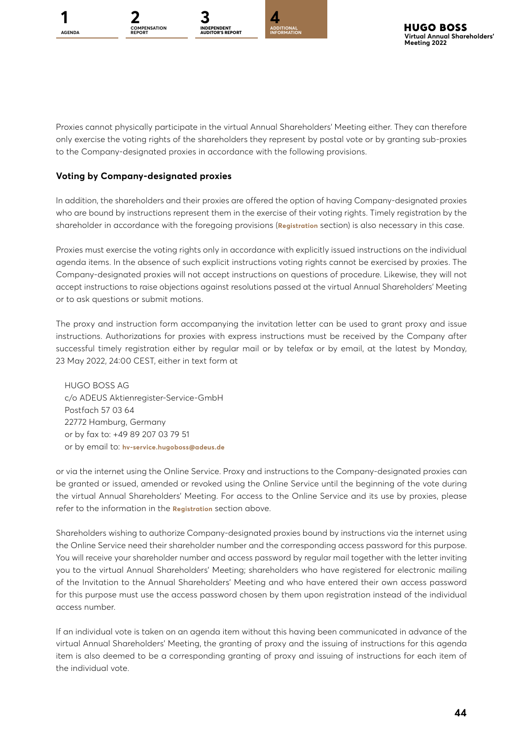Proxies cannot physically participate in the virtual Annual Shareholders' Meeting either. They can therefore only exercise the voting rights of the shareholders they represent by postal vote or by granting sub-proxies to the Company-designated proxies in accordance with the following provisions.

### Voting by Company-designated proxies

In addition, the shareholders and their proxies are offered the option of having Company-designated proxies who are bound by instructions represent them in the exercise of their voting rights. Timely registration by the shareholder in accordance with the foregoing provisions (**Registration** section) is also necessary in this case.

Proxies must exercise the voting rights only in accordance with explicitly issued instructions on the individual agenda items. In the absence of such explicit instructions voting rights cannot be exercised by proxies. The Company-designated proxies will not accept instructions on questions of procedure. Likewise, they will not accept instructions to raise objections against resolutions passed at the virtual Annual Shareholders' Meeting or to ask questions or submit motions.

The proxy and instruction form accompanying the invitation letter can be used to grant proxy and issue instructions. Authorizations for proxies with express instructions must be received by the Company after successful timely registration either by regular mail or by telefax or by email, at the latest by Monday, 23 May 2022, 24:00 CEST, either in text form at

HUGO BOSS AG
c/o ADEUS Aktienregister-Service-GmbH
Postfach 57 03 64
22772 Hamburg, Germany
or by fax to: +49 89 207 03 79 51
or by email to: **hv-service.hugoboss@adeus.de**

or via the internet using the Online Service. Proxy and instructions to the Company-designated proxies can be granted or issued, amended or revoked using the Online Service until the beginning of the vote during the virtual Annual Shareholders' Meeting. For access to the Online Service and its use by proxies, please refer to the information in the **Registration** section above.

Shareholders wishing to authorize Company-designated proxies bound by instructions via the internet using the Online Service need their shareholder number and the corresponding access password for this purpose. You will receive your shareholder number and access password by regular mail together with the letter inviting you to the virtual Annual Shareholders' Meeting; shareholders who have registered for electronic mailing of the Invitation to the Annual Shareholders' Meeting and who have entered their own access password for this purpose must use the access password chosen by them upon registration instead of the individual access number.

If an individual vote is taken on an agenda item without this having been communicated in advance of the virtual Annual Shareholders' Meeting, the granting of proxy and the issuing of instructions for this agenda item is also deemed to be a corresponding granting of proxy and issuing of instructions for each item of the individual vote.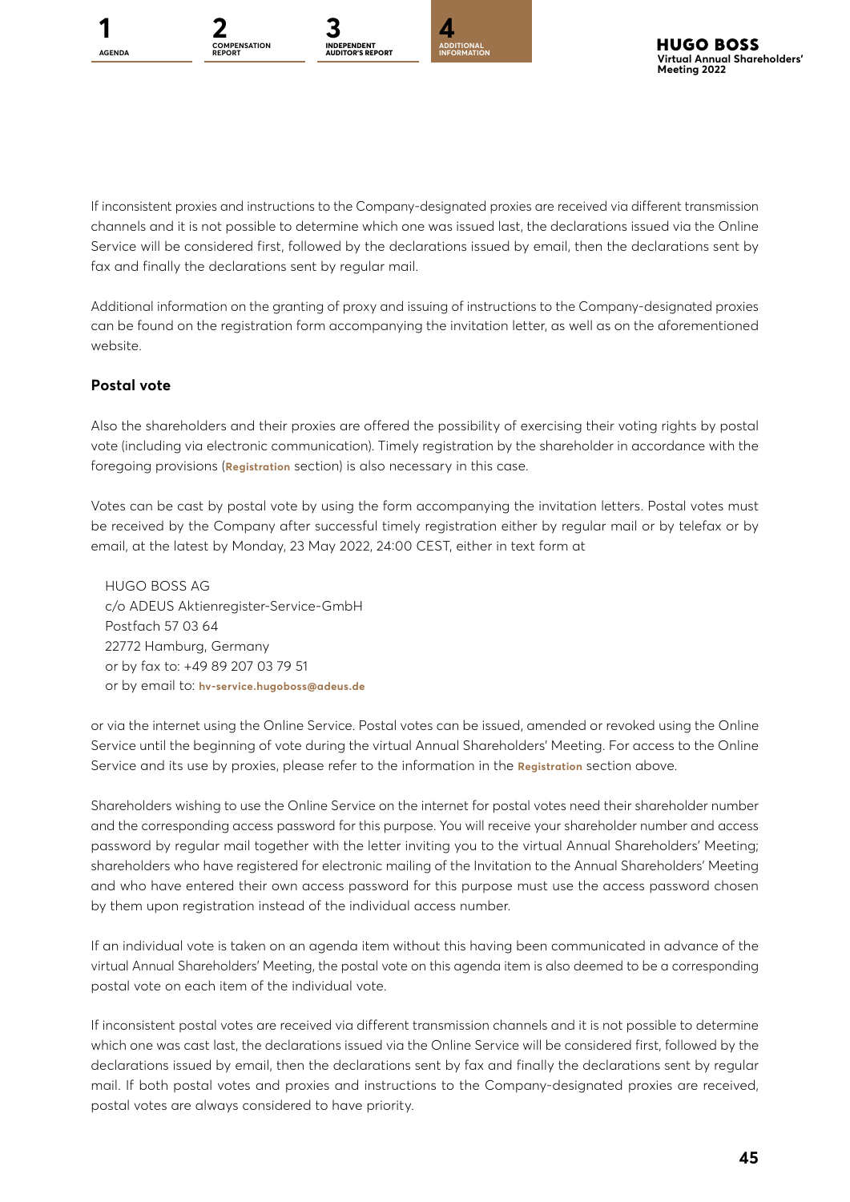If inconsistent proxies and instructions to the Company-designated proxies are received via different transmission channels and it is not possible to determine which one was issued last, the declarations issued via the Online Service will be considered first, followed by the declarations issued by email, then the declarations sent by fax and finally the declarations sent by regular mail.

Additional information on the granting of proxy and issuing of instructions to the Company-designated proxies can be found on the registration form accompanying the invitation letter, as well as on the aforementioned website.

### Postal vote

Also the shareholders and their proxies are offered the possibility of exercising their voting rights by postal vote (including via electronic communication). Timely registration by the shareholder in accordance with the foregoing provisions (**Registration** section) is also necessary in this case.

Votes can be cast by postal vote by using the form accompanying the invitation letters. Postal votes must be received by the Company after successful timely registration either by regular mail or by telefax or by email, at the latest by Monday, 23 May 2022, 24:00 CEST, either in text form at

HUGO BOSS AG
c/o ADEUS Aktienregister-Service-GmbH
Postfach 57 03 64
22772 Hamburg, Germany
or by fax to: +49 89 207 03 79 51
or by email to: **hv-service.hugoboss@adeus.de**

or via the internet using the Online Service. Postal votes can be issued, amended or revoked using the Online Service until the beginning of vote during the virtual Annual Shareholders' Meeting. For access to the Online Service and its use by proxies, please refer to the information in the **Registration** section above.

Shareholders wishing to use the Online Service on the internet for postal votes need their shareholder number and the corresponding access password for this purpose. You will receive your shareholder number and access password by regular mail together with the letter inviting you to the virtual Annual Shareholders' Meeting; shareholders who have registered for electronic mailing of the Invitation to the Annual Shareholders' Meeting and who have entered their own access password for this purpose must use the access password chosen by them upon registration instead of the individual access number.

If an individual vote is taken on an agenda item without this having been communicated in advance of the virtual Annual Shareholders' Meeting, the postal vote on this agenda item is also deemed to be a corresponding postal vote on each item of the individual vote.

If inconsistent postal votes are received via different transmission channels and it is not possible to determine which one was cast last, the declarations issued via the Online Service will be considered first, followed by the declarations issued by email, then the declarations sent by fax and finally the declarations sent by regular mail. If both postal votes and proxies and instructions to the Company-designated proxies are received, postal votes are always considered to have priority.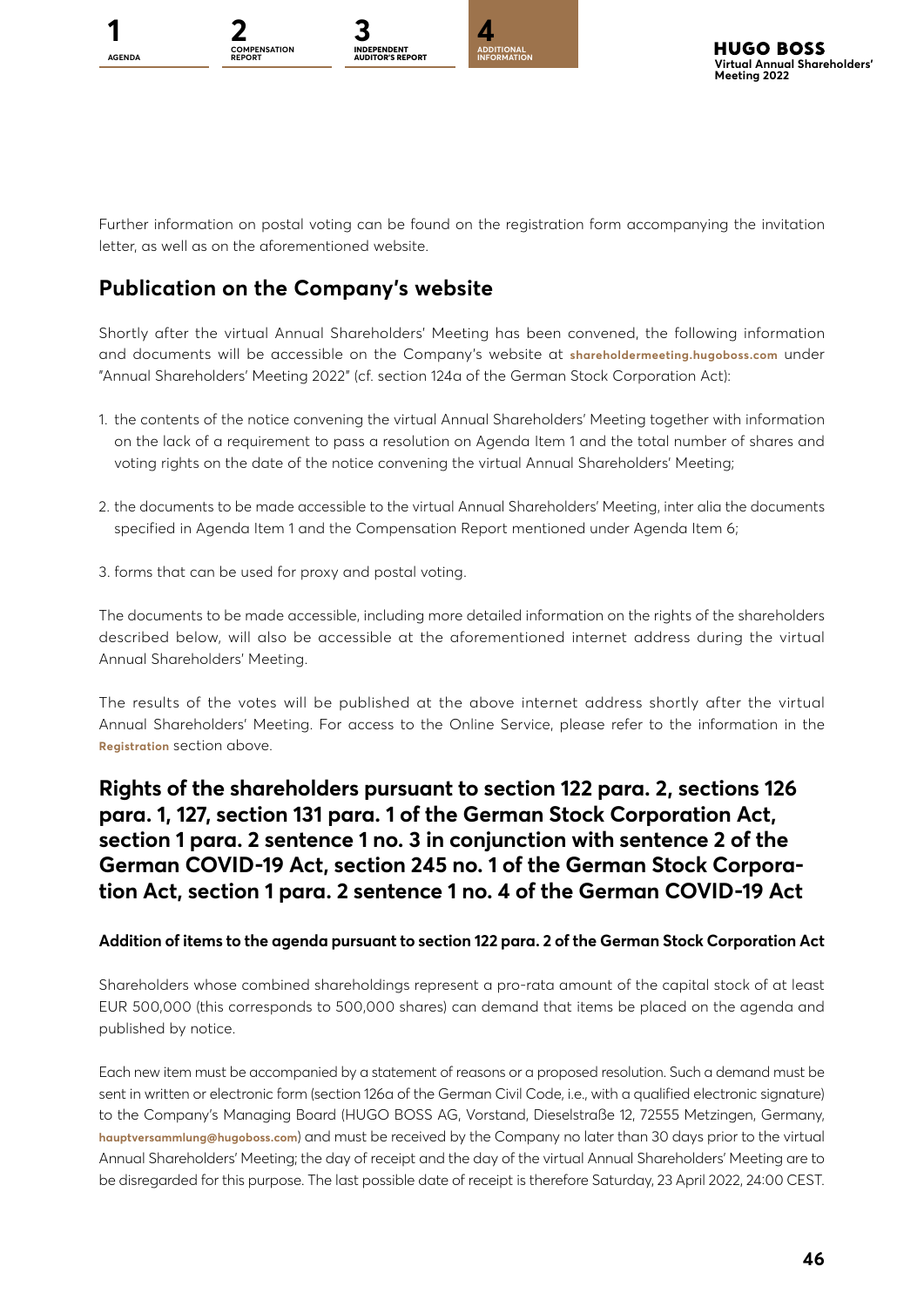Further information on postal voting can be found on the registration form accompanying the invitation letter, as well as on the aforementioned website.

## Publication on the Company's website

Shortly after the virtual Annual Shareholders' Meeting has been convened, the following information and documents will be accessible on the Company's website at **shareholdermeeting.hugoboss.com** under "Annual Shareholders' Meeting 2022" (cf. section 124a of the German Stock Corporation Act):

1. the contents of the notice convening the virtual Annual Shareholders' Meeting together with information on the lack of a requirement to pass a resolution on Agenda Item 1 and the total number of shares and voting rights on the date of the notice convening the virtual Annual Shareholders' Meeting;
2. the documents to be made accessible to the virtual Annual Shareholders' Meeting, inter alia the documents specified in Agenda Item 1 and the Compensation Report mentioned under Agenda Item 6;
3. forms that can be used for proxy and postal voting.

The documents to be made accessible, including more detailed information on the rights of the shareholders described below, will also be accessible at the aforementioned internet address during the virtual Annual Shareholders' Meeting.

The results of the votes will be published at the above internet address shortly after the virtual Annual Shareholders' Meeting. For access to the Online Service, please refer to the information in the **Registration** section above.

## Rights of the shareholders pursuant to section 122 para. 2, sections 126 para. 1, 127, section 131 para. 1 of the German Stock Corporation Act, section 1 para. 2 sentence 1 no. 3 in conjunction with sentence 2 of the German COVID-19 Act, section 245 no. 1 of the German Stock Corporation Act, section 1 para. 2 sentence 1 no. 4 of the German COVID-19 Act

#### Addition of items to the agenda pursuant to section 122 para. 2 of the German Stock Corporation Act

Shareholders whose combined shareholdings represent a pro-rata amount of the capital stock of at least EUR 500,000 (this corresponds to 500,000 shares) can demand that items be placed on the agenda and published by notice.

Each new item must be accompanied by a statement of reasons or a proposed resolution. Such a demand must be sent in written or electronic form (section 126a of the German Civil Code, i.e., with a qualified electronic signature) to the Company's Managing Board (HUGO BOSS AG, Vorstand, Dieselstraße 12, 72555 Metzingen, Germany, **hauptversammlung@hugoboss.com**) and must be received by the Company no later than 30 days prior to the virtual Annual Shareholders' Meeting; the day of receipt and the day of the virtual Annual Shareholders' Meeting are to be disregarded for this purpose. The last possible date of receipt is therefore Saturday, 23 April 2022, 24:00 CEST.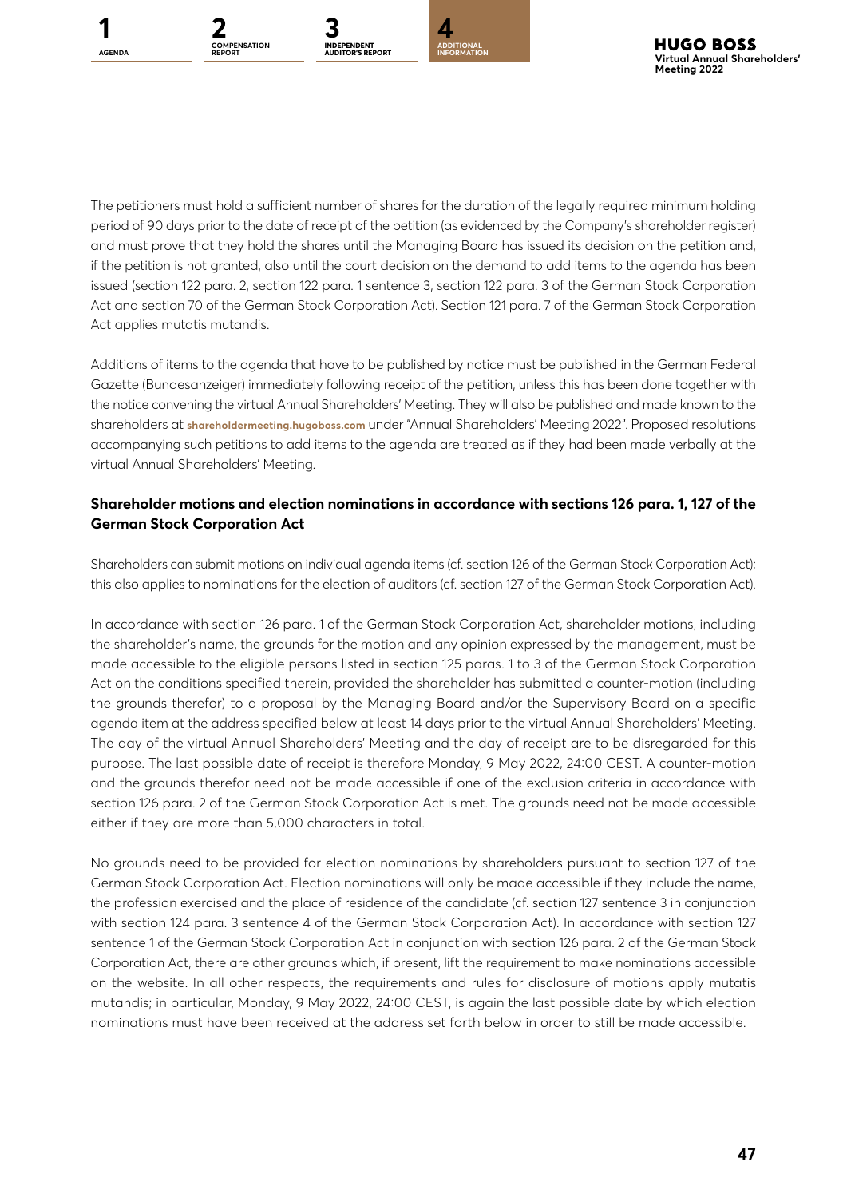The petitioners must hold a sufficient number of shares for the duration of the legally required minimum holding period of 90 days prior to the date of receipt of the petition (as evidenced by the Company's shareholder register) and must prove that they hold the shares until the Managing Board has issued its decision on the petition and, if the petition is not granted, also until the court decision on the demand to add items to the agenda has been issued (section 122 para. 2, section 122 para. 1 sentence 3, section 122 para. 3 of the German Stock Corporation Act and section 70 of the German Stock Corporation Act). Section 121 para. 7 of the German Stock Corporation Act applies mutatis mutandis.

Additions of items to the agenda that have to be published by notice must be published in the German Federal Gazette (Bundesanzeiger) immediately following receipt of the petition, unless this has been done together with the notice convening the virtual Annual Shareholders' Meeting. They will also be published and made known to the shareholders at **shareholdermeeting.hugoboss.com** under "Annual Shareholders' Meeting 2022". Proposed resolutions accompanying such petitions to add items to the agenda are treated as if they had been made verbally at the virtual Annual Shareholders' Meeting.

### Shareholder motions and election nominations in accordance with sections 126 para. 1, 127 of the German Stock Corporation Act

Shareholders can submit motions on individual agenda items (cf. section 126 of the German Stock Corporation Act); this also applies to nominations for the election of auditors (cf. section 127 of the German Stock Corporation Act).

In accordance with section 126 para. 1 of the German Stock Corporation Act, shareholder motions, including the shareholder's name, the grounds for the motion and any opinion expressed by the management, must be made accessible to the eligible persons listed in section 125 paras. 1 to 3 of the German Stock Corporation Act on the conditions specified therein, provided the shareholder has submitted a counter-motion (including the grounds therefor) to a proposal by the Managing Board and/or the Supervisory Board on a specific agenda item at the address specified below at least 14 days prior to the virtual Annual Shareholders' Meeting. The day of the virtual Annual Shareholders' Meeting and the day of receipt are to be disregarded for this purpose. The last possible date of receipt is therefore Monday, 9 May 2022, 24:00 CEST. A counter-motion and the grounds therefor need not be made accessible if one of the exclusion criteria in accordance with section 126 para. 2 of the German Stock Corporation Act is met. The grounds need not be made accessible either if they are more than 5,000 characters in total.

No grounds need to be provided for election nominations by shareholders pursuant to section 127 of the German Stock Corporation Act. Election nominations will only be made accessible if they include the name, the profession exercised and the place of residence of the candidate (cf. section 127 sentence 3 in conjunction with section 124 para. 3 sentence 4 of the German Stock Corporation Act). In accordance with section 127 sentence 1 of the German Stock Corporation Act in conjunction with section 126 para. 2 of the German Stock Corporation Act, there are other grounds which, if present, lift the requirement to make nominations accessible on the website. In all other respects, the requirements and rules for disclosure of motions apply mutatis mutandis; in particular, Monday, 9 May 2022, 24:00 CEST, is again the last possible date by which election nominations must have been received at the address set forth below in order to still be made accessible.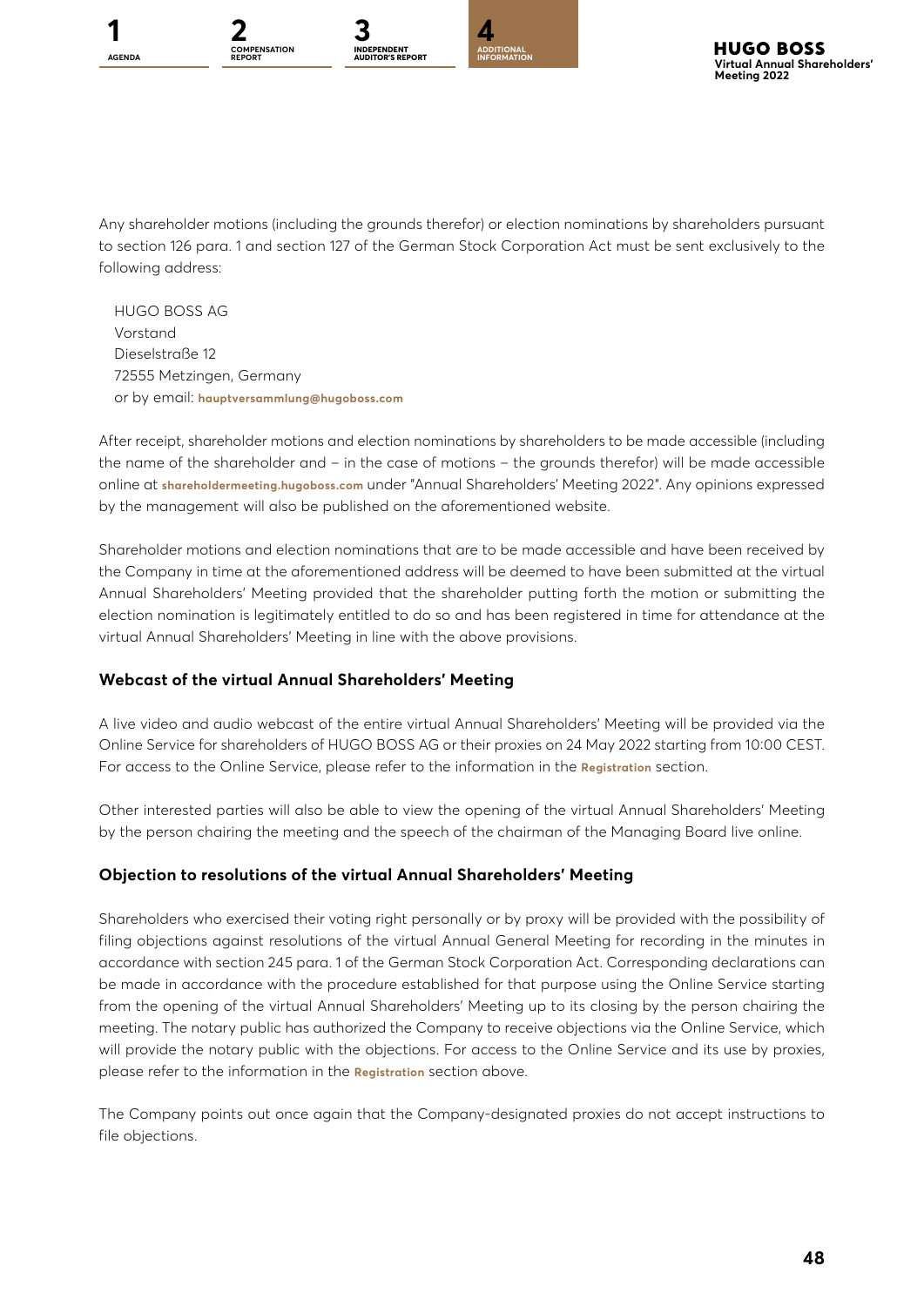Any shareholder motions (including the grounds therefor) or election nominations by shareholders pursuant to section 126 para. 1 and section 127 of the German Stock Corporation Act must be sent exclusively to the following address:

HUGO BOSS AG
Vorstand
Dieselstraße 12
72555 Metzingen, Germany
or by email: **hauptversammlung@hugoboss.com**

After receipt, shareholder motions and election nominations by shareholders to be made accessible (including the name of the shareholder and – in the case of motions – the grounds therefor) will be made accessible online at **shareholdermeeting.hugoboss.com** under "Annual Shareholders' Meeting 2022". Any opinions expressed by the management will also be published on the aforementioned website.

Shareholder motions and election nominations that are to be made accessible and have been received by the Company in time at the aforementioned address will be deemed to have been submitted at the virtual Annual Shareholders' Meeting provided that the shareholder putting forth the motion or submitting the election nomination is legitimately entitled to do so and has been registered in time for attendance at the virtual Annual Shareholders' Meeting in line with the above provisions.

### Webcast of the virtual Annual Shareholders' Meeting

A live video and audio webcast of the entire virtual Annual Shareholders' Meeting will be provided via the Online Service for shareholders of HUGO BOSS AG or their proxies on 24 May 2022 starting from 10:00 CEST. For access to the Online Service, please refer to the information in the **Registration** section.

Other interested parties will also be able to view the opening of the virtual Annual Shareholders' Meeting by the person chairing the meeting and the speech of the chairman of the Managing Board live online.

### Objection to resolutions of the virtual Annual Shareholders' Meeting

Shareholders who exercised their voting right personally or by proxy will be provided with the possibility of filing objections against resolutions of the virtual Annual General Meeting for recording in the minutes in accordance with section 245 para. 1 of the German Stock Corporation Act. Corresponding declarations can be made in accordance with the procedure established for that purpose using the Online Service starting from the opening of the virtual Annual Shareholders' Meeting up to its closing by the person chairing the meeting. The notary public has authorized the Company to receive objections via the Online Service, which will provide the notary public with the objections. For access to the Online Service and its use by proxies, please refer to the information in the **Registration** section above.

The Company points out once again that the Company-designated proxies do not accept instructions to file objections.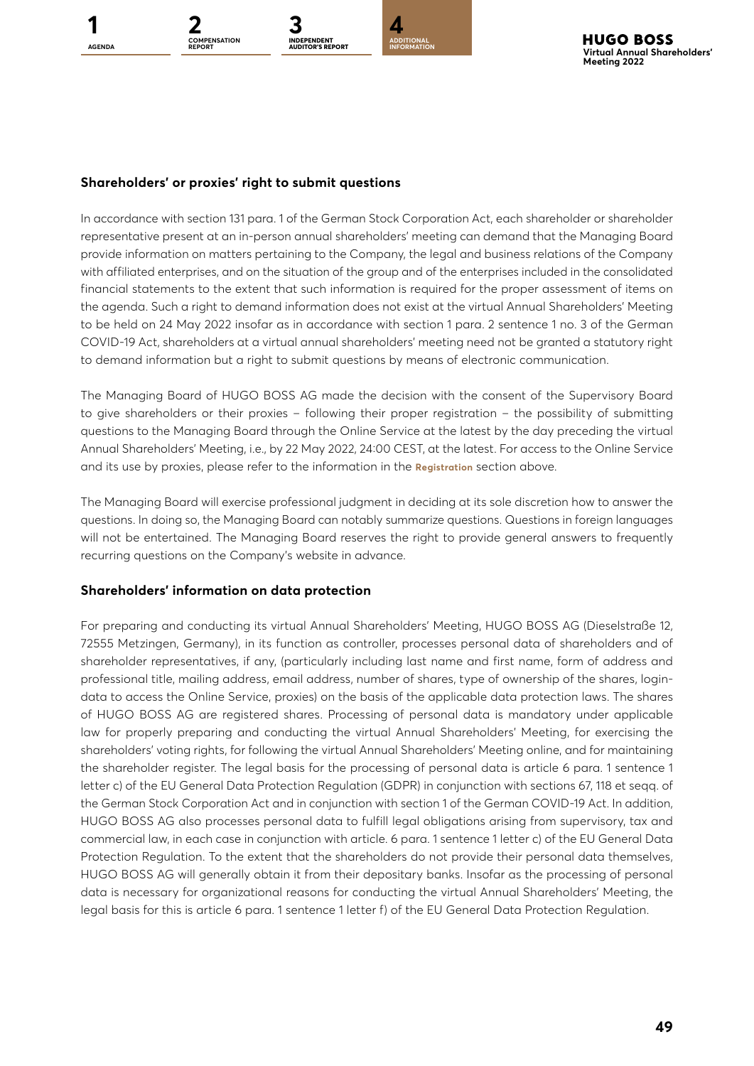## Shareholders' or proxies' right to submit questions

In accordance with section 131 para. 1 of the German Stock Corporation Act, each shareholder or shareholder representative present at an in-person annual shareholders' meeting can demand that the Managing Board provide information on matters pertaining to the Company, the legal and business relations of the Company with affiliated enterprises, and on the situation of the group and of the enterprises included in the consolidated financial statements to the extent that such information is required for the proper assessment of items on the agenda. Such a right to demand information does not exist at the virtual Annual Shareholders' Meeting to be held on 24 May 2022 insofar as in accordance with section 1 para. 2 sentence 1 no. 3 of the German COVID-19 Act, shareholders at a virtual annual shareholders' meeting need not be granted a statutory right to demand information but a right to submit questions by means of electronic communication.

The Managing Board of HUGO BOSS AG made the decision with the consent of the Supervisory Board to give shareholders or their proxies – following their proper registration – the possibility of submitting questions to the Managing Board through the Online Service at the latest by the day preceding the virtual Annual Shareholders' Meeting, i.e., by 22 May 2022, 24:00 CEST, at the latest. For access to the Online Service and its use by proxies, please refer to the information in the **Registration** section above.

The Managing Board will exercise professional judgment in deciding at its sole discretion how to answer the questions. In doing so, the Managing Board can notably summarize questions. Questions in foreign languages will not be entertained. The Managing Board reserves the right to provide general answers to frequently recurring questions on the Company's website in advance.

## Shareholders' information on data protection

For preparing and conducting its virtual Annual Shareholders' Meeting, HUGO BOSS AG (Dieselstraße 12, 72555 Metzingen, Germany), in its function as controller, processes personal data of shareholders and of shareholder representatives, if any, (particularly including last name and first name, form of address and professional title, mailing address, email address, number of shares, type of ownership of the shares, login-data to access the Online Service, proxies) on the basis of the applicable data protection laws. The shares of HUGO BOSS AG are registered shares. Processing of personal data is mandatory under applicable law for properly preparing and conducting the virtual Annual Shareholders' Meeting, for exercising the shareholders' voting rights, for following the virtual Annual Shareholders' Meeting online, and for maintaining the shareholder register. The legal basis for the processing of personal data is article 6 para. 1 sentence 1 letter c) of the EU General Data Protection Regulation (GDPR) in conjunction with sections 67, 118 et seqq. of the German Stock Corporation Act and in conjunction with section 1 of the German COVID-19 Act. In addition, HUGO BOSS AG also processes personal data to fulfill legal obligations arising from supervisory, tax and commercial law, in each case in conjunction with article. 6 para. 1 sentence 1 letter c) of the EU General Data Protection Regulation. To the extent that the shareholders do not provide their personal data themselves, HUGO BOSS AG will generally obtain it from their depositary banks. Insofar as the processing of personal data is necessary for organizational reasons for conducting the virtual Annual Shareholders' Meeting, the legal basis for this is article 6 para. 1 sentence 1 letter f) of the EU General Data Protection Regulation.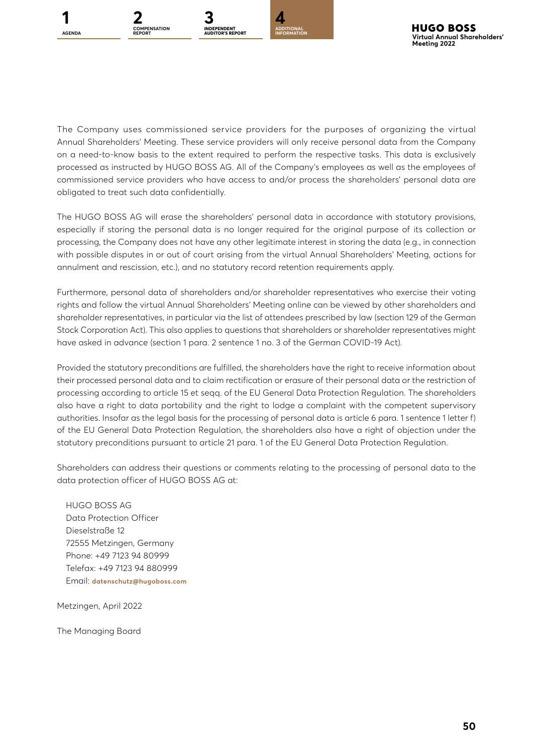The Company uses commissioned service providers for the purposes of organizing the virtual Annual Shareholders' Meeting. These service providers will only receive personal data from the Company on a need-to-know basis to the extent required to perform the respective tasks. This data is exclusively processed as instructed by HUGO BOSS AG. All of the Company's employees as well as the employees of commissioned service providers who have access to and/or process the shareholders' personal data are obligated to treat such data confidentially.

The HUGO BOSS AG will erase the shareholders' personal data in accordance with statutory provisions, especially if storing the personal data is no longer required for the original purpose of its collection or processing, the Company does not have any other legitimate interest in storing the data (e.g., in connection with possible disputes in or out of court arising from the virtual Annual Shareholders' Meeting, actions for annulment and rescission, etc.), and no statutory record retention requirements apply.

Furthermore, personal data of shareholders and/or shareholder representatives who exercise their voting rights and follow the virtual Annual Shareholders' Meeting online can be viewed by other shareholders and shareholder representatives, in particular via the list of attendees prescribed by law (section 129 of the German Stock Corporation Act). This also applies to questions that shareholders or shareholder representatives might have asked in advance (section 1 para. 2 sentence 1 no. 3 of the German COVID-19 Act).

Provided the statutory preconditions are fulfilled, the shareholders have the right to receive information about their processed personal data and to claim rectification or erasure of their personal data or the restriction of processing according to article 15 et seqq. of the EU General Data Protection Regulation. The shareholders also have a right to data portability and the right to lodge a complaint with the competent supervisory authorities. Insofar as the legal basis for the processing of personal data is article 6 para. 1 sentence 1 letter f) of the EU General Data Protection Regulation, the shareholders also have a right of objection under the statutory preconditions pursuant to article 21 para. 1 of the EU General Data Protection Regulation.

Shareholders can address their questions or comments relating to the processing of personal data to the data protection officer of HUGO BOSS AG at:

HUGO BOSS AG
Data Protection Officer
Dieselstraße 12
72555 Metzingen, Germany
Phone: +49 7123 94 80999
Telefax: +49 7123 94 880999
Email: **datenschutz@hugoboss.com**

Metzingen, April 2022

The Managing Board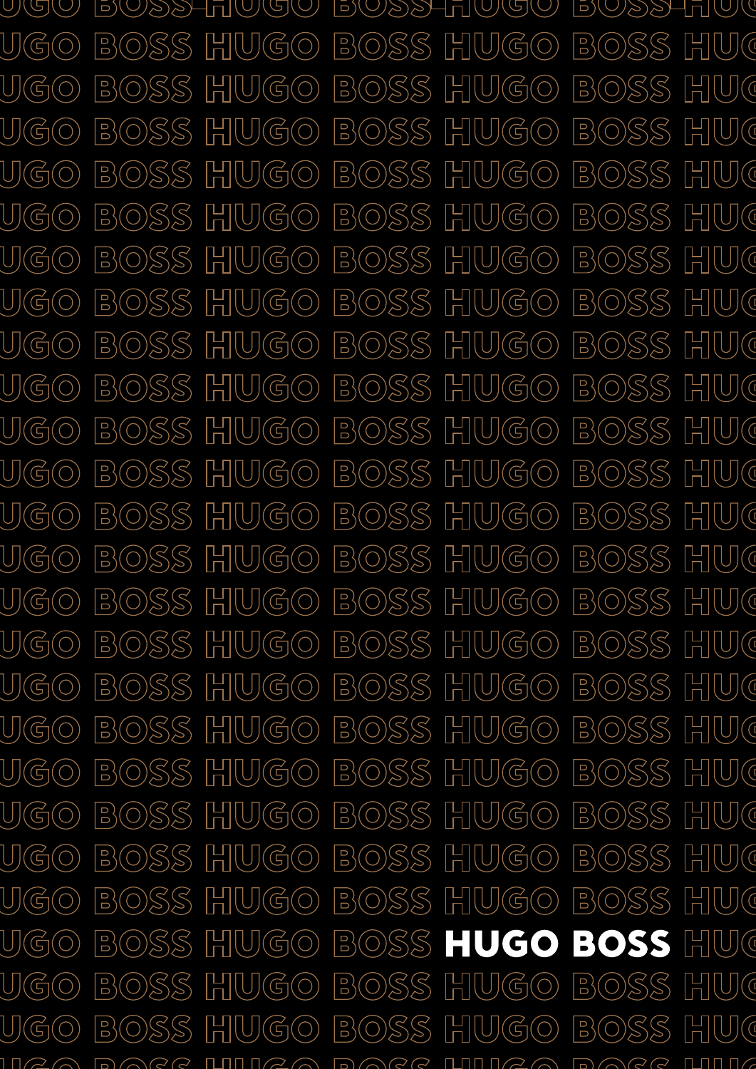HUGO BOSS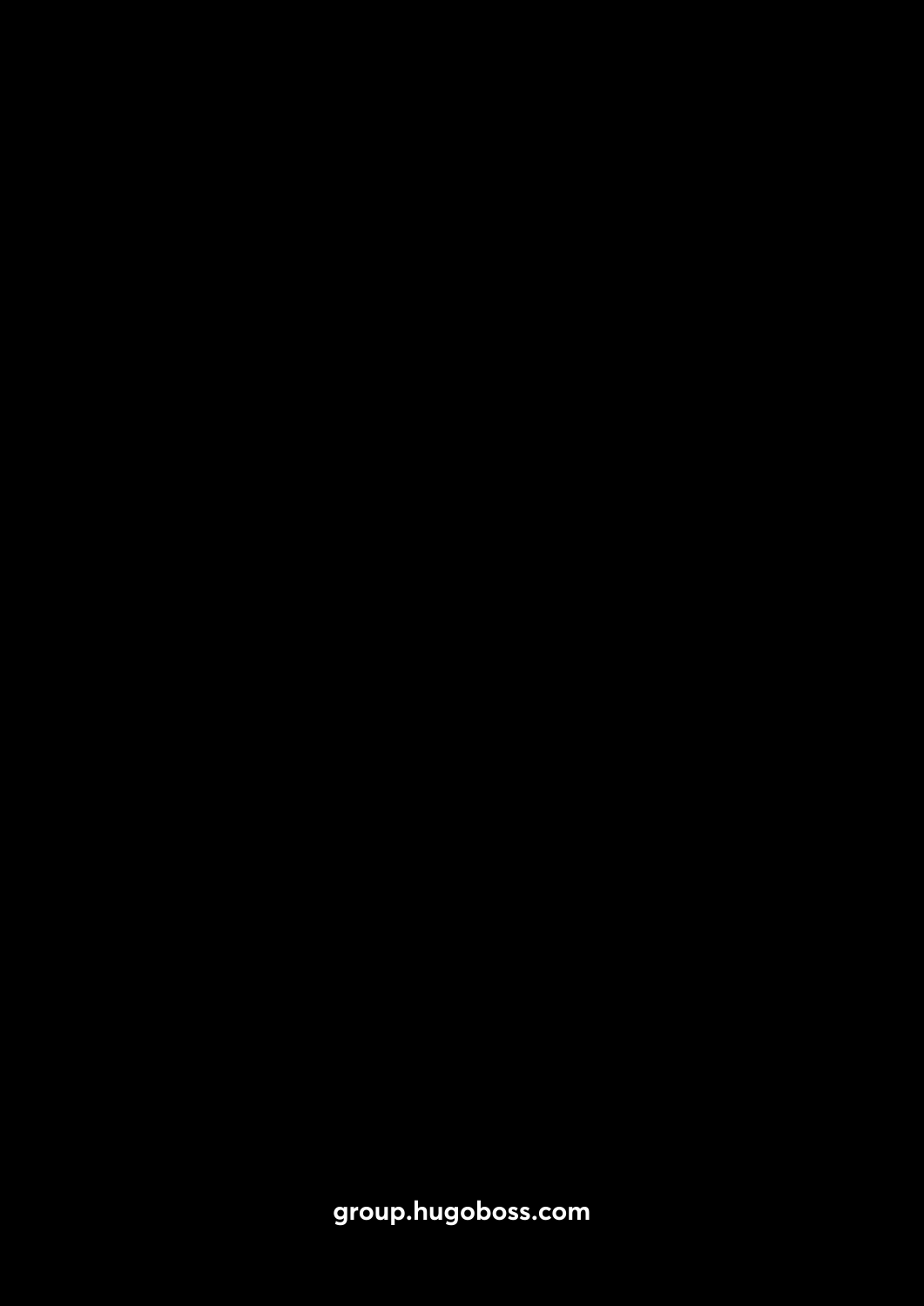group.hugoboss.com